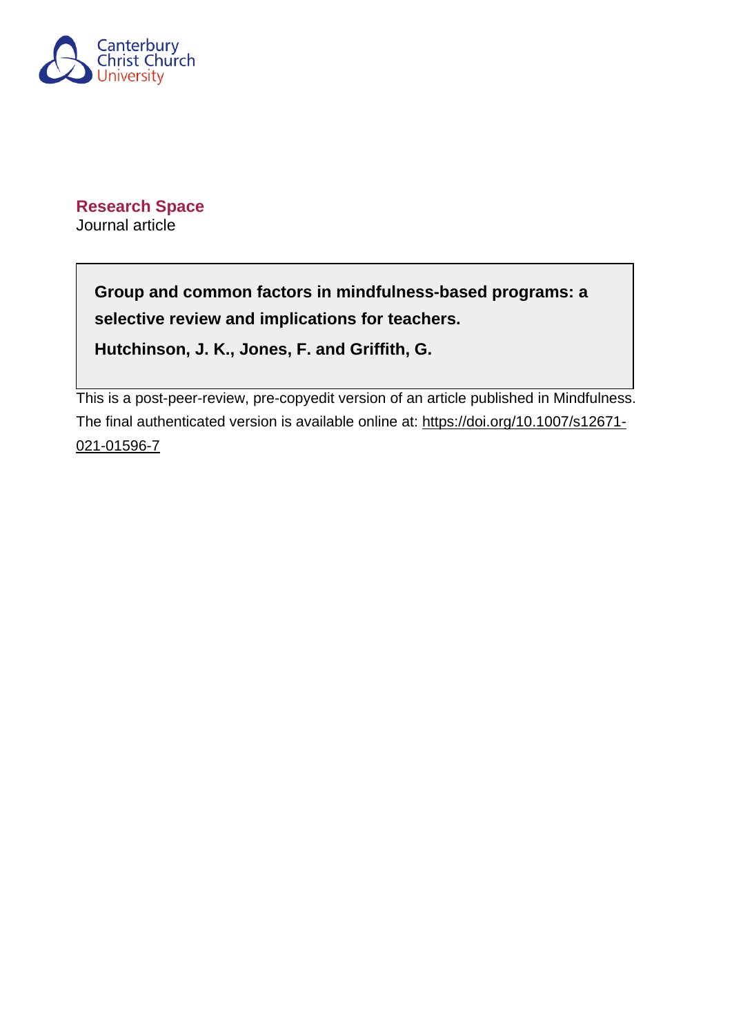Canterbury Christ Church University

**Research Space**
Journal article

**Group and common factors in mindfulness-based programs: a selective review and implications for teachers.**

**Hutchinson, J. K., Jones, F. and Griffith, G.**

This is a post-peer-review, pre-copyedit version of an article published in Mindfulness. The final authenticated version is available online at: https://doi.org/10.1007/s12671-021-01596-7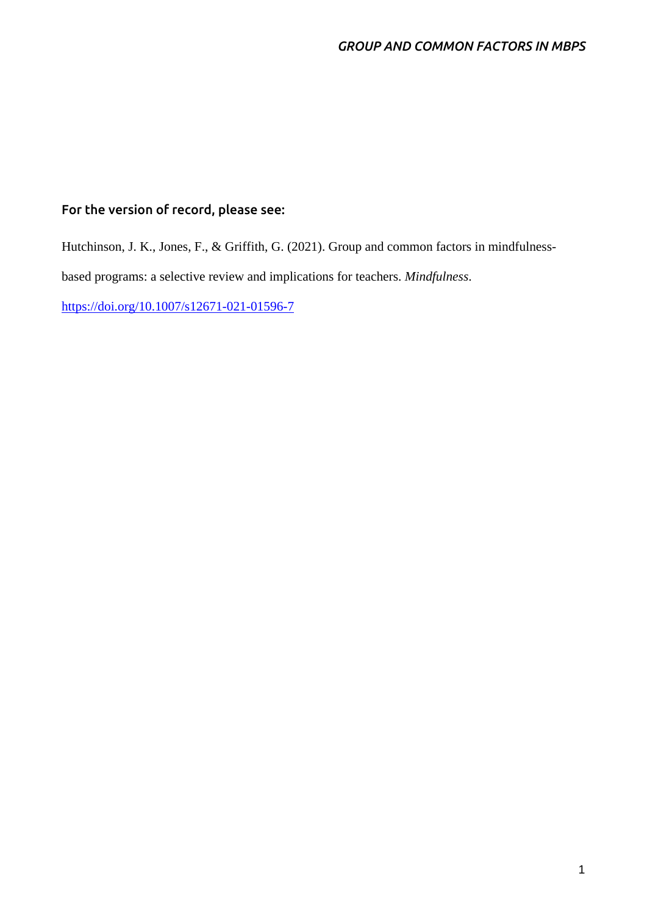**For the version of record, please see:**

Hutchinson, J. K., Jones, F., & Griffith, G. (2021). Group and common factors in mindfulness-based programs: a selective review and implications for teachers. *Mindfulness*.

https://doi.org/10.1007/s12671-021-01596-7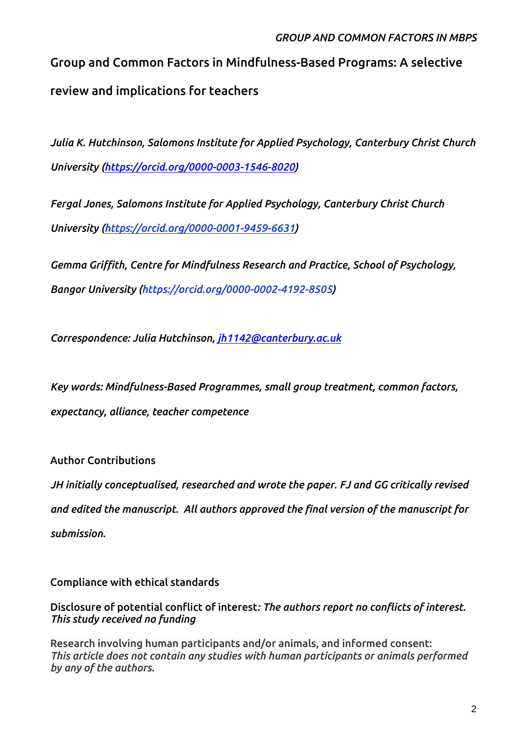# Group and Common Factors in Mindfulness-Based Programs: A selective review and implications for teachers

*Julia K. Hutchinson, Salomons Institute for Applied Psychology, Canterbury Christ Church University (https://orcid.org/0000-0003-1546-8020)*

*Fergal Jones, Salomons Institute for Applied Psychology, Canterbury Christ Church University (https://orcid.org/0000-0001-9459-6631)*

*Gemma Griffith, Centre for Mindfulness Research and Practice, School of Psychology, Bangor University (https://orcid.org/0000-0002-4192-8505)*

*Correspondence: Julia Hutchinson, jh1142@canterbury.ac.uk*

*Key words: Mindfulness-Based Programmes, small group treatment, common factors, expectancy, alliance, teacher competence*

## Author Contributions

*JH initially conceptualised, researched and wrote the paper. FJ and GG critically revised and edited the manuscript. All authors approved the final version of the manuscript for submission.*

## Compliance with ethical standards

Disclosure of potential conflict of interest*: The authors report no conflicts of interest. This study received no funding*

Research involving human participants and/or animals, and informed consent: *This article does not contain any studies with human participants or animals performed by any of the authors.*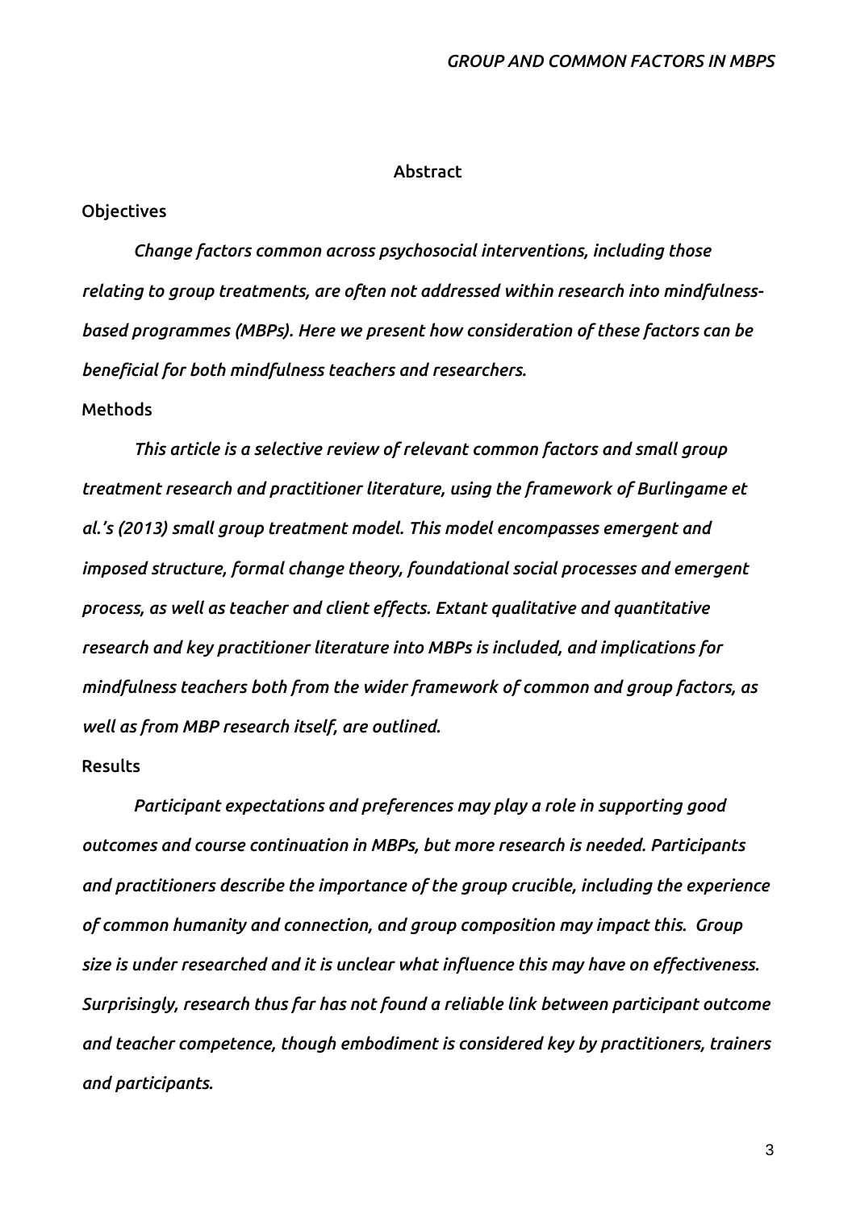## Abstract

### Objectives

*Change factors common across psychosocial interventions, including those relating to group treatments, are often not addressed within research into mindfulness-based programmes (MBPs). Here we present how consideration of these factors can be beneficial for both mindfulness teachers and researchers.*

### Methods

*This article is a selective review of relevant common factors and small group treatment research and practitioner literature, using the framework of Burlingame et al.'s (2013) small group treatment model. This model encompasses emergent and imposed structure, formal change theory, foundational social processes and emergent process, as well as teacher and client effects. Extant qualitative and quantitative research and key practitioner literature into MBPs is included, and implications for mindfulness teachers both from the wider framework of common and group factors, as well as from MBP research itself, are outlined.*

### Results

*Participant expectations and preferences may play a role in supporting good outcomes and course continuation in MBPs, but more research is needed. Participants and practitioners describe the importance of the group crucible, including the experience of common humanity and connection, and group composition may impact this. Group size is under researched and it is unclear what influence this may have on effectiveness. Surprisingly, research thus far has not found a reliable link between participant outcome and teacher competence, though embodiment is considered key by practitioners, trainers and participants.*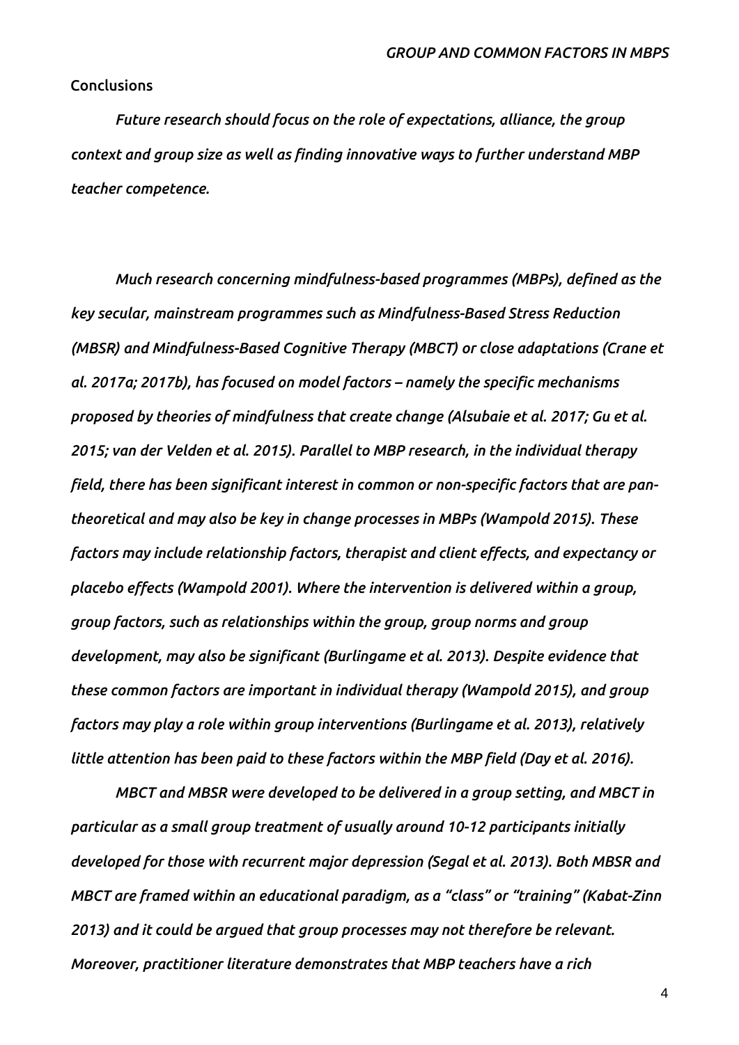Conclusions

*Future research should focus on the role of expectations, alliance, the group context and group size as well as finding innovative ways to further understand MBP teacher competence.*

*Much research concerning mindfulness-based programmes (MBPs), defined as the key secular, mainstream programmes such as Mindfulness-Based Stress Reduction (MBSR) and Mindfulness-Based Cognitive Therapy (MBCT) or close adaptations (Crane et al. 2017a; 2017b), has focused on model factors – namely the specific mechanisms proposed by theories of mindfulness that create change (Alsubaie et al. 2017; Gu et al. 2015; van der Velden et al. 2015). Parallel to MBP research, in the individual therapy field, there has been significant interest in common or non-specific factors that are pan-theoretical and may also be key in change processes in MBPs (Wampold 2015). These factors may include relationship factors, therapist and client effects, and expectancy or placebo effects (Wampold 2001). Where the intervention is delivered within a group, group factors, such as relationships within the group, group norms and group development, may also be significant (Burlingame et al. 2013). Despite evidence that these common factors are important in individual therapy (Wampold 2015), and group factors may play a role within group interventions (Burlingame et al. 2013), relatively little attention has been paid to these factors within the MBP field (Day et al. 2016).*

*MBCT and MBSR were developed to be delivered in a group setting, and MBCT in particular as a small group treatment of usually around 10-12 participants initially developed for those with recurrent major depression (Segal et al. 2013). Both MBSR and MBCT are framed within an educational paradigm, as a "class" or "training" (Kabat-Zinn 2013) and it could be argued that group processes may not therefore be relevant. Moreover, practitioner literature demonstrates that MBP teachers have a rich*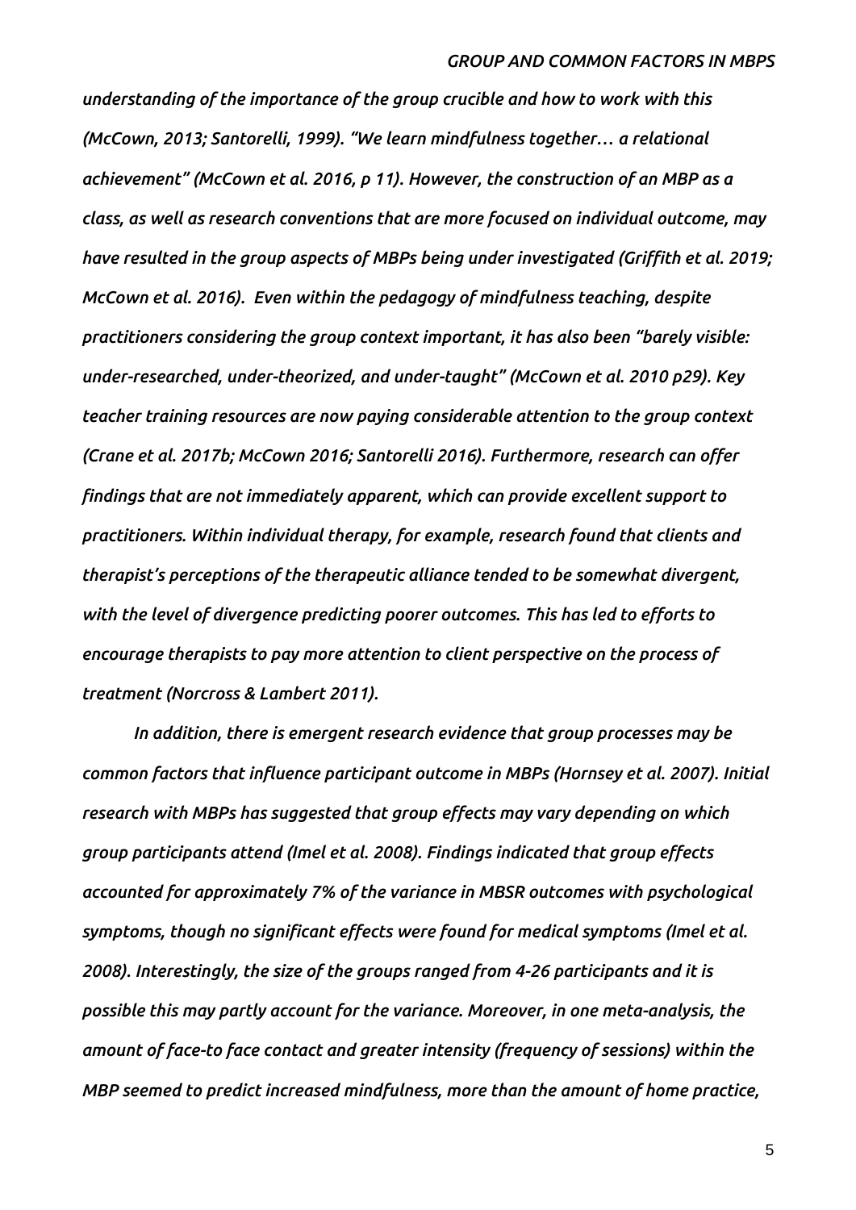*understanding of the importance of the group crucible and how to work with this (McCown, 2013; Santorelli, 1999). "We learn mindfulness together… a relational achievement" (McCown et al. 2016, p 11). However, the construction of an MBP as a class, as well as research conventions that are more focused on individual outcome, may have resulted in the group aspects of MBPs being under investigated (Griffith et al. 2019; McCown et al. 2016). Even within the pedagogy of mindfulness teaching, despite practitioners considering the group context important, it has also been "barely visible: under-researched, under-theorized, and under-taught" (McCown et al. 2010 p29). Key teacher training resources are now paying considerable attention to the group context (Crane et al. 2017b; McCown 2016; Santorelli 2016). Furthermore, research can offer findings that are not immediately apparent, which can provide excellent support to practitioners. Within individual therapy, for example, research found that clients and therapist's perceptions of the therapeutic alliance tended to be somewhat divergent, with the level of divergence predicting poorer outcomes. This has led to efforts to encourage therapists to pay more attention to client perspective on the process of treatment (Norcross & Lambert 2011).*

*In addition, there is emergent research evidence that group processes may be common factors that influence participant outcome in MBPs (Hornsey et al. 2007). Initial research with MBPs has suggested that group effects may vary depending on which group participants attend (Imel et al. 2008). Findings indicated that group effects accounted for approximately 7% of the variance in MBSR outcomes with psychological symptoms, though no significant effects were found for medical symptoms (Imel et al. 2008). Interestingly, the size of the groups ranged from 4-26 participants and it is possible this may partly account for the variance. Moreover, in one meta-analysis, the amount of face-to face contact and greater intensity (frequency of sessions) within the MBP seemed to predict increased mindfulness, more than the amount of home practice,*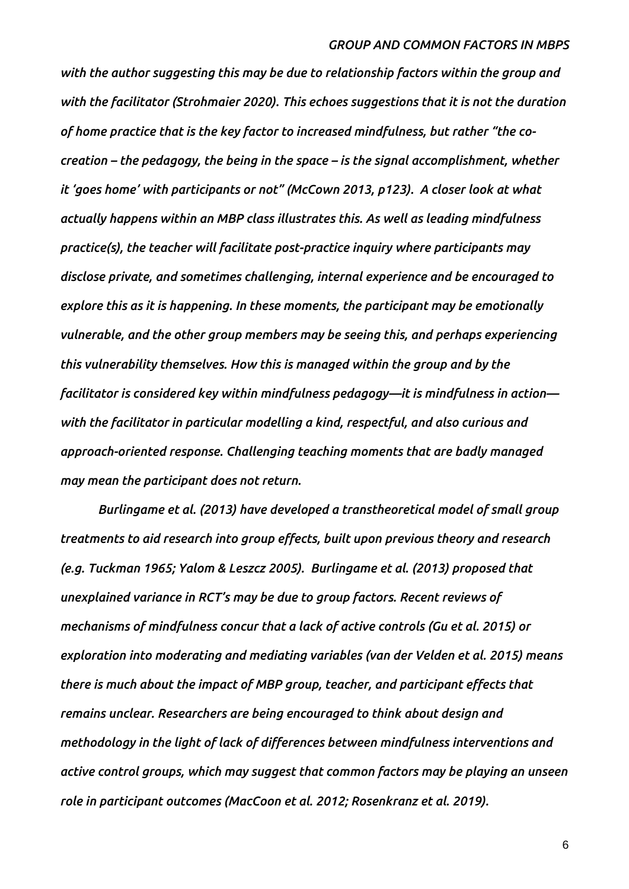*with the author suggesting this may be due to relationship factors within the group and with the facilitator (Strohmaier 2020). This echoes suggestions that it is not the duration of home practice that is the key factor to increased mindfulness, but rather "the co-creation – the pedagogy, the being in the space – is the signal accomplishment, whether it 'goes home' with participants or not" (McCown 2013, p123). A closer look at what actually happens within an MBP class illustrates this. As well as leading mindfulness practice(s), the teacher will facilitate post-practice inquiry where participants may disclose private, and sometimes challenging, internal experience and be encouraged to explore this as it is happening. In these moments, the participant may be emotionally vulnerable, and the other group members may be seeing this, and perhaps experiencing this vulnerability themselves. How this is managed within the group and by the facilitator is considered key within mindfulness pedagogy—it is mindfulness in action—with the facilitator in particular modelling a kind, respectful, and also curious and approach-oriented response. Challenging teaching moments that are badly managed may mean the participant does not return.*

*Burlingame et al. (2013) have developed a transtheoretical model of small group treatments to aid research into group effects, built upon previous theory and research (e.g. Tuckman 1965; Yalom & Leszcz 2005). Burlingame et al. (2013) proposed that unexplained variance in RCT's may be due to group factors. Recent reviews of mechanisms of mindfulness concur that a lack of active controls (Gu et al. 2015) or exploration into moderating and mediating variables (van der Velden et al. 2015) means there is much about the impact of MBP group, teacher, and participant effects that remains unclear. Researchers are being encouraged to think about design and methodology in the light of lack of differences between mindfulness interventions and active control groups, which may suggest that common factors may be playing an unseen role in participant outcomes (MacCoon et al. 2012; Rosenkranz et al. 2019).*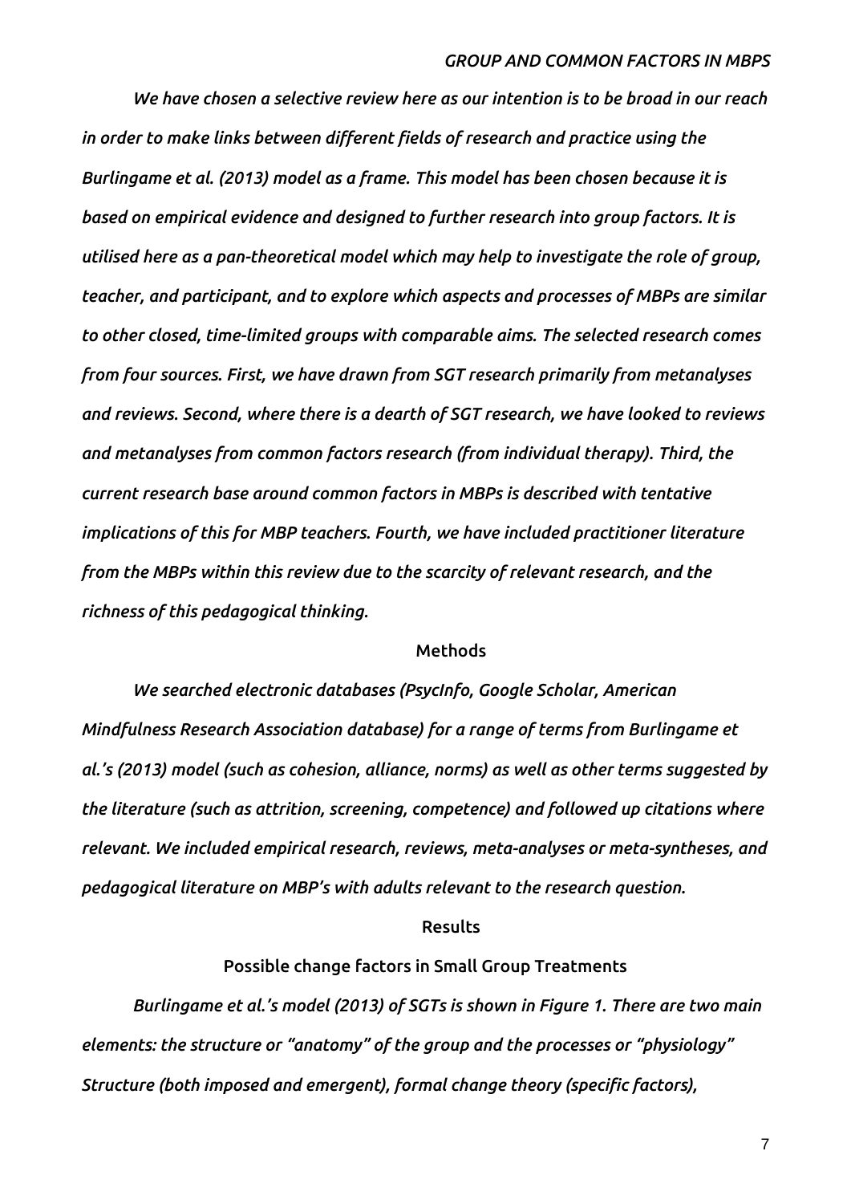*We have chosen a selective review here as our intention is to be broad in our reach in order to make links between different fields of research and practice using the Burlingame et al. (2013) model as a frame. This model has been chosen because it is based on empirical evidence and designed to further research into group factors. It is utilised here as a pan-theoretical model which may help to investigate the role of group, teacher, and participant, and to explore which aspects and processes of MBPs are similar to other closed, time-limited groups with comparable aims. The selected research comes from four sources. First, we have drawn from SGT research primarily from metanalyses and reviews. Second, where there is a dearth of SGT research, we have looked to reviews and metanalyses from common factors research (from individual therapy). Third, the current research base around common factors in MBPs is described with tentative implications of this for MBP teachers. Fourth, we have included practitioner literature from the MBPs within this review due to the scarcity of relevant research, and the richness of this pedagogical thinking.*

## Methods

*We searched electronic databases (PsycInfo, Google Scholar, American Mindfulness Research Association database) for a range of terms from Burlingame et al.'s (2013) model (such as cohesion, alliance, norms) as well as other terms suggested by the literature (such as attrition, screening, competence) and followed up citations where relevant. We included empirical research, reviews, meta-analyses or meta-syntheses, and pedagogical literature on MBP's with adults relevant to the research question.*

## Results

### Possible change factors in Small Group Treatments

*Burlingame et al.'s model (2013) of SGTs is shown in Figure 1. There are two main elements: the structure or "anatomy" of the group and the processes or "physiology" Structure (both imposed and emergent), formal change theory (specific factors),*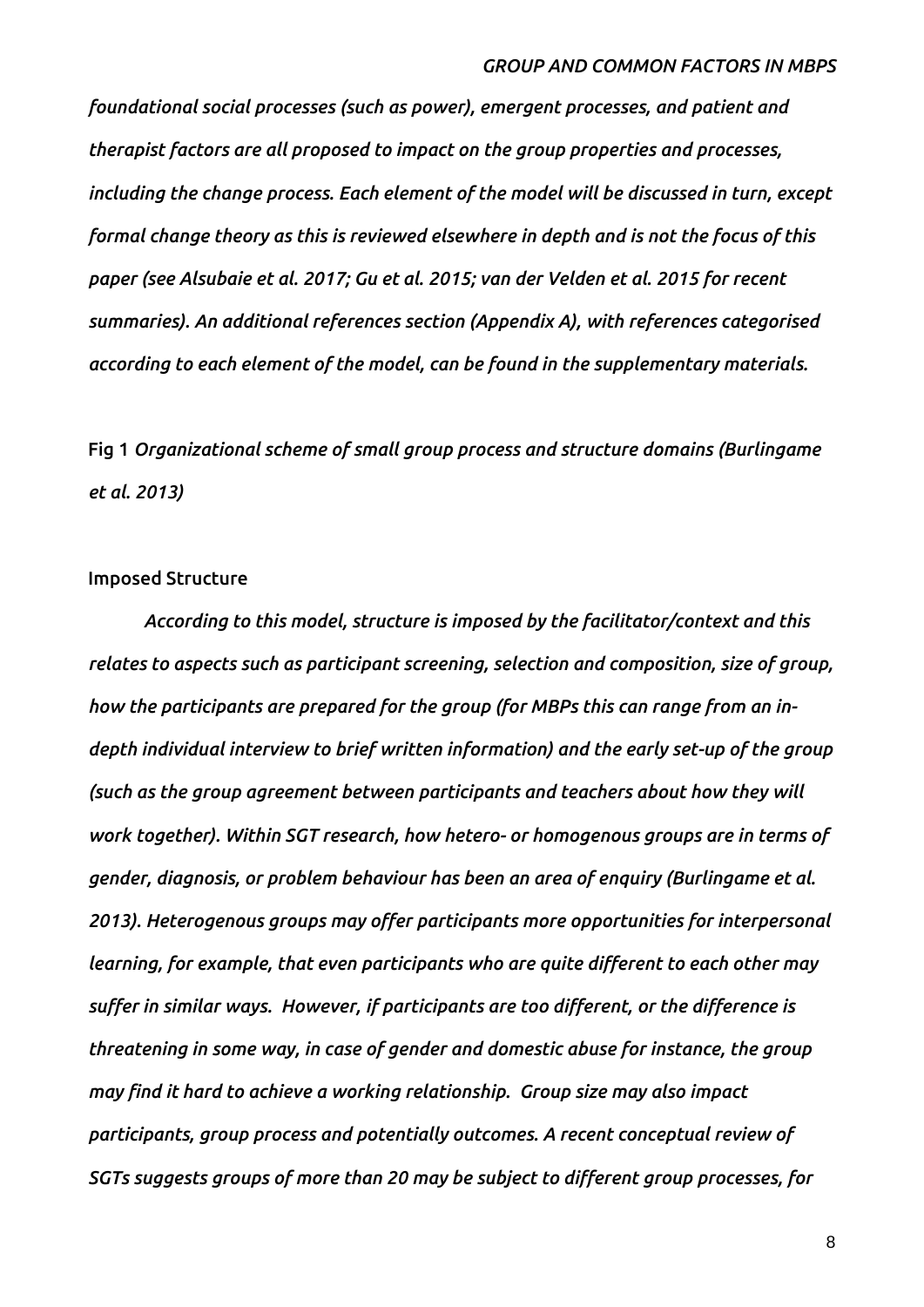*foundational social processes (such as power), emergent processes, and patient and therapist factors are all proposed to impact on the group properties and processes, including the change process. Each element of the model will be discussed in turn, except formal change theory as this is reviewed elsewhere in depth and is not the focus of this paper (see Alsubaie et al. 2017; Gu et al. 2015; van der Velden et al. 2015 for recent summaries). An additional references section (Appendix A), with references categorised according to each element of the model, can be found in the supplementary materials.*

Fig 1 *Organizational scheme of small group process and structure domains (Burlingame et al. 2013)*

## Imposed Structure

*According to this model, structure is imposed by the facilitator/context and this relates to aspects such as participant screening, selection and composition, size of group, how the participants are prepared for the group (for MBPs this can range from an in-depth individual interview to brief written information) and the early set-up of the group (such as the group agreement between participants and teachers about how they will work together). Within SGT research, how hetero- or homogenous groups are in terms of gender, diagnosis, or problem behaviour has been an area of enquiry (Burlingame et al. 2013). Heterogenous groups may offer participants more opportunities for interpersonal learning, for example, that even participants who are quite different to each other may suffer in similar ways. However, if participants are too different, or the difference is threatening in some way, in case of gender and domestic abuse for instance, the group may find it hard to achieve a working relationship. Group size may also impact participants, group process and potentially outcomes. A recent conceptual review of SGTs suggests groups of more than 20 may be subject to different group processes, for*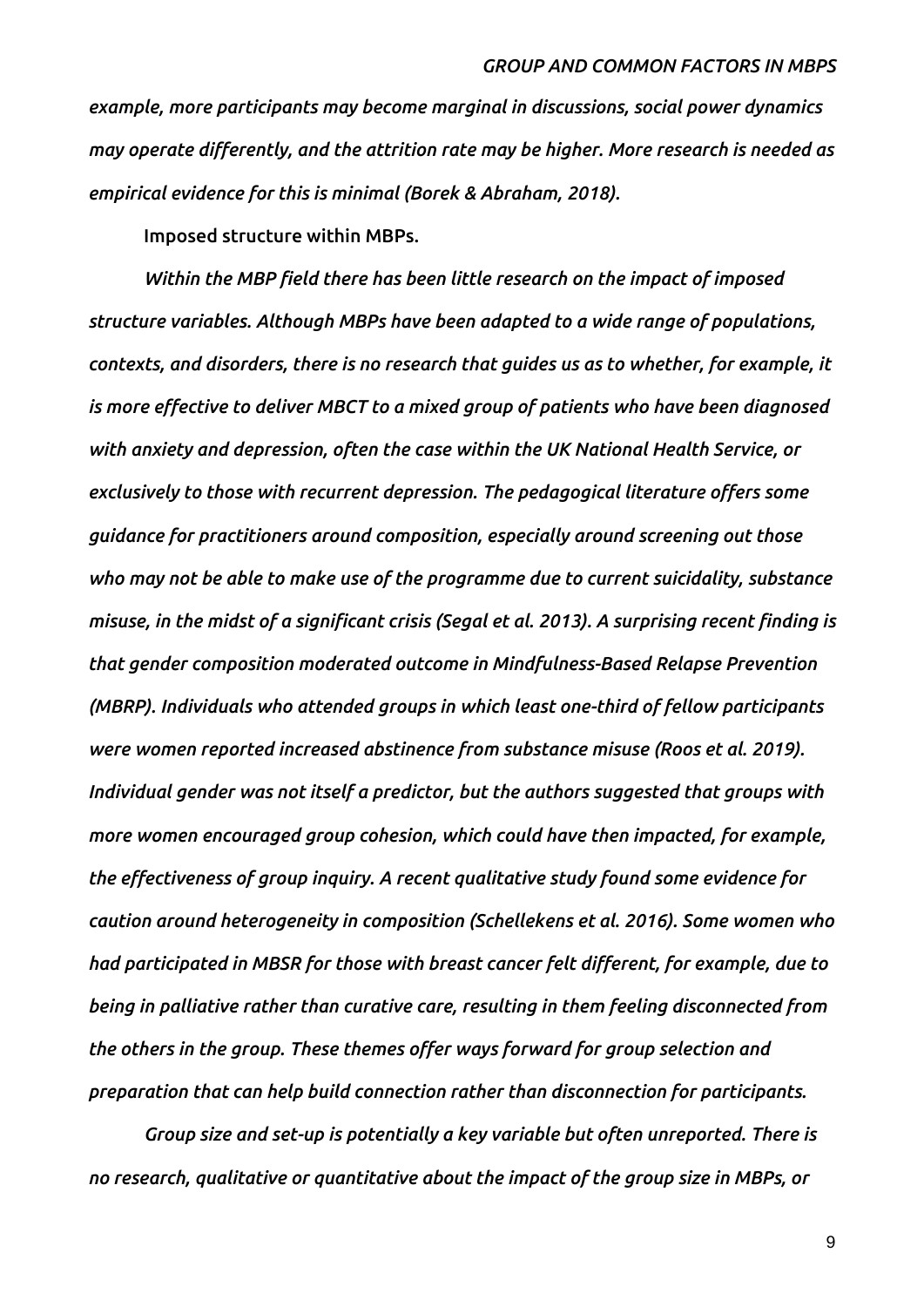*example, more participants may become marginal in discussions, social power dynamics may operate differently, and the attrition rate may be higher. More research is needed as empirical evidence for this is minimal (Borek & Abraham, 2018).*

Imposed structure within MBPs.

*Within the MBP field there has been little research on the impact of imposed structure variables. Although MBPs have been adapted to a wide range of populations, contexts, and disorders, there is no research that guides us as to whether, for example, it is more effective to deliver MBCT to a mixed group of patients who have been diagnosed with anxiety and depression, often the case within the UK National Health Service, or exclusively to those with recurrent depression. The pedagogical literature offers some guidance for practitioners around composition, especially around screening out those who may not be able to make use of the programme due to current suicidality, substance misuse, in the midst of a significant crisis (Segal et al. 2013). A surprising recent finding is that gender composition moderated outcome in Mindfulness-Based Relapse Prevention (MBRP). Individuals who attended groups in which least one-third of fellow participants were women reported increased abstinence from substance misuse (Roos et al. 2019). Individual gender was not itself a predictor, but the authors suggested that groups with more women encouraged group cohesion, which could have then impacted, for example, the effectiveness of group inquiry. A recent qualitative study found some evidence for caution around heterogeneity in composition (Schellekens et al. 2016). Some women who had participated in MBSR for those with breast cancer felt different, for example, due to being in palliative rather than curative care, resulting in them feeling disconnected from the others in the group. These themes offer ways forward for group selection and preparation that can help build connection rather than disconnection for participants.*

*Group size and set-up is potentially a key variable but often unreported. There is no research, qualitative or quantitative about the impact of the group size in MBPs, or*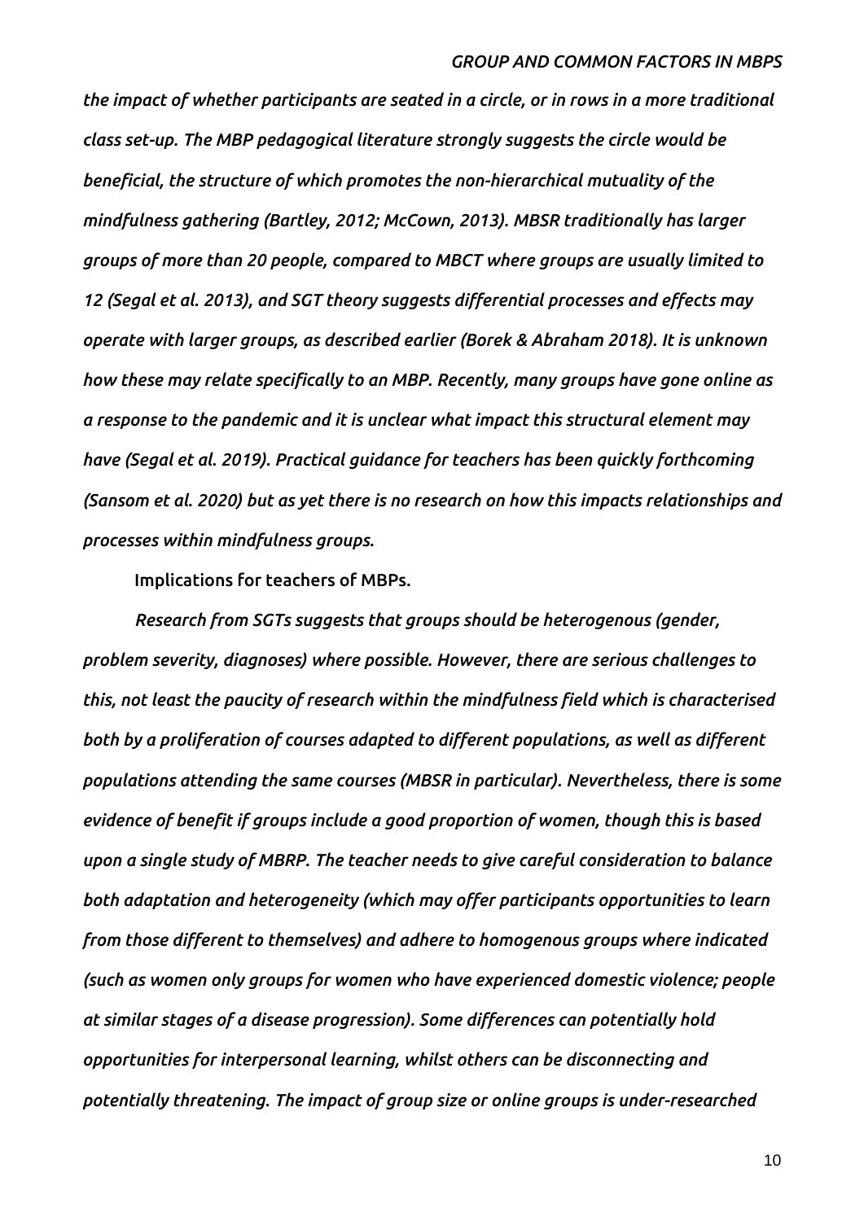*the impact of whether participants are seated in a circle, or in rows in a more traditional class set-up. The MBP pedagogical literature strongly suggests the circle would be beneficial, the structure of which promotes the non-hierarchical mutuality of the mindfulness gathering (Bartley, 2012; McCown, 2013). MBSR traditionally has larger groups of more than 20 people, compared to MBCT where groups are usually limited to 12 (Segal et al. 2013), and SGT theory suggests differential processes and effects may operate with larger groups, as described earlier (Borek & Abraham 2018). It is unknown how these may relate specifically to an MBP. Recently, many groups have gone online as a response to the pandemic and it is unclear what impact this structural element may have (Segal et al. 2019). Practical guidance for teachers has been quickly forthcoming (Sansom et al. 2020) but as yet there is no research on how this impacts relationships and processes within mindfulness groups.*

Implications for teachers of MBPs.

*Research from SGTs suggests that groups should be heterogenous (gender, problem severity, diagnoses) where possible. However, there are serious challenges to this, not least the paucity of research within the mindfulness field which is characterised both by a proliferation of courses adapted to different populations, as well as different populations attending the same courses (MBSR in particular). Nevertheless, there is some evidence of benefit if groups include a good proportion of women, though this is based upon a single study of MBRP. The teacher needs to give careful consideration to balance both adaptation and heterogeneity (which may offer participants opportunities to learn from those different to themselves) and adhere to homogenous groups where indicated (such as women only groups for women who have experienced domestic violence; people at similar stages of a disease progression). Some differences can potentially hold opportunities for interpersonal learning, whilst others can be disconnecting and potentially threatening. The impact of group size or online groups is under-researched*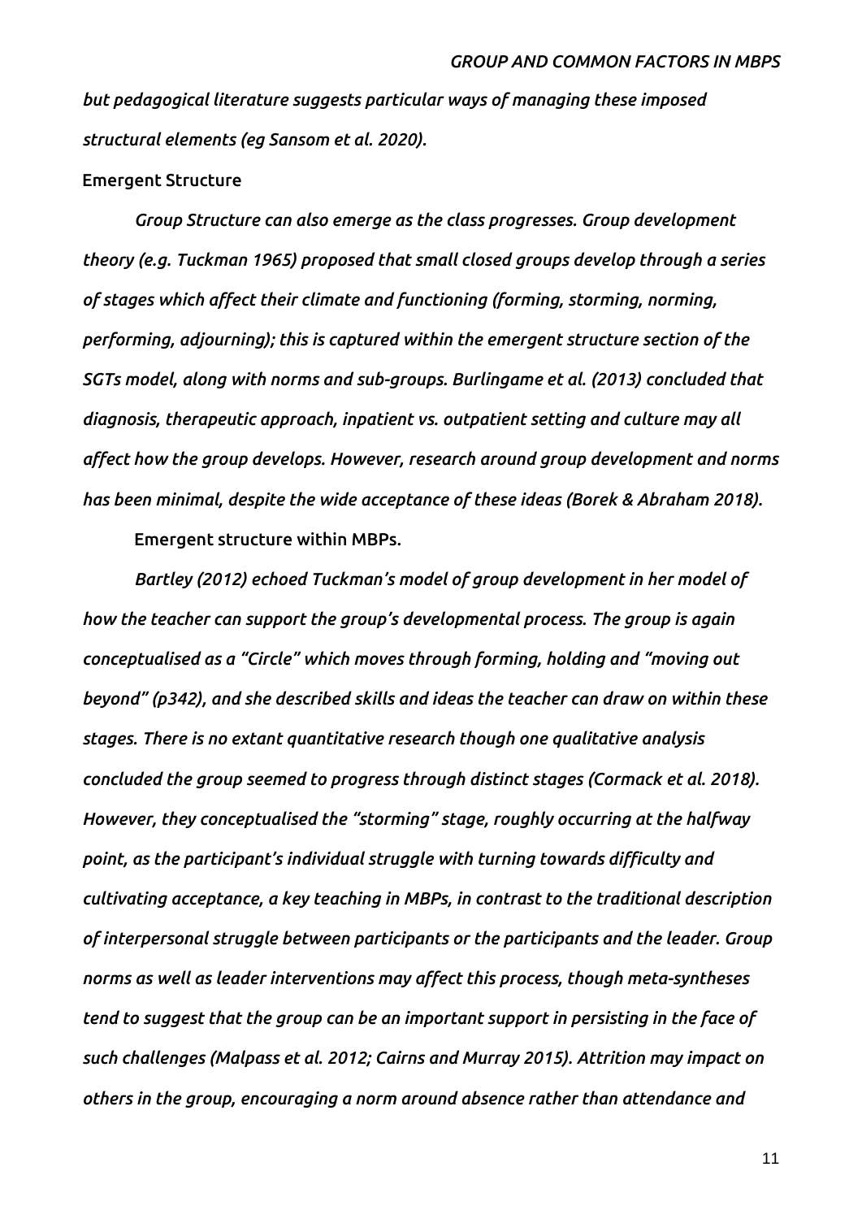*but pedagogical literature suggests particular ways of managing these imposed structural elements (eg Sansom et al. 2020).*

### Emergent Structure

*Group Structure can also emerge as the class progresses. Group development theory (e.g. Tuckman 1965) proposed that small closed groups develop through a series of stages which affect their climate and functioning (forming, storming, norming, performing, adjourning); this is captured within the emergent structure section of the SGTs model, along with norms and sub-groups. Burlingame et al. (2013) concluded that diagnosis, therapeutic approach, inpatient vs. outpatient setting and culture may all affect how the group develops. However, research around group development and norms has been minimal, despite the wide acceptance of these ideas (Borek & Abraham 2018).*

#### Emergent structure within MBPs.

*Bartley (2012) echoed Tuckman's model of group development in her model of how the teacher can support the group's developmental process. The group is again conceptualised as a "Circle" which moves through forming, holding and "moving out beyond" (p342), and she described skills and ideas the teacher can draw on within these stages. There is no extant quantitative research though one qualitative analysis concluded the group seemed to progress through distinct stages (Cormack et al. 2018). However, they conceptualised the "storming" stage, roughly occurring at the halfway point, as the participant's individual struggle with turning towards difficulty and cultivating acceptance, a key teaching in MBPs, in contrast to the traditional description of interpersonal struggle between participants or the participants and the leader. Group norms as well as leader interventions may affect this process, though meta-syntheses tend to suggest that the group can be an important support in persisting in the face of such challenges (Malpass et al. 2012; Cairns and Murray 2015). Attrition may impact on others in the group, encouraging a norm around absence rather than attendance and*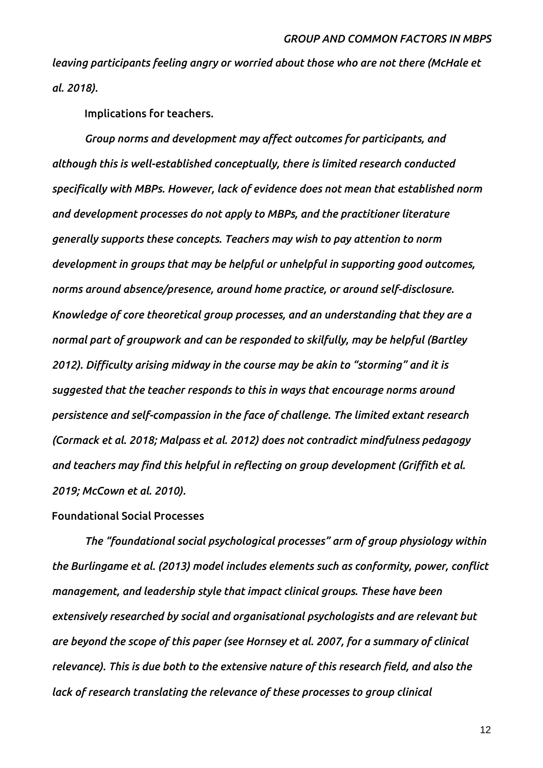*leaving participants feeling angry or worried about those who are not there (McHale et al. 2018).*

#### Implications for teachers.

*Group norms and development may affect outcomes for participants, and although this is well-established conceptually, there is limited research conducted specifically with MBPs. However, lack of evidence does not mean that established norm and development processes do not apply to MBPs, and the practitioner literature generally supports these concepts. Teachers may wish to pay attention to norm development in groups that may be helpful or unhelpful in supporting good outcomes, norms around absence/presence, around home practice, or around self-disclosure. Knowledge of core theoretical group processes, and an understanding that they are a normal part of groupwork and can be responded to skilfully, may be helpful (Bartley 2012). Difficulty arising midway in the course may be akin to "storming" and it is suggested that the teacher responds to this in ways that encourage norms around persistence and self-compassion in the face of challenge. The limited extant research (Cormack et al. 2018; Malpass et al. 2012) does not contradict mindfulness pedagogy and teachers may find this helpful in reflecting on group development (Griffith et al. 2019; McCown et al. 2010).*

### Foundational Social Processes

*The "foundational social psychological processes" arm of group physiology within the Burlingame et al. (2013) model includes elements such as conformity, power, conflict management, and leadership style that impact clinical groups. These have been extensively researched by social and organisational psychologists and are relevant but are beyond the scope of this paper (see Hornsey et al. 2007, for a summary of clinical relevance). This is due both to the extensive nature of this research field, and also the lack of research translating the relevance of these processes to group clinical*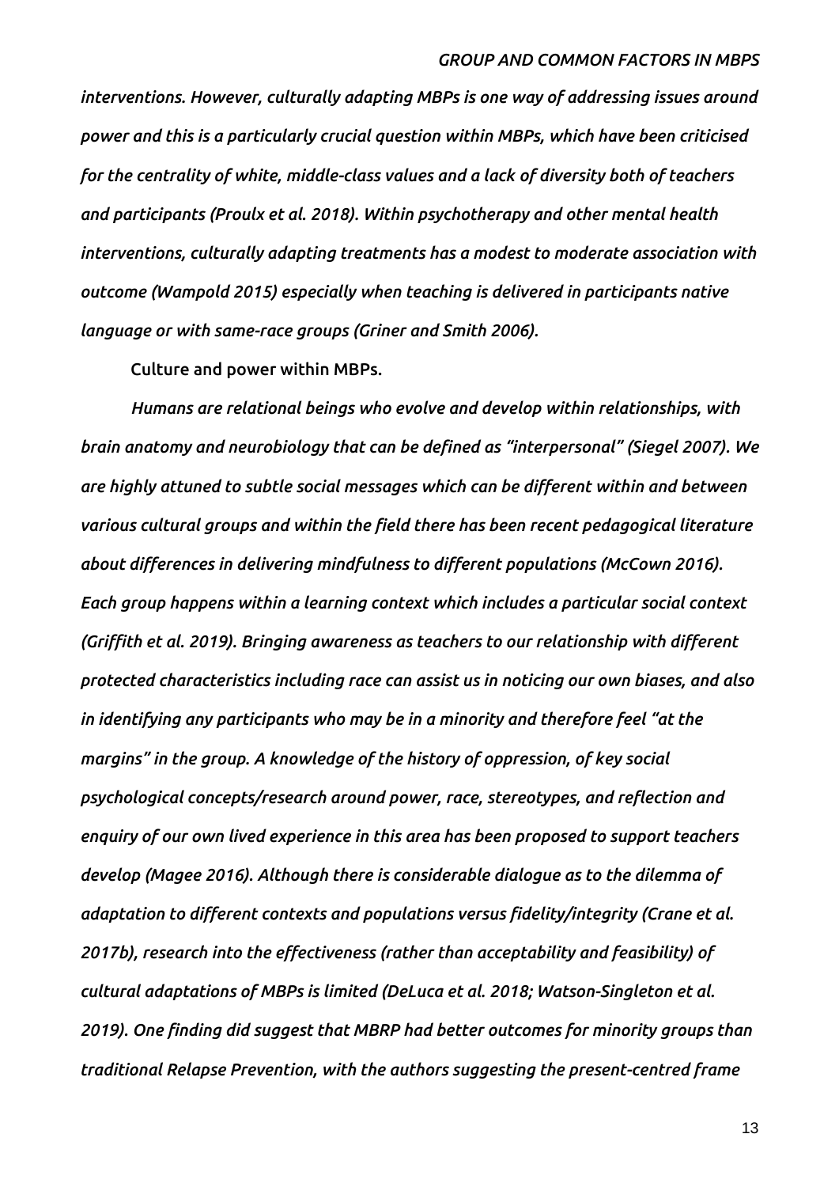*interventions. However, culturally adapting MBPs is one way of addressing issues around power and this is a particularly crucial question within MBPs, which have been criticised for the centrality of white, middle-class values and a lack of diversity both of teachers and participants (Proulx et al. 2018). Within psychotherapy and other mental health interventions, culturally adapting treatments has a modest to moderate association with outcome (Wampold 2015) especially when teaching is delivered in participants native language or with same-race groups (Griner and Smith 2006).*

Culture and power within MBPs.

*Humans are relational beings who evolve and develop within relationships, with brain anatomy and neurobiology that can be defined as "interpersonal" (Siegel 2007). We are highly attuned to subtle social messages which can be different within and between various cultural groups and within the field there has been recent pedagogical literature about differences in delivering mindfulness to different populations (McCown 2016). Each group happens within a learning context which includes a particular social context (Griffith et al. 2019). Bringing awareness as teachers to our relationship with different protected characteristics including race can assist us in noticing our own biases, and also in identifying any participants who may be in a minority and therefore feel "at the margins" in the group. A knowledge of the history of oppression, of key social psychological concepts/research around power, race, stereotypes, and reflection and enquiry of our own lived experience in this area has been proposed to support teachers develop (Magee 2016). Although there is considerable dialogue as to the dilemma of adaptation to different contexts and populations versus fidelity/integrity (Crane et al. 2017b), research into the effectiveness (rather than acceptability and feasibility) of cultural adaptations of MBPs is limited (DeLuca et al. 2018; Watson-Singleton et al. 2019). One finding did suggest that MBRP had better outcomes for minority groups than traditional Relapse Prevention, with the authors suggesting the present-centred frame*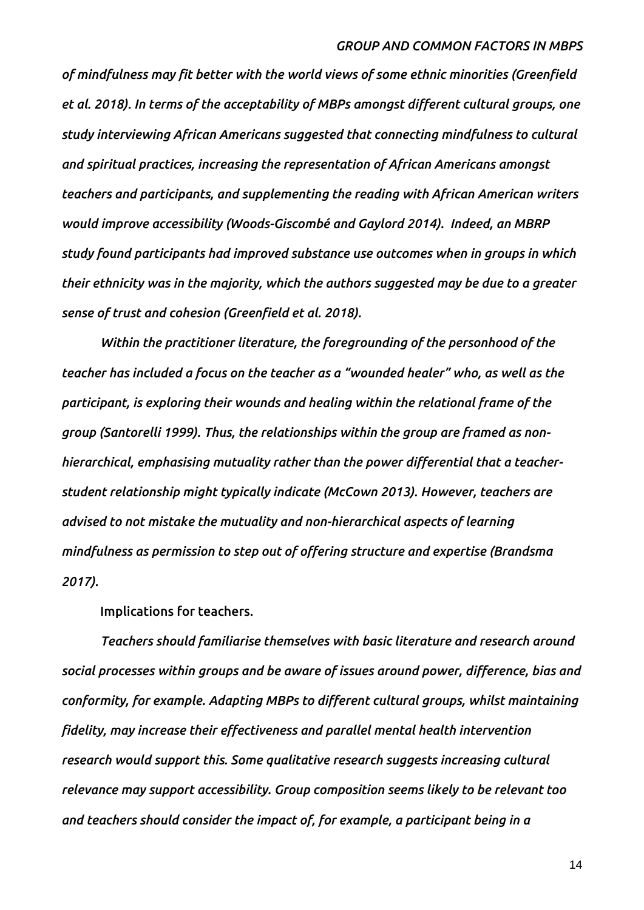*of mindfulness may fit better with the world views of some ethnic minorities (Greenfield et al. 2018). In terms of the acceptability of MBPs amongst different cultural groups, one study interviewing African Americans suggested that connecting mindfulness to cultural and spiritual practices, increasing the representation of African Americans amongst teachers and participants, and supplementing the reading with African American writers would improve accessibility (Woods-Giscombé and Gaylord 2014). Indeed, an MBRP study found participants had improved substance use outcomes when in groups in which their ethnicity was in the majority, which the authors suggested may be due to a greater sense of trust and cohesion (Greenfield et al. 2018).*

*Within the practitioner literature, the foregrounding of the personhood of the teacher has included a focus on the teacher as a "wounded healer" who, as well as the participant, is exploring their wounds and healing within the relational frame of the group (Santorelli 1999). Thus, the relationships within the group are framed as non-hierarchical, emphasising mutuality rather than the power differential that a teacher-student relationship might typically indicate (McCown 2013). However, teachers are advised to not mistake the mutuality and non-hierarchical aspects of learning mindfulness as permission to step out of offering structure and expertise (Brandsma 2017).*

Implications for teachers.

*Teachers should familiarise themselves with basic literature and research around social processes within groups and be aware of issues around power, difference, bias and conformity, for example. Adapting MBPs to different cultural groups, whilst maintaining fidelity, may increase their effectiveness and parallel mental health intervention research would support this. Some qualitative research suggests increasing cultural relevance may support accessibility. Group composition seems likely to be relevant too and teachers should consider the impact of, for example, a participant being in a*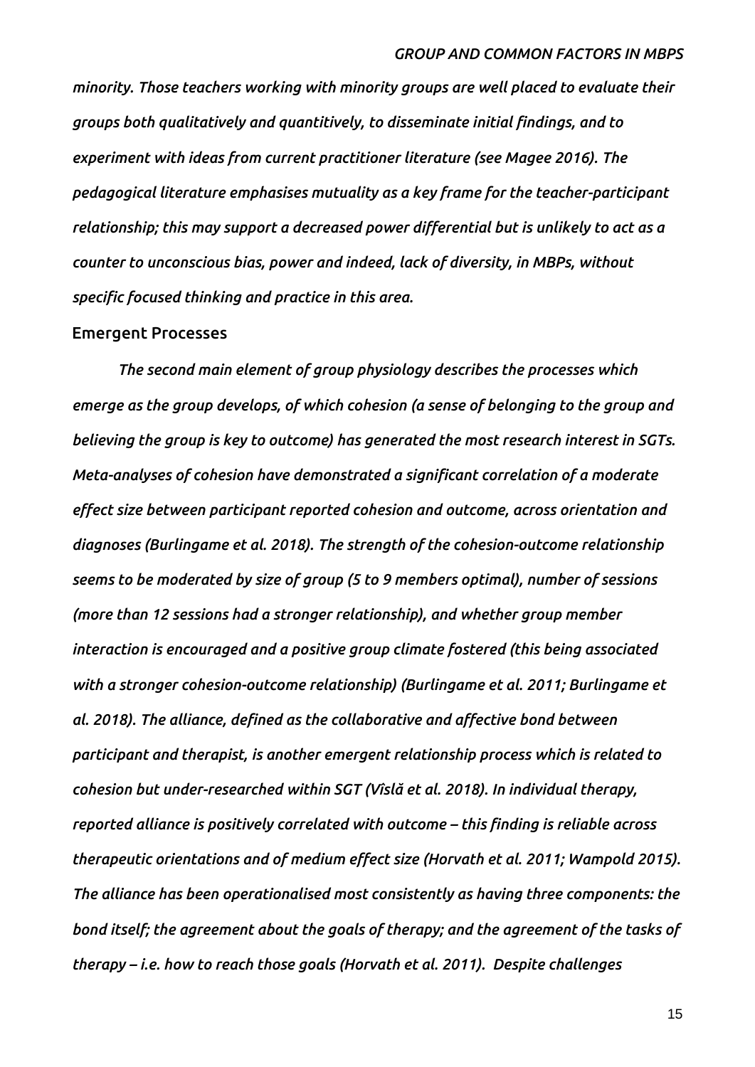*minority. Those teachers working with minority groups are well placed to evaluate their groups both qualitatively and quantitively, to disseminate initial findings, and to experiment with ideas from current practitioner literature (see Magee 2016). The pedagogical literature emphasises mutuality as a key frame for the teacher-participant relationship; this may support a decreased power differential but is unlikely to act as a counter to unconscious bias, power and indeed, lack of diversity, in MBPs, without specific focused thinking and practice in this area.*

## Emergent Processes

*The second main element of group physiology describes the processes which emerge as the group develops, of which cohesion (a sense of belonging to the group and believing the group is key to outcome) has generated the most research interest in SGTs. Meta-analyses of cohesion have demonstrated a significant correlation of a moderate effect size between participant reported cohesion and outcome, across orientation and diagnoses (Burlingame et al. 2018). The strength of the cohesion-outcome relationship seems to be moderated by size of group (5 to 9 members optimal), number of sessions (more than 12 sessions had a stronger relationship), and whether group member interaction is encouraged and a positive group climate fostered (this being associated with a stronger cohesion-outcome relationship) (Burlingame et al. 2011; Burlingame et al. 2018). The alliance, defined as the collaborative and affective bond between participant and therapist, is another emergent relationship process which is related to cohesion but under-researched within SGT (Vîslă et al. 2018). In individual therapy, reported alliance is positively correlated with outcome – this finding is reliable across therapeutic orientations and of medium effect size (Horvath et al. 2011; Wampold 2015). The alliance has been operationalised most consistently as having three components: the bond itself; the agreement about the goals of therapy; and the agreement of the tasks of therapy – i.e. how to reach those goals (Horvath et al. 2011). Despite challenges*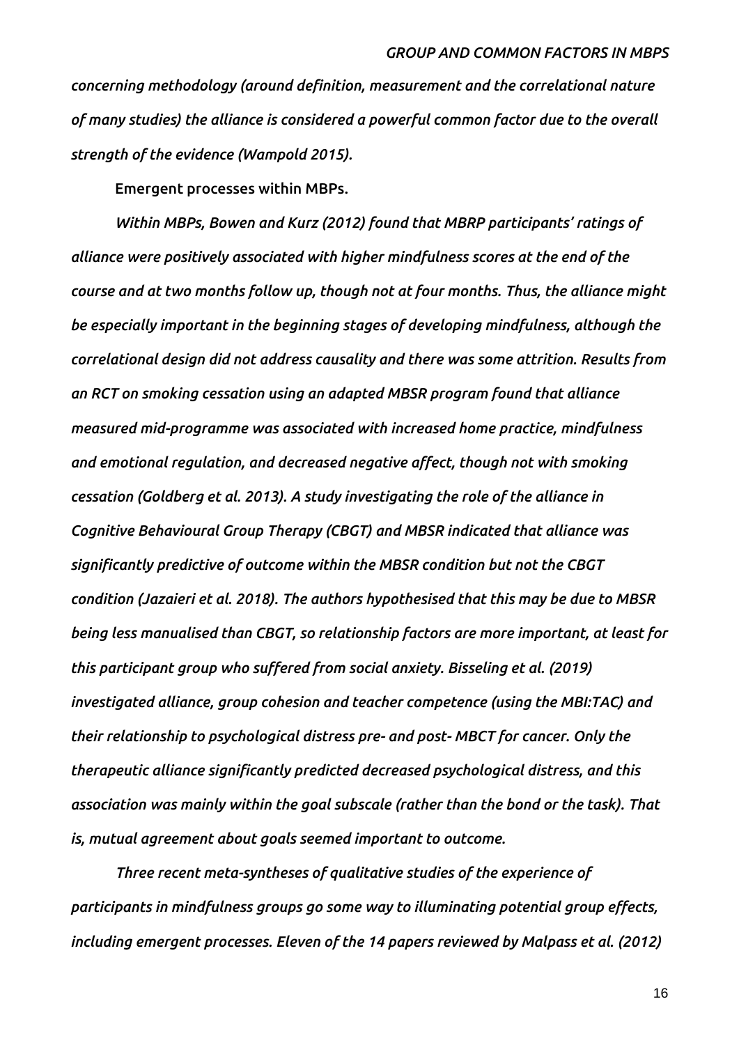*concerning methodology (around definition, measurement and the correlational nature of many studies) the alliance is considered a powerful common factor due to the overall strength of the evidence (Wampold 2015).*

### Emergent processes within MBPs.

*Within MBPs, Bowen and Kurz (2012) found that MBRP participants' ratings of alliance were positively associated with higher mindfulness scores at the end of the course and at two months follow up, though not at four months. Thus, the alliance might be especially important in the beginning stages of developing mindfulness, although the correlational design did not address causality and there was some attrition. Results from an RCT on smoking cessation using an adapted MBSR program found that alliance measured mid-programme was associated with increased home practice, mindfulness and emotional regulation, and decreased negative affect, though not with smoking cessation (Goldberg et al. 2013). A study investigating the role of the alliance in Cognitive Behavioural Group Therapy (CBGT) and MBSR indicated that alliance was significantly predictive of outcome within the MBSR condition but not the CBGT condition (Jazaieri et al. 2018). The authors hypothesised that this may be due to MBSR being less manualised than CBGT, so relationship factors are more important, at least for this participant group who suffered from social anxiety. Bisseling et al. (2019) investigated alliance, group cohesion and teacher competence (using the MBI:TAC) and their relationship to psychological distress pre- and post- MBCT for cancer. Only the therapeutic alliance significantly predicted decreased psychological distress, and this association was mainly within the goal subscale (rather than the bond or the task). That is, mutual agreement about goals seemed important to outcome.*

*Three recent meta-syntheses of qualitative studies of the experience of participants in mindfulness groups go some way to illuminating potential group effects, including emergent processes. Eleven of the 14 papers reviewed by Malpass et al. (2012)*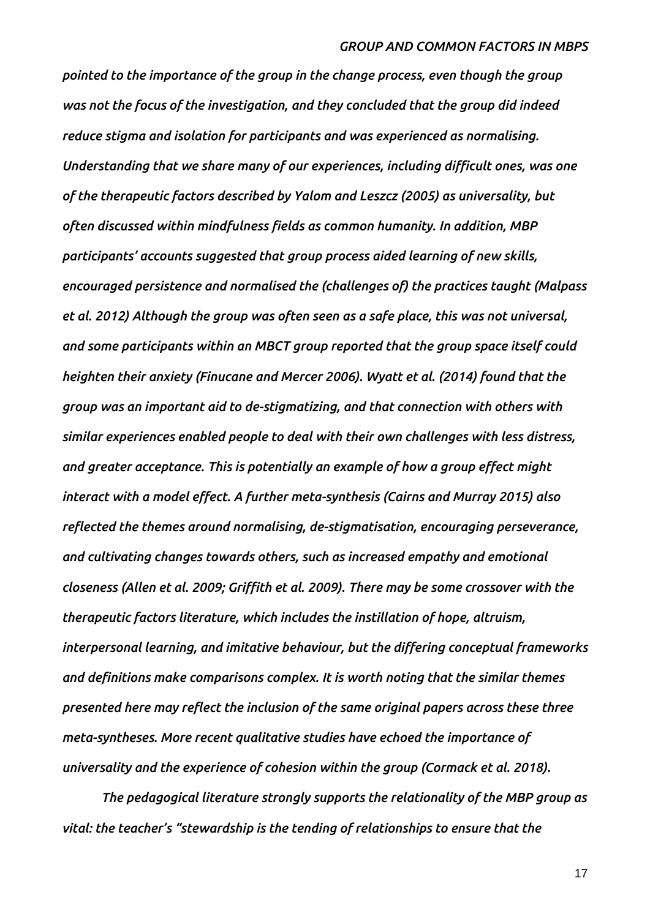*pointed to the importance of the group in the change process, even though the group was not the focus of the investigation, and they concluded that the group did indeed reduce stigma and isolation for participants and was experienced as normalising. Understanding that we share many of our experiences, including difficult ones, was one of the therapeutic factors described by Yalom and Leszcz (2005) as universality, but often discussed within mindfulness fields as common humanity. In addition, MBP participants' accounts suggested that group process aided learning of new skills, encouraged persistence and normalised the (challenges of) the practices taught (Malpass et al. 2012) Although the group was often seen as a safe place, this was not universal, and some participants within an MBCT group reported that the group space itself could heighten their anxiety (Finucane and Mercer 2006). Wyatt et al. (2014) found that the group was an important aid to de-stigmatizing, and that connection with others with similar experiences enabled people to deal with their own challenges with less distress, and greater acceptance. This is potentially an example of how a group effect might interact with a model effect. A further meta-synthesis (Cairns and Murray 2015) also reflected the themes around normalising, de-stigmatisation, encouraging perseverance, and cultivating changes towards others, such as increased empathy and emotional closeness (Allen et al. 2009; Griffith et al. 2009). There may be some crossover with the therapeutic factors literature, which includes the instillation of hope, altruism, interpersonal learning, and imitative behaviour, but the differing conceptual frameworks and definitions make comparisons complex. It is worth noting that the similar themes presented here may reflect the inclusion of the same original papers across these three meta-syntheses. More recent qualitative studies have echoed the importance of universality and the experience of cohesion within the group (Cormack et al. 2018).*

*The pedagogical literature strongly supports the relationality of the MBP group as vital: the teacher's "stewardship is the tending of relationships to ensure that the*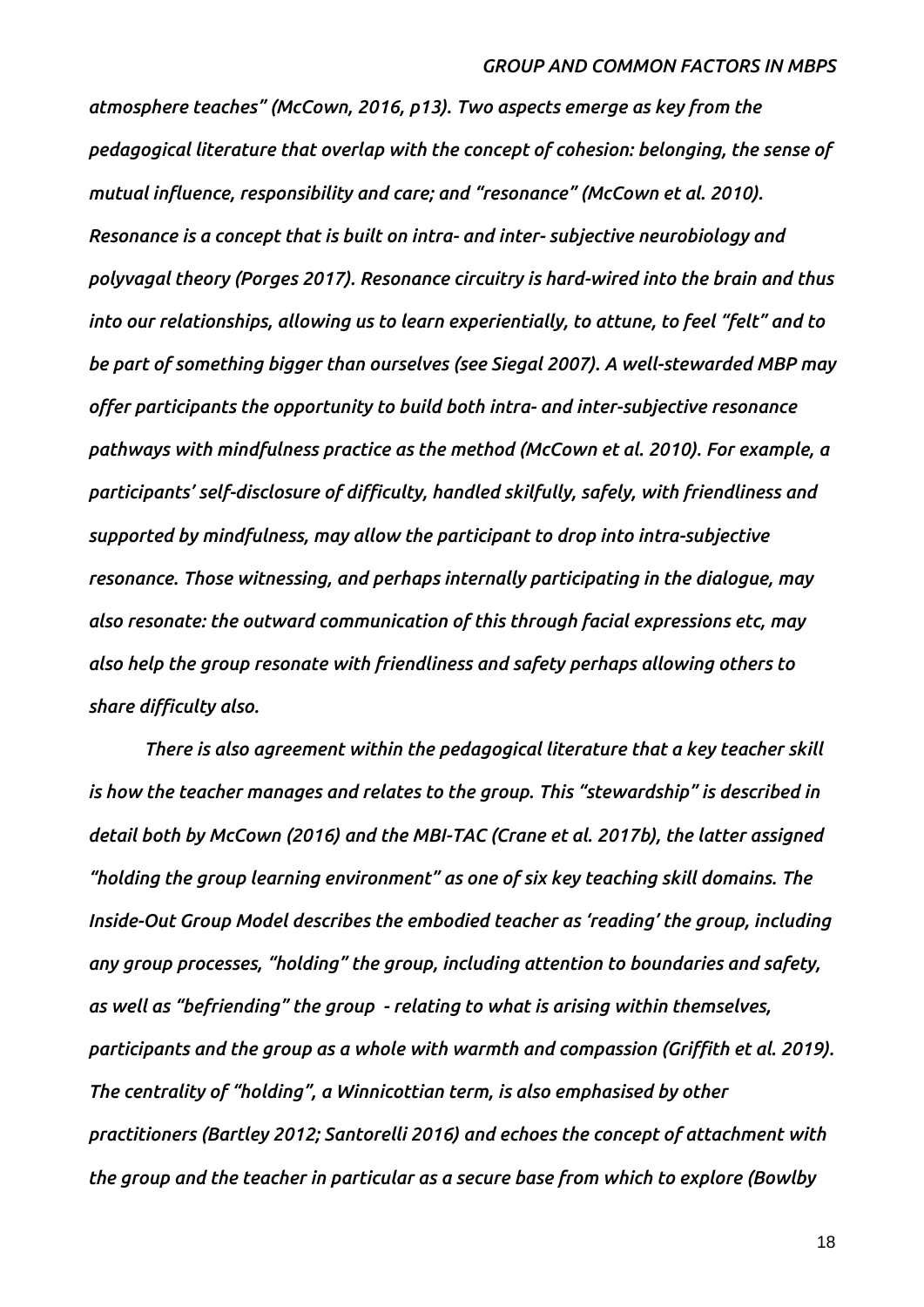*atmosphere teaches" (McCown, 2016, p13). Two aspects emerge as key from the pedagogical literature that overlap with the concept of cohesion: belonging, the sense of mutual influence, responsibility and care; and "resonance" (McCown et al. 2010). Resonance is a concept that is built on intra- and inter- subjective neurobiology and polyvagal theory (Porges 2017). Resonance circuitry is hard-wired into the brain and thus into our relationships, allowing us to learn experientially, to attune, to feel "felt" and to be part of something bigger than ourselves (see Siegal 2007). A well-stewarded MBP may offer participants the opportunity to build both intra- and inter-subjective resonance pathways with mindfulness practice as the method (McCown et al. 2010). For example, a participants' self-disclosure of difficulty, handled skilfully, safely, with friendliness and supported by mindfulness, may allow the participant to drop into intra-subjective resonance. Those witnessing, and perhaps internally participating in the dialogue, may also resonate: the outward communication of this through facial expressions etc, may also help the group resonate with friendliness and safety perhaps allowing others to share difficulty also.*

*There is also agreement within the pedagogical literature that a key teacher skill is how the teacher manages and relates to the group. This "stewardship" is described in detail both by McCown (2016) and the MBI-TAC (Crane et al. 2017b), the latter assigned "holding the group learning environment" as one of six key teaching skill domains. The Inside-Out Group Model describes the embodied teacher as 'reading' the group, including any group processes, "holding" the group, including attention to boundaries and safety, as well as "befriending" the group - relating to what is arising within themselves, participants and the group as a whole with warmth and compassion (Griffith et al. 2019). The centrality of "holding", a Winnicottian term, is also emphasised by other practitioners (Bartley 2012; Santorelli 2016) and echoes the concept of attachment with the group and the teacher in particular as a secure base from which to explore (Bowlby*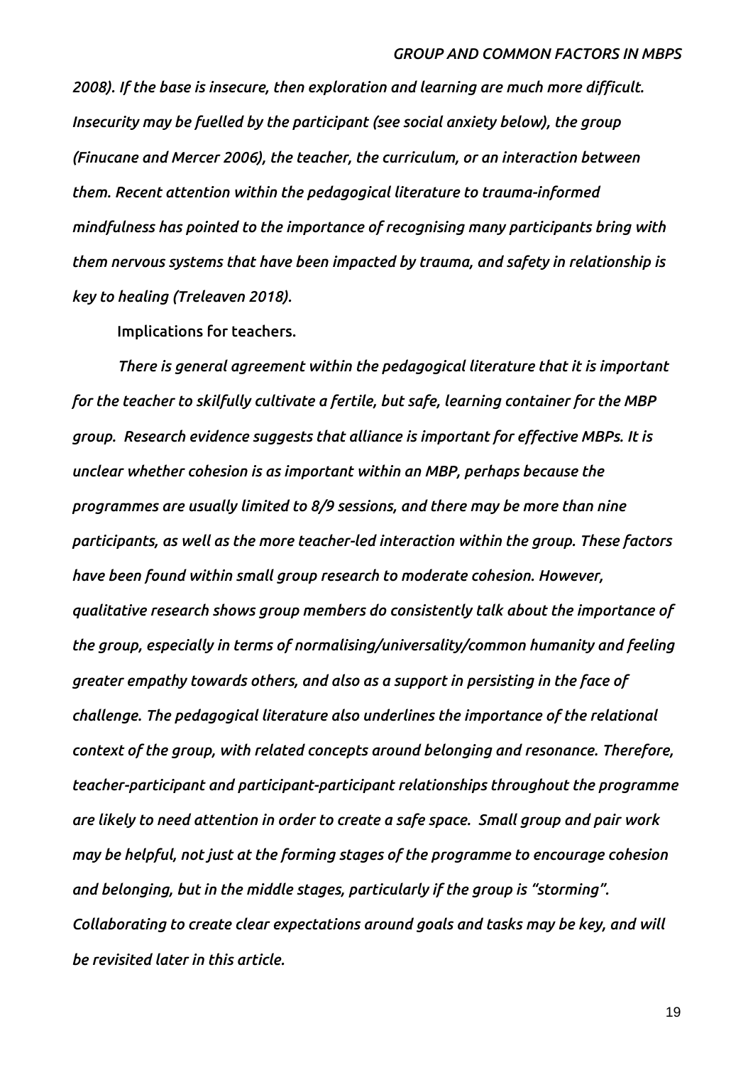*2008). If the base is insecure, then exploration and learning are much more difficult. Insecurity may be fuelled by the participant (see social anxiety below), the group (Finucane and Mercer 2006), the teacher, the curriculum, or an interaction between them. Recent attention within the pedagogical literature to trauma-informed mindfulness has pointed to the importance of recognising many participants bring with them nervous systems that have been impacted by trauma, and safety in relationship is key to healing (Treleaven 2018).*

Implications for teachers.

*There is general agreement within the pedagogical literature that it is important for the teacher to skilfully cultivate a fertile, but safe, learning container for the MBP group. Research evidence suggests that alliance is important for effective MBPs. It is unclear whether cohesion is as important within an MBP, perhaps because the programmes are usually limited to 8/9 sessions, and there may be more than nine participants, as well as the more teacher-led interaction within the group. These factors have been found within small group research to moderate cohesion. However, qualitative research shows group members do consistently talk about the importance of the group, especially in terms of normalising/universality/common humanity and feeling greater empathy towards others, and also as a support in persisting in the face of challenge. The pedagogical literature also underlines the importance of the relational context of the group, with related concepts around belonging and resonance. Therefore, teacher-participant and participant-participant relationships throughout the programme are likely to need attention in order to create a safe space. Small group and pair work may be helpful, not just at the forming stages of the programme to encourage cohesion and belonging, but in the middle stages, particularly if the group is "storming". Collaborating to create clear expectations around goals and tasks may be key, and will be revisited later in this article.*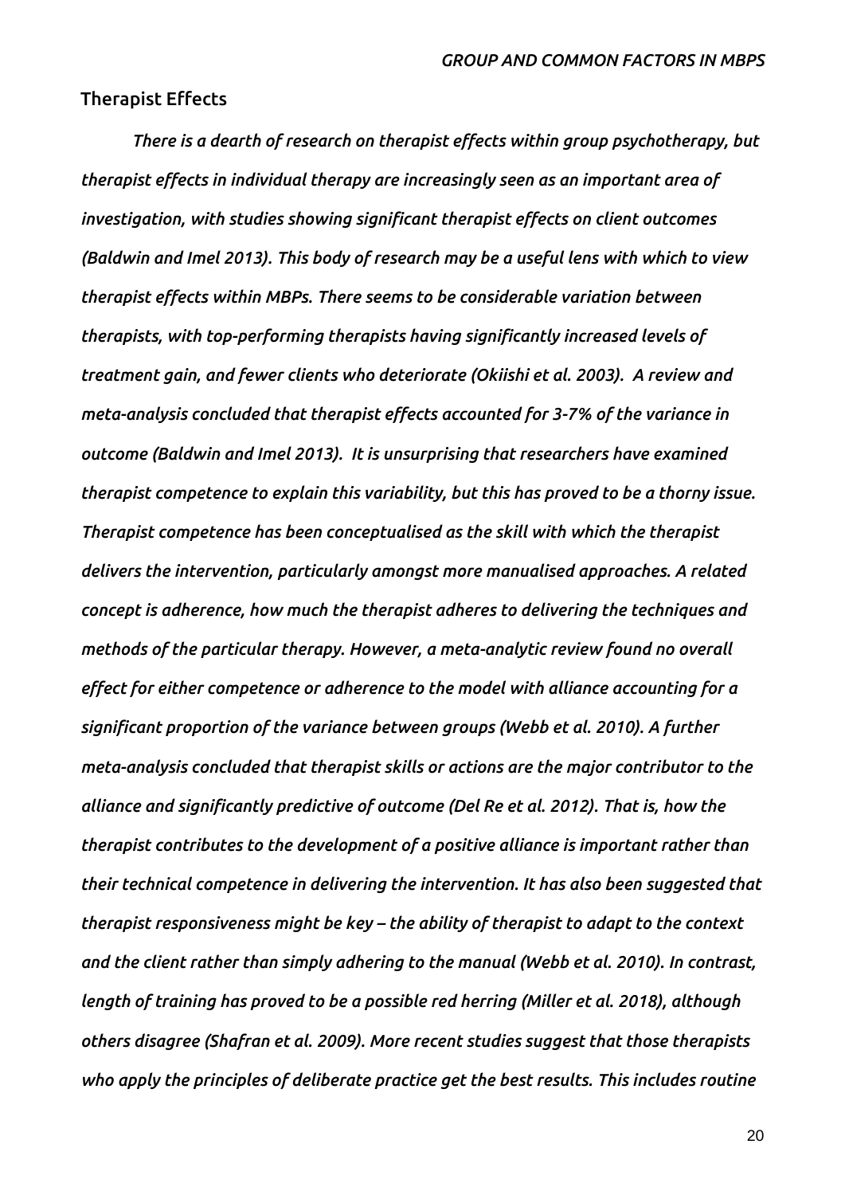## Therapist Effects

*There is a dearth of research on therapist effects within group psychotherapy, but therapist effects in individual therapy are increasingly seen as an important area of investigation, with studies showing significant therapist effects on client outcomes (Baldwin and Imel 2013). This body of research may be a useful lens with which to view therapist effects within MBPs. There seems to be considerable variation between therapists, with top-performing therapists having significantly increased levels of treatment gain, and fewer clients who deteriorate (Okiishi et al. 2003). A review and meta-analysis concluded that therapist effects accounted for 3-7% of the variance in outcome (Baldwin and Imel 2013). It is unsurprising that researchers have examined therapist competence to explain this variability, but this has proved to be a thorny issue. Therapist competence has been conceptualised as the skill with which the therapist delivers the intervention, particularly amongst more manualised approaches. A related concept is adherence, how much the therapist adheres to delivering the techniques and methods of the particular therapy. However, a meta-analytic review found no overall effect for either competence or adherence to the model with alliance accounting for a significant proportion of the variance between groups (Webb et al. 2010). A further meta-analysis concluded that therapist skills or actions are the major contributor to the alliance and significantly predictive of outcome (Del Re et al. 2012). That is, how the therapist contributes to the development of a positive alliance is important rather than their technical competence in delivering the intervention. It has also been suggested that therapist responsiveness might be key – the ability of therapist to adapt to the context and the client rather than simply adhering to the manual (Webb et al. 2010). In contrast, length of training has proved to be a possible red herring (Miller et al. 2018), although others disagree (Shafran et al. 2009). More recent studies suggest that those therapists who apply the principles of deliberate practice get the best results. This includes routine*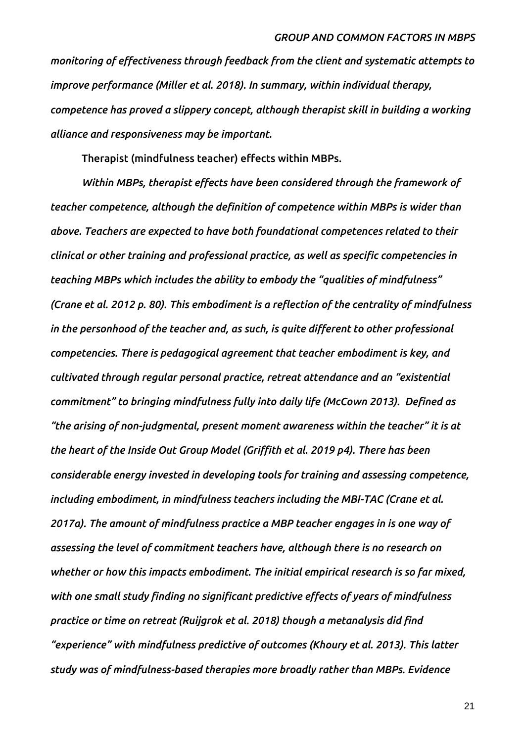*monitoring of effectiveness through feedback from the client and systematic attempts to improve performance (Miller et al. 2018). In summary, within individual therapy, competence has proved a slippery concept, although therapist skill in building a working alliance and responsiveness may be important.*

### Therapist (mindfulness teacher) effects within MBPs.

*Within MBPs, therapist effects have been considered through the framework of teacher competence, although the definition of competence within MBPs is wider than above. Teachers are expected to have both foundational competences related to their clinical or other training and professional practice, as well as specific competencies in teaching MBPs which includes the ability to embody the "qualities of mindfulness" (Crane et al. 2012 p. 80). This embodiment is a reflection of the centrality of mindfulness in the personhood of the teacher and, as such, is quite different to other professional competencies. There is pedagogical agreement that teacher embodiment is key, and cultivated through regular personal practice, retreat attendance and an "existential commitment" to bringing mindfulness fully into daily life (McCown 2013). Defined as "the arising of non-judgmental, present moment awareness within the teacher" it is at the heart of the Inside Out Group Model (Griffith et al. 2019 p4). There has been considerable energy invested in developing tools for training and assessing competence, including embodiment, in mindfulness teachers including the MBI-TAC (Crane et al. 2017a). The amount of mindfulness practice a MBP teacher engages in is one way of assessing the level of commitment teachers have, although there is no research on whether or how this impacts embodiment. The initial empirical research is so far mixed, with one small study finding no significant predictive effects of years of mindfulness practice or time on retreat (Ruijgrok et al. 2018) though a metanalysis did find "experience" with mindfulness predictive of outcomes (Khoury et al. 2013). This latter study was of mindfulness-based therapies more broadly rather than MBPs. Evidence*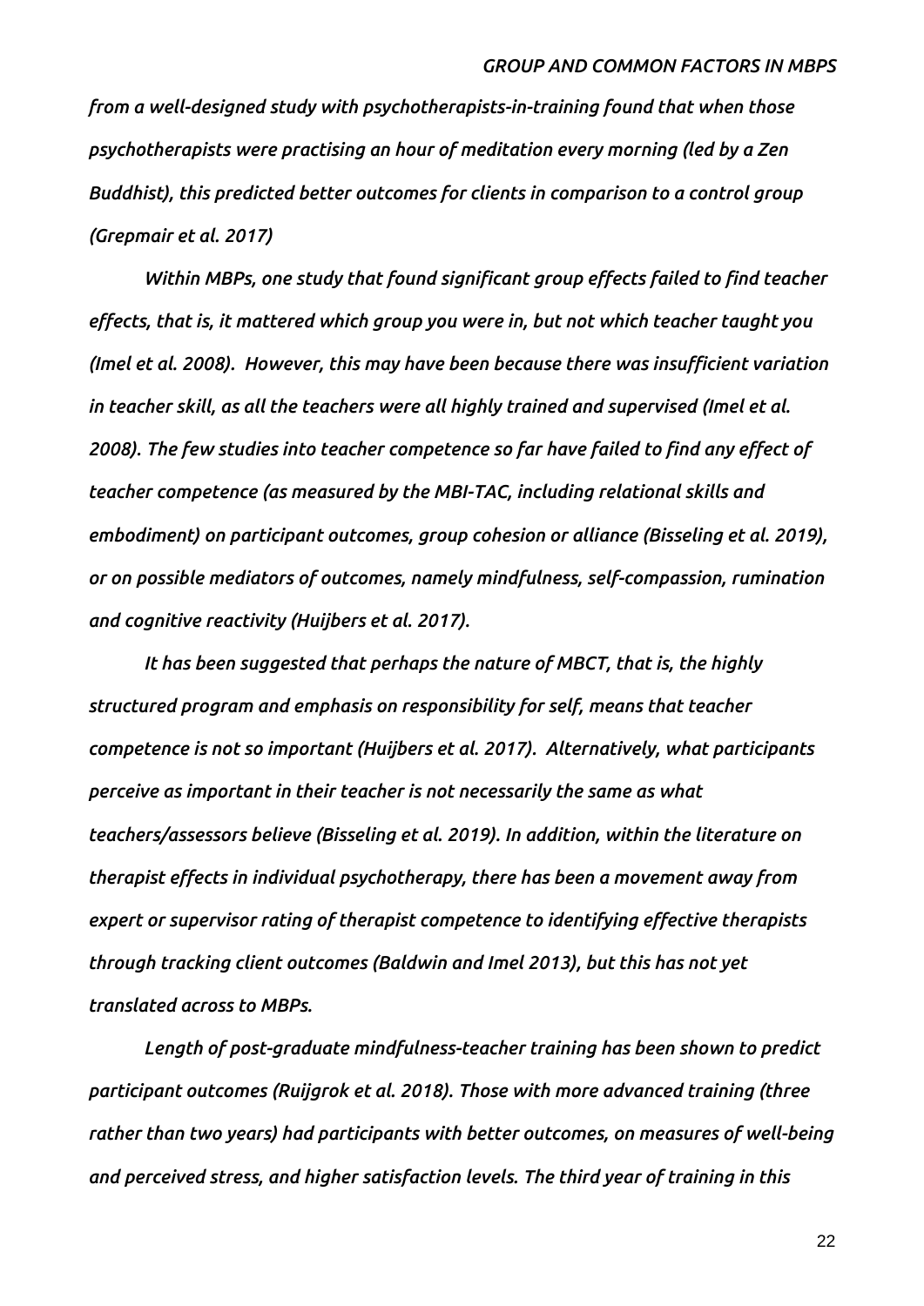*from a well-designed study with psychotherapists-in-training found that when those psychotherapists were practising an hour of meditation every morning (led by a Zen Buddhist), this predicted better outcomes for clients in comparison to a control group (Grepmair et al. 2017)*

*Within MBPs, one study that found significant group effects failed to find teacher effects, that is, it mattered which group you were in, but not which teacher taught you (Imel et al. 2008). However, this may have been because there was insufficient variation in teacher skill, as all the teachers were all highly trained and supervised (Imel et al. 2008). The few studies into teacher competence so far have failed to find any effect of teacher competence (as measured by the MBI-TAC, including relational skills and embodiment) on participant outcomes, group cohesion or alliance (Bisseling et al. 2019), or on possible mediators of outcomes, namely mindfulness, self-compassion, rumination and cognitive reactivity (Huijbers et al. 2017).*

*It has been suggested that perhaps the nature of MBCT, that is, the highly structured program and emphasis on responsibility for self, means that teacher competence is not so important (Huijbers et al. 2017). Alternatively, what participants perceive as important in their teacher is not necessarily the same as what teachers/assessors believe (Bisseling et al. 2019). In addition, within the literature on therapist effects in individual psychotherapy, there has been a movement away from expert or supervisor rating of therapist competence to identifying effective therapists through tracking client outcomes (Baldwin and Imel 2013), but this has not yet translated across to MBPs.*

*Length of post-graduate mindfulness-teacher training has been shown to predict participant outcomes (Ruijgrok et al. 2018). Those with more advanced training (three rather than two years) had participants with better outcomes, on measures of well-being and perceived stress, and higher satisfaction levels. The third year of training in this*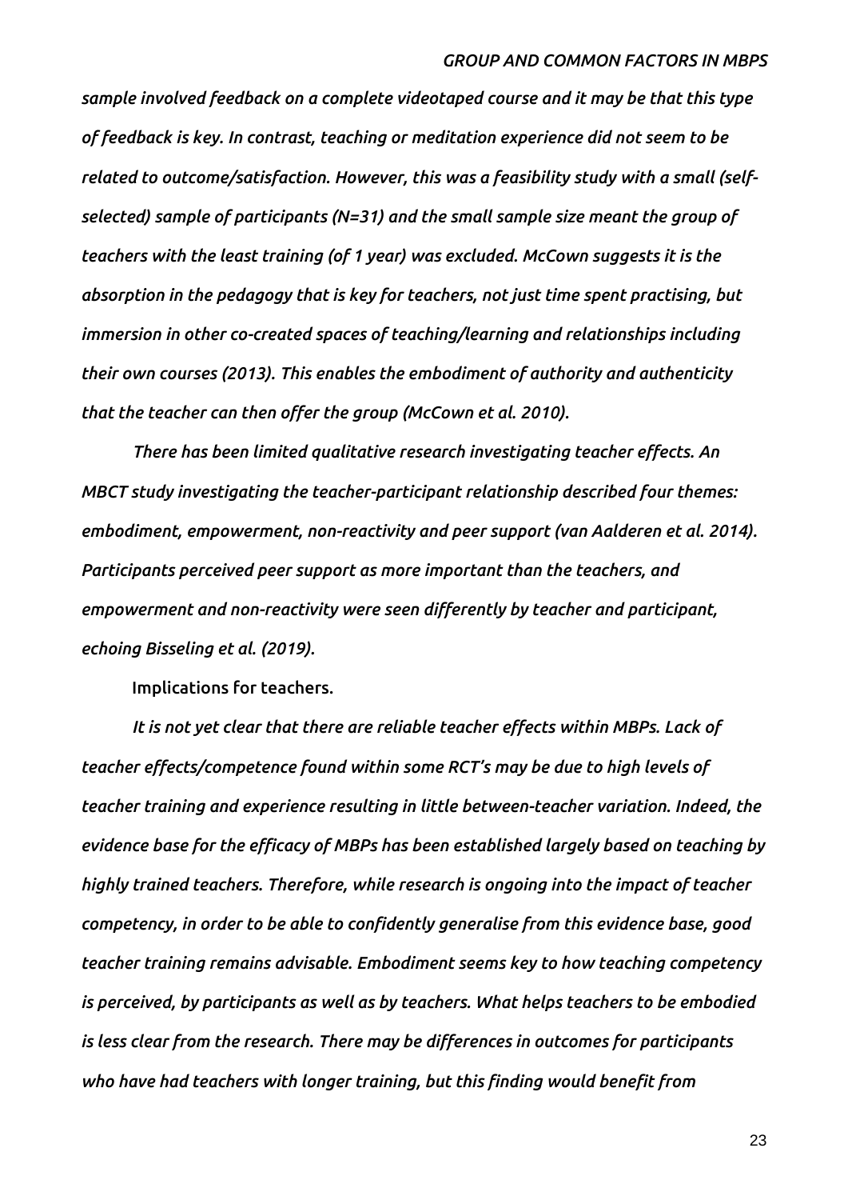*sample involved feedback on a complete videotaped course and it may be that this type of feedback is key. In contrast, teaching or meditation experience did not seem to be related to outcome/satisfaction. However, this was a feasibility study with a small (self-selected) sample of participants (N=31) and the small sample size meant the group of teachers with the least training (of 1 year) was excluded. McCown suggests it is the absorption in the pedagogy that is key for teachers, not just time spent practising, but immersion in other co-created spaces of teaching/learning and relationships including their own courses (2013). This enables the embodiment of authority and authenticity that the teacher can then offer the group (McCown et al. 2010).*

*There has been limited qualitative research investigating teacher effects. An MBCT study investigating the teacher-participant relationship described four themes: embodiment, empowerment, non-reactivity and peer support (van Aalderen et al. 2014). Participants perceived peer support as more important than the teachers, and empowerment and non-reactivity were seen differently by teacher and participant, echoing Bisseling et al. (2019).*

### Implications for teachers.

*It is not yet clear that there are reliable teacher effects within MBPs. Lack of teacher effects/competence found within some RCT's may be due to high levels of teacher training and experience resulting in little between-teacher variation. Indeed, the evidence base for the efficacy of MBPs has been established largely based on teaching by highly trained teachers. Therefore, while research is ongoing into the impact of teacher competency, in order to be able to confidently generalise from this evidence base, good teacher training remains advisable. Embodiment seems key to how teaching competency is perceived, by participants as well as by teachers. What helps teachers to be embodied is less clear from the research. There may be differences in outcomes for participants who have had teachers with longer training, but this finding would benefit from*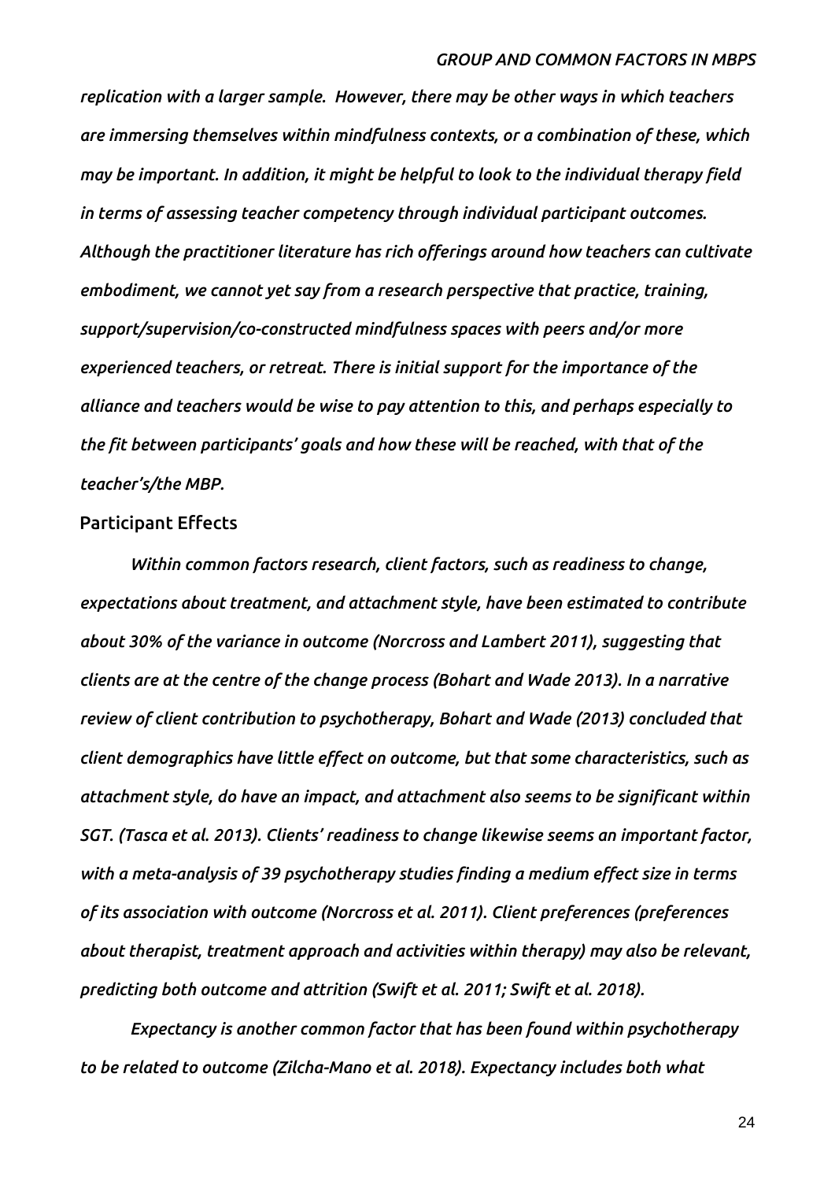*replication with a larger sample. However, there may be other ways in which teachers are immersing themselves within mindfulness contexts, or a combination of these, which may be important. In addition, it might be helpful to look to the individual therapy field in terms of assessing teacher competency through individual participant outcomes. Although the practitioner literature has rich offerings around how teachers can cultivate embodiment, we cannot yet say from a research perspective that practice, training, support/supervision/co-constructed mindfulness spaces with peers and/or more experienced teachers, or retreat. There is initial support for the importance of the alliance and teachers would be wise to pay attention to this, and perhaps especially to the fit between participants' goals and how these will be reached, with that of the teacher's/the MBP.*

## Participant Effects

*Within common factors research, client factors, such as readiness to change, expectations about treatment, and attachment style, have been estimated to contribute about 30% of the variance in outcome (Norcross and Lambert 2011), suggesting that clients are at the centre of the change process (Bohart and Wade 2013). In a narrative review of client contribution to psychotherapy, Bohart and Wade (2013) concluded that client demographics have little effect on outcome, but that some characteristics, such as attachment style, do have an impact, and attachment also seems to be significant within SGT. (Tasca et al. 2013). Clients' readiness to change likewise seems an important factor, with a meta-analysis of 39 psychotherapy studies finding a medium effect size in terms of its association with outcome (Norcross et al. 2011). Client preferences (preferences about therapist, treatment approach and activities within therapy) may also be relevant, predicting both outcome and attrition (Swift et al. 2011; Swift et al. 2018).*

*Expectancy is another common factor that has been found within psychotherapy to be related to outcome (Zilcha-Mano et al. 2018). Expectancy includes both what*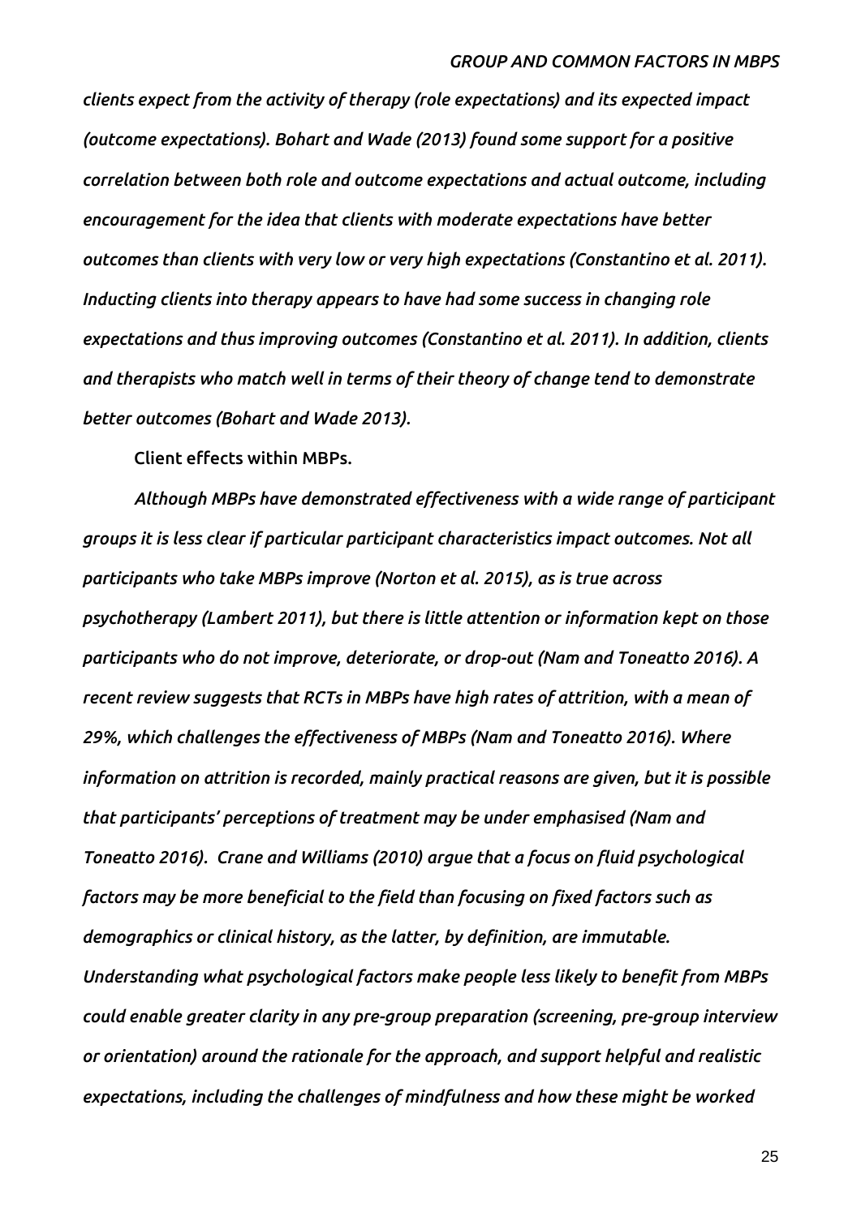*clients expect from the activity of therapy (role expectations) and its expected impact (outcome expectations). Bohart and Wade (2013) found some support for a positive correlation between both role and outcome expectations and actual outcome, including encouragement for the idea that clients with moderate expectations have better outcomes than clients with very low or very high expectations (Constantino et al. 2011). Inducting clients into therapy appears to have had some success in changing role expectations and thus improving outcomes (Constantino et al. 2011). In addition, clients and therapists who match well in terms of their theory of change tend to demonstrate better outcomes (Bohart and Wade 2013).*

Client effects within MBPs.

*Although MBPs have demonstrated effectiveness with a wide range of participant groups it is less clear if particular participant characteristics impact outcomes. Not all participants who take MBPs improve (Norton et al. 2015), as is true across psychotherapy (Lambert 2011), but there is little attention or information kept on those participants who do not improve, deteriorate, or drop-out (Nam and Toneatto 2016). A recent review suggests that RCTs in MBPs have high rates of attrition, with a mean of 29%, which challenges the effectiveness of MBPs (Nam and Toneatto 2016). Where information on attrition is recorded, mainly practical reasons are given, but it is possible that participants' perceptions of treatment may be under emphasised (Nam and Toneatto 2016). Crane and Williams (2010) argue that a focus on fluid psychological factors may be more beneficial to the field than focusing on fixed factors such as demographics or clinical history, as the latter, by definition, are immutable. Understanding what psychological factors make people less likely to benefit from MBPs could enable greater clarity in any pre-group preparation (screening, pre-group interview or orientation) around the rationale for the approach, and support helpful and realistic expectations, including the challenges of mindfulness and how these might be worked*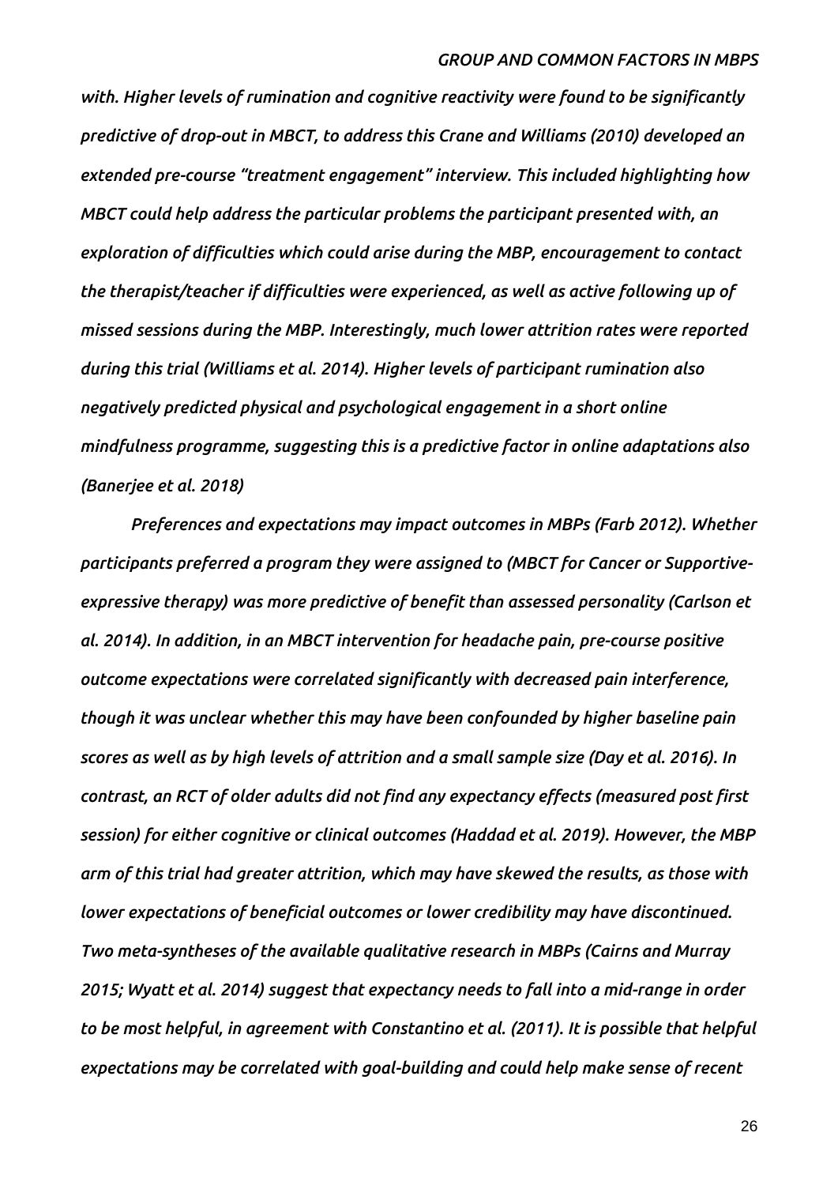*with. Higher levels of rumination and cognitive reactivity were found to be significantly predictive of drop-out in MBCT, to address this Crane and Williams (2010) developed an extended pre-course "treatment engagement" interview. This included highlighting how MBCT could help address the particular problems the participant presented with, an exploration of difficulties which could arise during the MBP, encouragement to contact the therapist/teacher if difficulties were experienced, as well as active following up of missed sessions during the MBP. Interestingly, much lower attrition rates were reported during this trial (Williams et al. 2014). Higher levels of participant rumination also negatively predicted physical and psychological engagement in a short online mindfulness programme, suggesting this is a predictive factor in online adaptations also (Banerjee et al. 2018)*

*Preferences and expectations may impact outcomes in MBPs (Farb 2012). Whether participants preferred a program they were assigned to (MBCT for Cancer or Supportive-expressive therapy) was more predictive of benefit than assessed personality (Carlson et al. 2014). In addition, in an MBCT intervention for headache pain, pre-course positive outcome expectations were correlated significantly with decreased pain interference, though it was unclear whether this may have been confounded by higher baseline pain scores as well as by high levels of attrition and a small sample size (Day et al. 2016). In contrast, an RCT of older adults did not find any expectancy effects (measured post first session) for either cognitive or clinical outcomes (Haddad et al. 2019). However, the MBP arm of this trial had greater attrition, which may have skewed the results, as those with lower expectations of beneficial outcomes or lower credibility may have discontinued. Two meta-syntheses of the available qualitative research in MBPs (Cairns and Murray 2015; Wyatt et al. 2014) suggest that expectancy needs to fall into a mid-range in order to be most helpful, in agreement with Constantino et al. (2011). It is possible that helpful expectations may be correlated with goal-building and could help make sense of recent*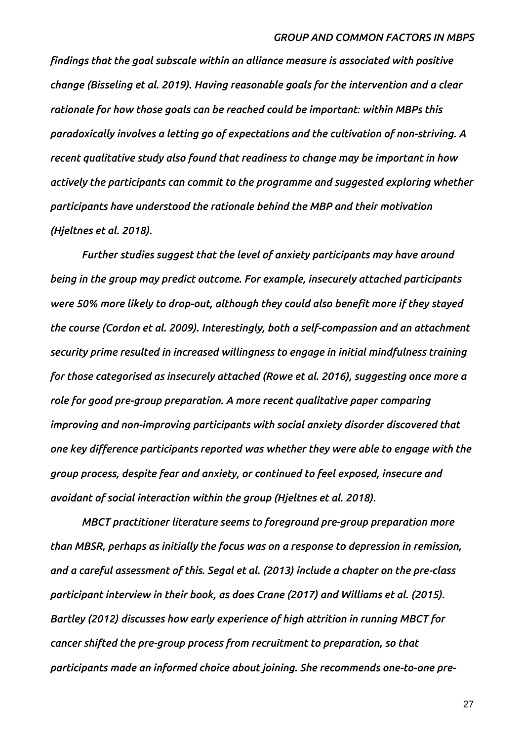*findings that the goal subscale within an alliance measure is associated with positive change (Bisseling et al. 2019). Having reasonable goals for the intervention and a clear rationale for how those goals can be reached could be important: within MBPs this paradoxically involves a letting go of expectations and the cultivation of non-striving. A recent qualitative study also found that readiness to change may be important in how actively the participants can commit to the programme and suggested exploring whether participants have understood the rationale behind the MBP and their motivation (Hjeltnes et al. 2018).*

*Further studies suggest that the level of anxiety participants may have around being in the group may predict outcome. For example, insecurely attached participants were 50% more likely to drop-out, although they could also benefit more if they stayed the course (Cordon et al. 2009). Interestingly, both a self-compassion and an attachment security prime resulted in increased willingness to engage in initial mindfulness training for those categorised as insecurely attached (Rowe et al. 2016), suggesting once more a role for good pre-group preparation. A more recent qualitative paper comparing improving and non-improving participants with social anxiety disorder discovered that one key difference participants reported was whether they were able to engage with the group process, despite fear and anxiety, or continued to feel exposed, insecure and avoidant of social interaction within the group (Hjeltnes et al. 2018).*

*MBCT practitioner literature seems to foreground pre-group preparation more than MBSR, perhaps as initially the focus was on a response to depression in remission, and a careful assessment of this. Segal et al. (2013) include a chapter on the pre-class participant interview in their book, as does Crane (2017) and Williams et al. (2015). Bartley (2012) discusses how early experience of high attrition in running MBCT for cancer shifted the pre-group process from recruitment to preparation, so that participants made an informed choice about joining. She recommends one-to-one pre-*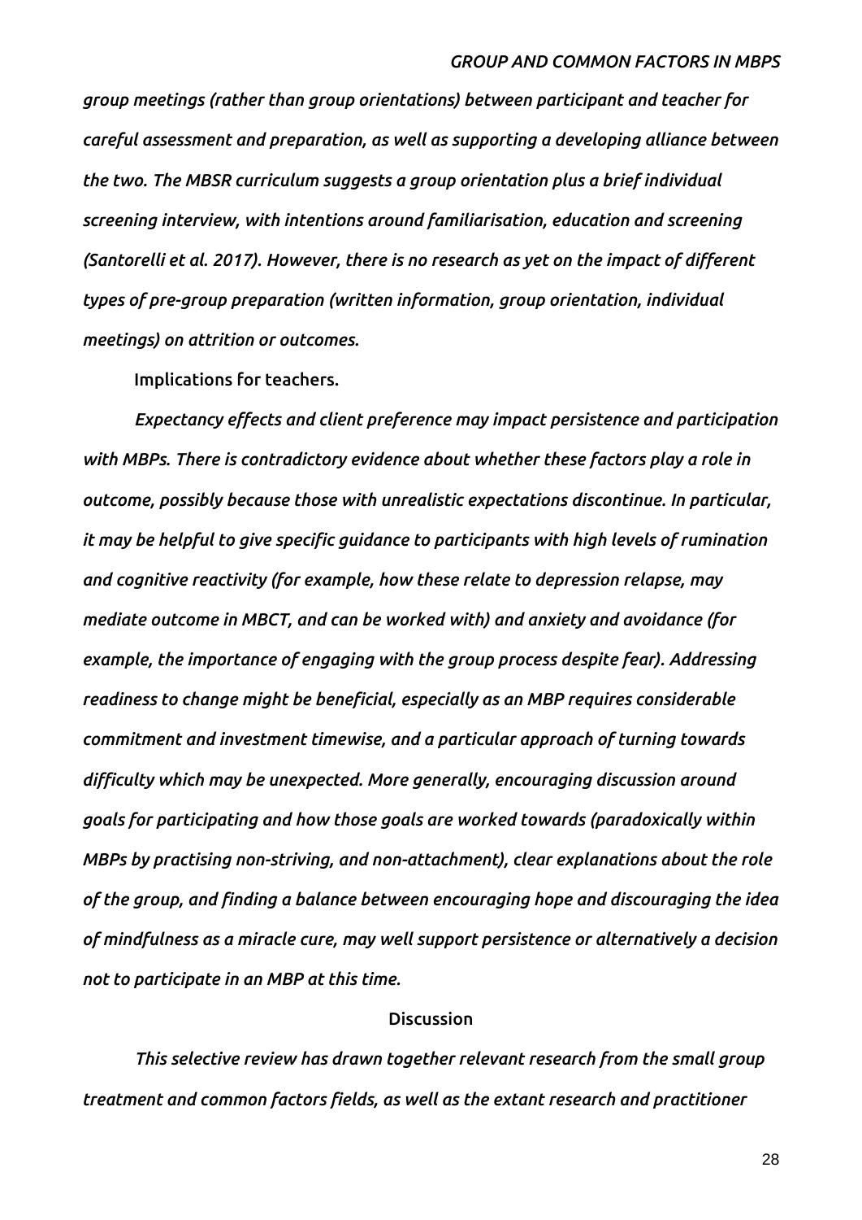*group meetings (rather than group orientations) between participant and teacher for careful assessment and preparation, as well as supporting a developing alliance between the two. The MBSR curriculum suggests a group orientation plus a brief individual screening interview, with intentions around familiarisation, education and screening (Santorelli et al. 2017). However, there is no research as yet on the impact of different types of pre-group preparation (written information, group orientation, individual meetings) on attrition or outcomes.*

### Implications for teachers.

*Expectancy effects and client preference may impact persistence and participation with MBPs. There is contradictory evidence about whether these factors play a role in outcome, possibly because those with unrealistic expectations discontinue. In particular, it may be helpful to give specific guidance to participants with high levels of rumination and cognitive reactivity (for example, how these relate to depression relapse, may mediate outcome in MBCT, and can be worked with) and anxiety and avoidance (for example, the importance of engaging with the group process despite fear). Addressing readiness to change might be beneficial, especially as an MBP requires considerable commitment and investment timewise, and a particular approach of turning towards difficulty which may be unexpected. More generally, encouraging discussion around goals for participating and how those goals are worked towards (paradoxically within MBPs by practising non-striving, and non-attachment), clear explanations about the role of the group, and finding a balance between encouraging hope and discouraging the idea of mindfulness as a miracle cure, may well support persistence or alternatively a decision not to participate in an MBP at this time.*

## Discussion

*This selective review has drawn together relevant research from the small group treatment and common factors fields, as well as the extant research and practitioner*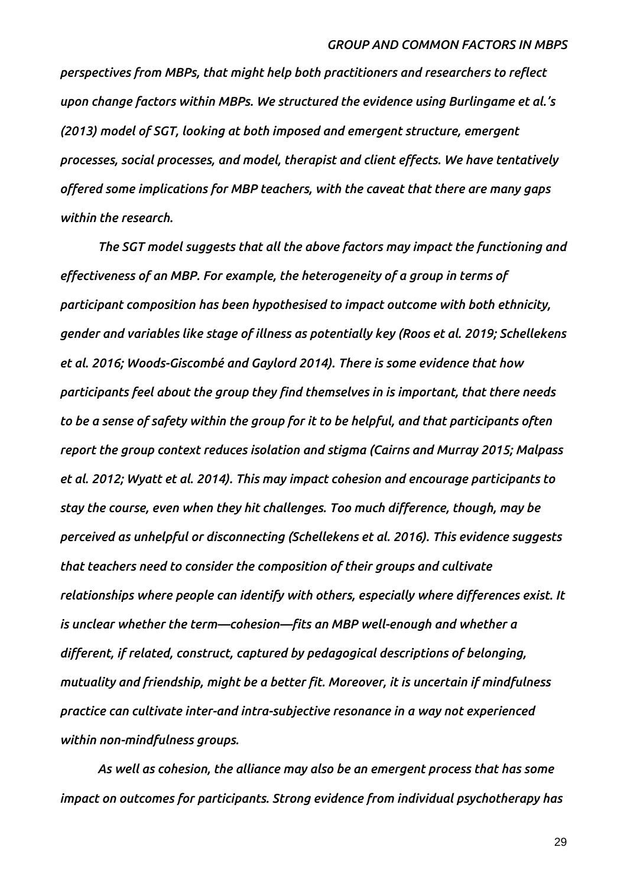*perspectives from MBPs, that might help both practitioners and researchers to reflect upon change factors within MBPs. We structured the evidence using Burlingame et al.'s (2013) model of SGT, looking at both imposed and emergent structure, emergent processes, social processes, and model, therapist and client effects. We have tentatively offered some implications for MBP teachers, with the caveat that there are many gaps within the research.*

*The SGT model suggests that all the above factors may impact the functioning and effectiveness of an MBP. For example, the heterogeneity of a group in terms of participant composition has been hypothesised to impact outcome with both ethnicity, gender and variables like stage of illness as potentially key (Roos et al. 2019; Schellekens et al. 2016; Woods-Giscombé and Gaylord 2014). There is some evidence that how participants feel about the group they find themselves in is important, that there needs to be a sense of safety within the group for it to be helpful, and that participants often report the group context reduces isolation and stigma (Cairns and Murray 2015; Malpass et al. 2012; Wyatt et al. 2014). This may impact cohesion and encourage participants to stay the course, even when they hit challenges. Too much difference, though, may be perceived as unhelpful or disconnecting (Schellekens et al. 2016). This evidence suggests that teachers need to consider the composition of their groups and cultivate relationships where people can identify with others, especially where differences exist. It is unclear whether the term—cohesion—fits an MBP well-enough and whether a different, if related, construct, captured by pedagogical descriptions of belonging, mutuality and friendship, might be a better fit. Moreover, it is uncertain if mindfulness practice can cultivate inter-and intra-subjective resonance in a way not experienced within non-mindfulness groups.*

*As well as cohesion, the alliance may also be an emergent process that has some impact on outcomes for participants. Strong evidence from individual psychotherapy has*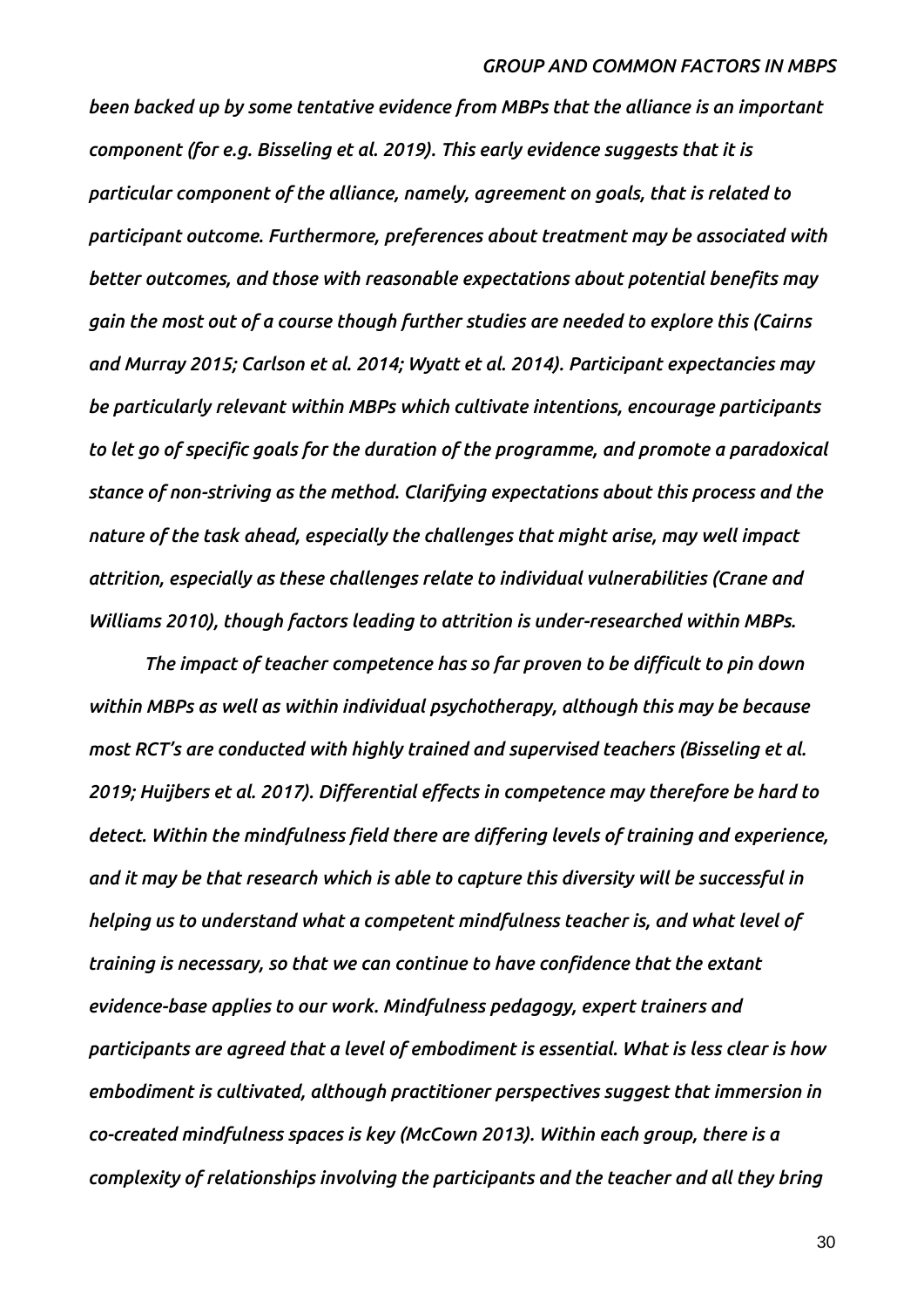*been backed up by some tentative evidence from MBPs that the alliance is an important component (for e.g. Bisseling et al. 2019). This early evidence suggests that it is particular component of the alliance, namely, agreement on goals, that is related to participant outcome. Furthermore, preferences about treatment may be associated with better outcomes, and those with reasonable expectations about potential benefits may gain the most out of a course though further studies are needed to explore this (Cairns and Murray 2015; Carlson et al. 2014; Wyatt et al. 2014). Participant expectancies may be particularly relevant within MBPs which cultivate intentions, encourage participants to let go of specific goals for the duration of the programme, and promote a paradoxical stance of non-striving as the method. Clarifying expectations about this process and the nature of the task ahead, especially the challenges that might arise, may well impact attrition, especially as these challenges relate to individual vulnerabilities (Crane and Williams 2010), though factors leading to attrition is under-researched within MBPs.*

*The impact of teacher competence has so far proven to be difficult to pin down within MBPs as well as within individual psychotherapy, although this may be because most RCT's are conducted with highly trained and supervised teachers (Bisseling et al. 2019; Huijbers et al. 2017). Differential effects in competence may therefore be hard to detect. Within the mindfulness field there are differing levels of training and experience, and it may be that research which is able to capture this diversity will be successful in helping us to understand what a competent mindfulness teacher is, and what level of training is necessary, so that we can continue to have confidence that the extant evidence-base applies to our work. Mindfulness pedagogy, expert trainers and participants are agreed that a level of embodiment is essential. What is less clear is how embodiment is cultivated, although practitioner perspectives suggest that immersion in co-created mindfulness spaces is key (McCown 2013). Within each group, there is a complexity of relationships involving the participants and the teacher and all they bring*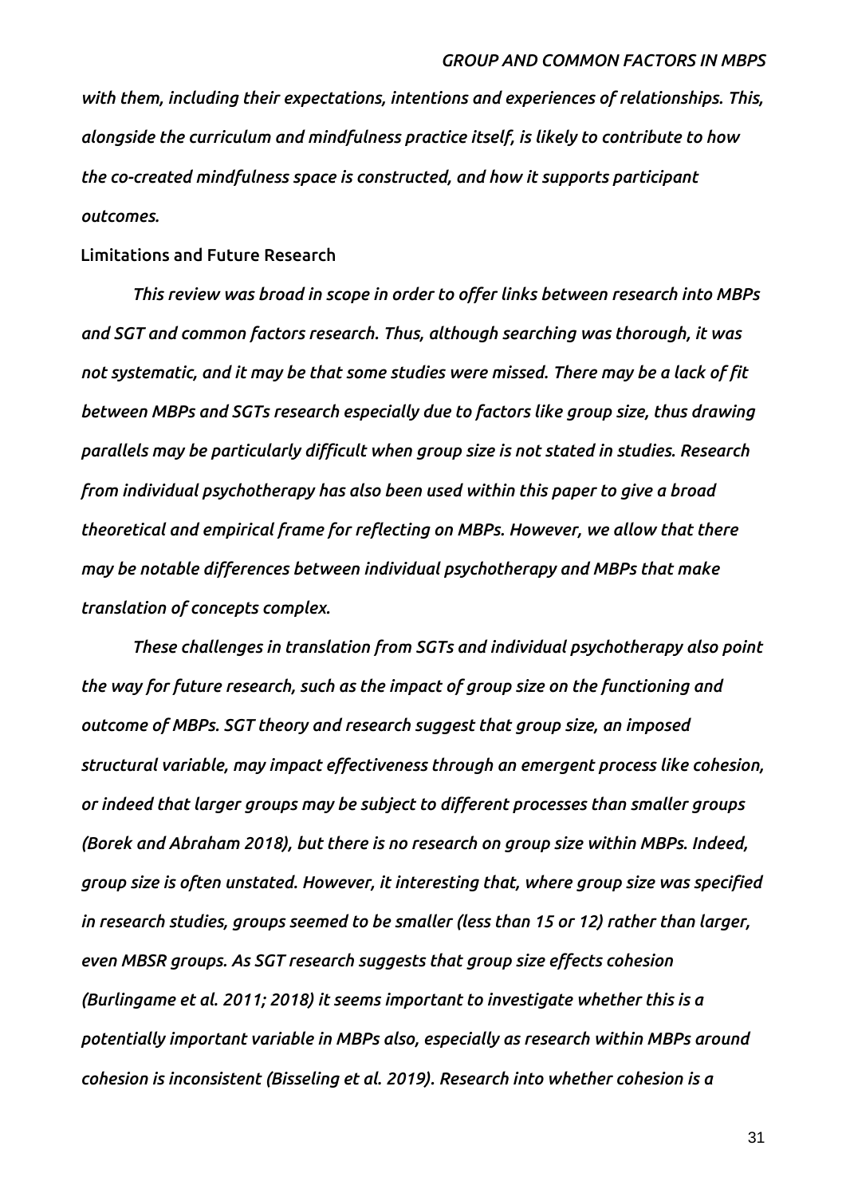*with them, including their expectations, intentions and experiences of relationships. This, alongside the curriculum and mindfulness practice itself, is likely to contribute to how the co-created mindfulness space is constructed, and how it supports participant outcomes.*

## Limitations and Future Research

*This review was broad in scope in order to offer links between research into MBPs and SGT and common factors research. Thus, although searching was thorough, it was not systematic, and it may be that some studies were missed. There may be a lack of fit between MBPs and SGTs research especially due to factors like group size, thus drawing parallels may be particularly difficult when group size is not stated in studies. Research from individual psychotherapy has also been used within this paper to give a broad theoretical and empirical frame for reflecting on MBPs. However, we allow that there may be notable differences between individual psychotherapy and MBPs that make translation of concepts complex.*

*These challenges in translation from SGTs and individual psychotherapy also point the way for future research, such as the impact of group size on the functioning and outcome of MBPs. SGT theory and research suggest that group size, an imposed structural variable, may impact effectiveness through an emergent process like cohesion, or indeed that larger groups may be subject to different processes than smaller groups (Borek and Abraham 2018), but there is no research on group size within MBPs. Indeed, group size is often unstated. However, it interesting that, where group size was specified in research studies, groups seemed to be smaller (less than 15 or 12) rather than larger, even MBSR groups. As SGT research suggests that group size effects cohesion (Burlingame et al. 2011; 2018) it seems important to investigate whether this is a potentially important variable in MBPs also, especially as research within MBPs around cohesion is inconsistent (Bisseling et al. 2019). Research into whether cohesion is a*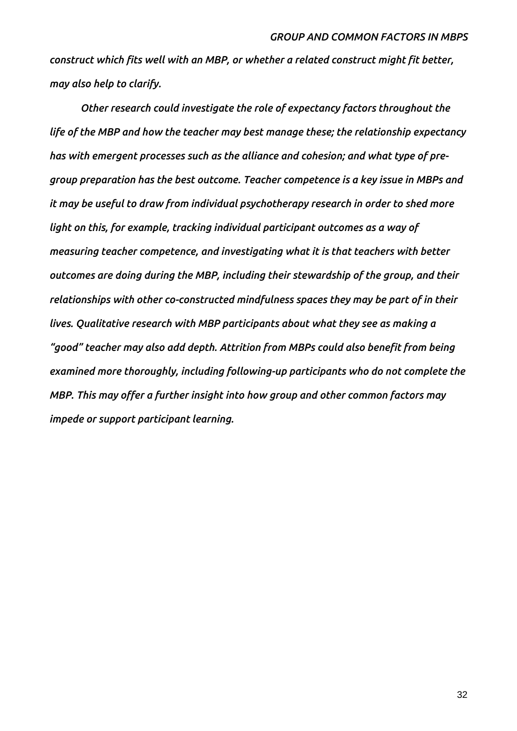*construct which fits well with an MBP, or whether a related construct might fit better, may also help to clarify.*

*Other research could investigate the role of expectancy factors throughout the life of the MBP and how the teacher may best manage these; the relationship expectancy has with emergent processes such as the alliance and cohesion; and what type of pre-group preparation has the best outcome. Teacher competence is a key issue in MBPs and it may be useful to draw from individual psychotherapy research in order to shed more light on this, for example, tracking individual participant outcomes as a way of measuring teacher competence, and investigating what it is that teachers with better outcomes are doing during the MBP, including their stewardship of the group, and their relationships with other co-constructed mindfulness spaces they may be part of in their lives. Qualitative research with MBP participants about what they see as making a "good" teacher may also add depth. Attrition from MBPs could also benefit from being examined more thoroughly, including following-up participants who do not complete the MBP. This may offer a further insight into how group and other common factors may impede or support participant learning.*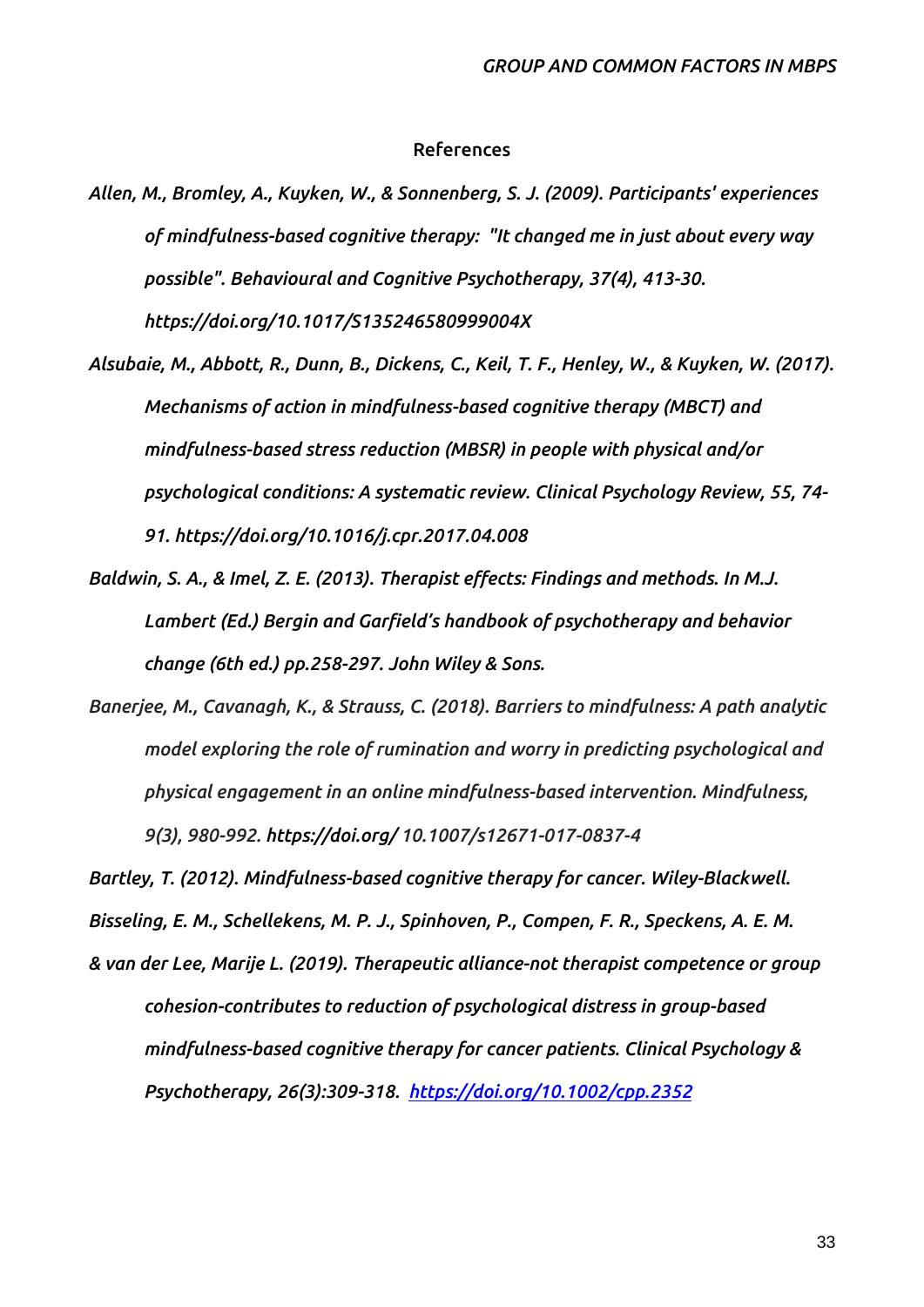## References

*Allen, M., Bromley, A., Kuyken, W., & Sonnenberg, S. J. (2009). Participants' experiences of mindfulness-based cognitive therapy: "It changed me in just about every way possible". Behavioural and Cognitive Psychotherapy, 37(4), 413-30. https://doi.org/10.1017/S135246580999004X*

*Alsubaie, M., Abbott, R., Dunn, B., Dickens, C., Keil, T. F., Henley, W., & Kuyken, W. (2017). Mechanisms of action in mindfulness-based cognitive therapy (MBCT) and mindfulness-based stress reduction (MBSR) in people with physical and/or psychological conditions: A systematic review. Clinical Psychology Review, 55, 74-91. https://doi.org/10.1016/j.cpr.2017.04.008*

*Baldwin, S. A., & Imel, Z. E. (2013). Therapist effects: Findings and methods. In M.J. Lambert (Ed.) Bergin and Garfield's handbook of psychotherapy and behavior change (6th ed.) pp.258-297. John Wiley & Sons.*

*Banerjee, M., Cavanagh, K., & Strauss, C. (2018). Barriers to mindfulness: A path analytic model exploring the role of rumination and worry in predicting psychological and physical engagement in an online mindfulness-based intervention. Mindfulness, 9(3), 980-992.* **https://doi.org/** *10.1007/s12671-017-0837-4*

*Bartley, T. (2012). Mindfulness-based cognitive therapy for cancer. Wiley-Blackwell.*

*Bisseling, E. M., Schellekens, M. P. J., Spinhoven, P., Compen, F. R., Speckens, A. E. M. & van der Lee, Marije L. (2019). Therapeutic alliance-not therapist competence or group cohesion-contributes to reduction of psychological distress in group-based mindfulness-based cognitive therapy for cancer patients. Clinical Psychology & Psychotherapy, 26(3):309-318. https://doi.org/10.1002/cpp.2352*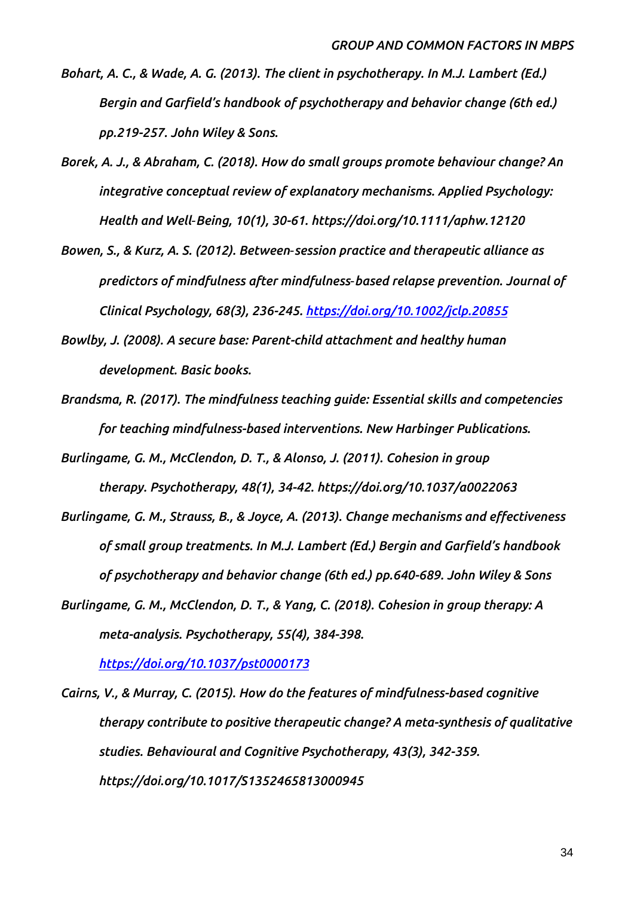*Bohart, A. C., & Wade, A. G. (2013). The client in psychotherapy. In M.J. Lambert (Ed.) Bergin and Garfield's handbook of psychotherapy and behavior change (6th ed.) pp.219-257. John Wiley & Sons.*

*Borek, A. J., & Abraham, C. (2018). How do small groups promote behaviour change? An integrative conceptual review of explanatory mechanisms. Applied Psychology: Health and Well-Being, 10(1), 30-61. https://doi.org/10.1111/aphw.12120*

*Bowen, S., & Kurz, A. S. (2012). Between-session practice and therapeutic alliance as predictors of mindfulness after mindfulness-based relapse prevention. Journal of Clinical Psychology, 68(3), 236-245. https://doi.org/10.1002/jclp.20855*

*Bowlby, J. (2008). A secure base: Parent-child attachment and healthy human development. Basic books.*

*Brandsma, R. (2017). The mindfulness teaching guide: Essential skills and competencies for teaching mindfulness-based interventions. New Harbinger Publications.*

*Burlingame, G. M., McClendon, D. T., & Alonso, J. (2011). Cohesion in group therapy. Psychotherapy, 48(1), 34-42. https://doi.org/10.1037/a0022063*

*Burlingame, G. M., Strauss, B., & Joyce, A. (2013). Change mechanisms and effectiveness of small group treatments. In M.J. Lambert (Ed.) Bergin and Garfield's handbook of psychotherapy and behavior change (6th ed.) pp.640-689. John Wiley & Sons*

*Burlingame, G. M., McClendon, D. T., & Yang, C. (2018). Cohesion in group therapy: A meta-analysis. Psychotherapy, 55(4), 384-398. https://doi.org/10.1037/pst0000173*

*Cairns, V., & Murray, C. (2015). How do the features of mindfulness-based cognitive therapy contribute to positive therapeutic change? A meta-synthesis of qualitative studies. Behavioural and Cognitive Psychotherapy, 43(3), 342-359. https://doi.org/10.1017/S1352465813000945*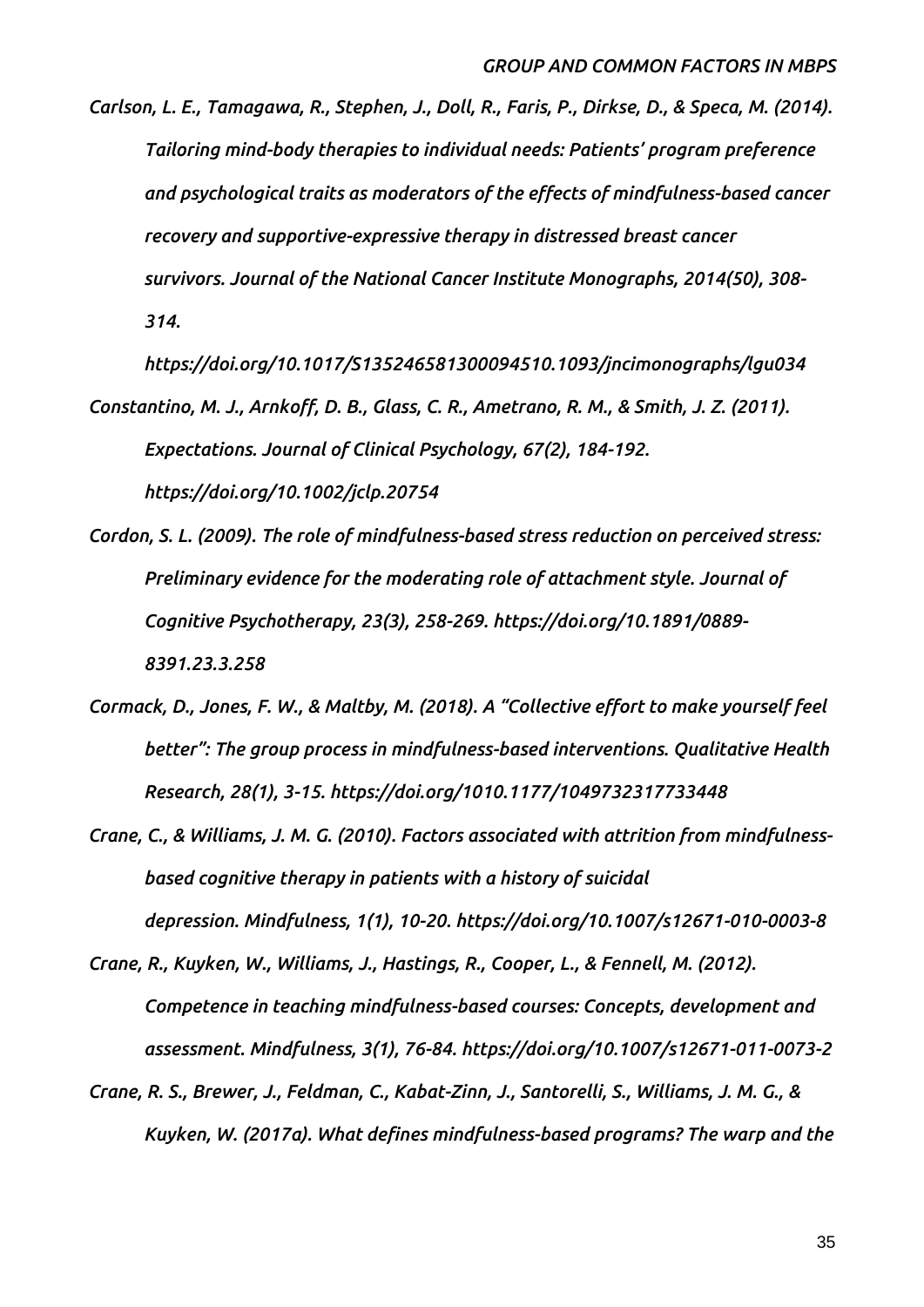*Carlson, L. E., Tamagawa, R., Stephen, J., Doll, R., Faris, P., Dirkse, D., & Speca, M. (2014). Tailoring mind-body therapies to individual needs: Patients' program preference and psychological traits as moderators of the effects of mindfulness-based cancer recovery and supportive-expressive therapy in distressed breast cancer survivors. Journal of the National Cancer Institute Monographs, 2014(50), 308-314. https://doi.org/10.1017/S135246581300094510.1093/jncimonographs/lgu034*

*Constantino, M. J., Arnkoff, D. B., Glass, C. R., Ametrano, R. M., & Smith, J. Z. (2011). Expectations. Journal of Clinical Psychology, 67(2), 184-192. https://doi.org/10.1002/jclp.20754*

*Cordon, S. L. (2009). The role of mindfulness-based stress reduction on perceived stress: Preliminary evidence for the moderating role of attachment style. Journal of Cognitive Psychotherapy, 23(3), 258-269. https://doi.org/10.1891/0889-8391.23.3.258*

*Cormack, D., Jones, F. W., & Maltby, M. (2018). A "Collective effort to make yourself feel better": The group process in mindfulness-based interventions. Qualitative Health Research, 28(1), 3-15. https://doi.org/1010.1177/1049732317733448*

*Crane, C., & Williams, J. M. G. (2010). Factors associated with attrition from mindfulness-based cognitive therapy in patients with a history of suicidal depression. Mindfulness, 1(1), 10-20. https://doi.org/10.1007/s12671-010-0003-8*

*Crane, R., Kuyken, W., Williams, J., Hastings, R., Cooper, L., & Fennell, M. (2012). Competence in teaching mindfulness-based courses: Concepts, development and assessment. Mindfulness, 3(1), 76-84. https://doi.org/10.1007/s12671-011-0073-2*

*Crane, R. S., Brewer, J., Feldman, C., Kabat-Zinn, J., Santorelli, S., Williams, J. M. G., & Kuyken, W. (2017a). What defines mindfulness-based programs? The warp and the*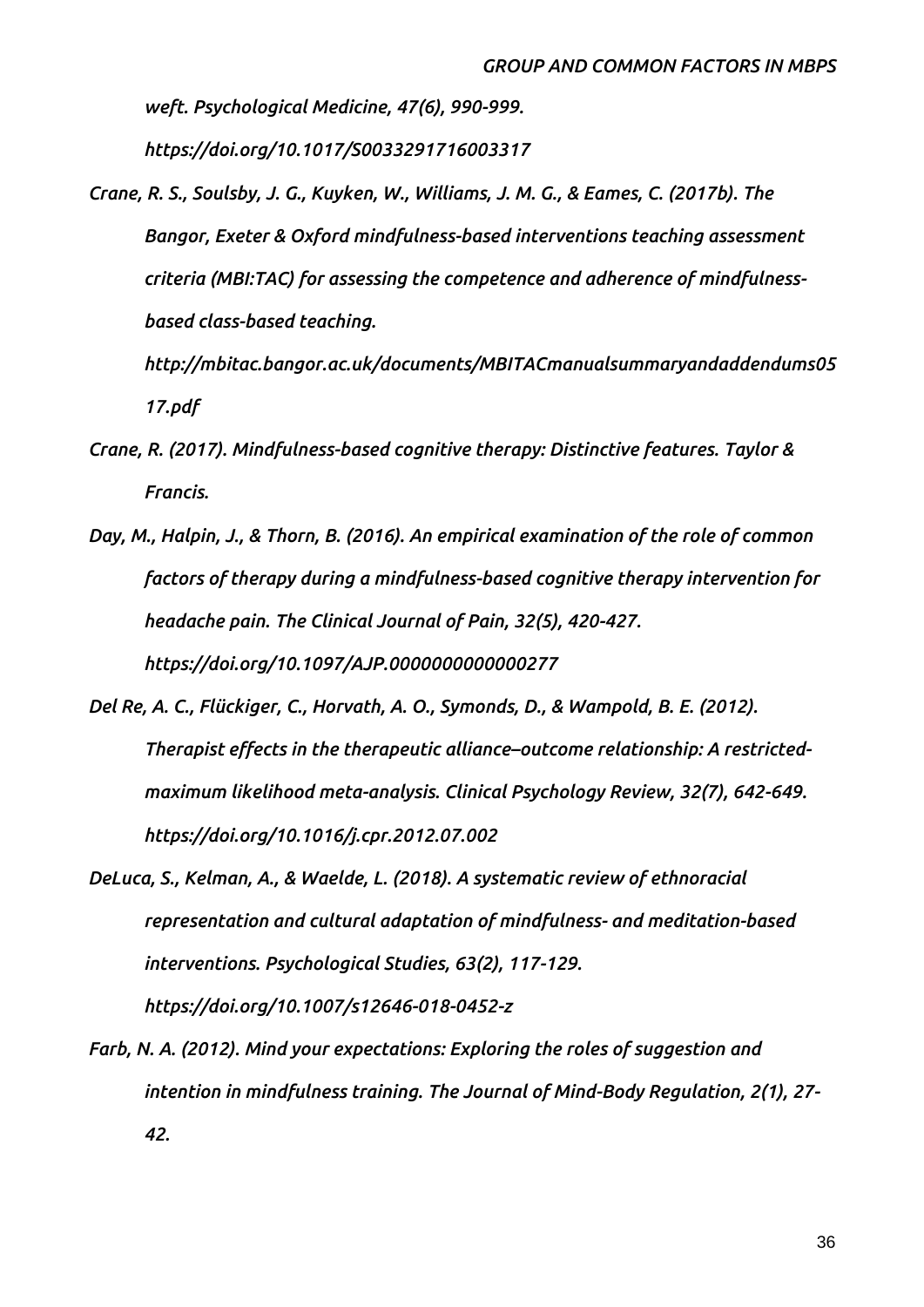*weft. Psychological Medicine, 47(6), 990-999. https://doi.org/10.1017/S0033291716003317*

*Crane, R. S., Soulsby, J. G., Kuyken, W., Williams, J. M. G., & Eames, C. (2017b). The Bangor, Exeter & Oxford mindfulness-based interventions teaching assessment criteria (MBI:TAC) for assessing the competence and adherence of mindfulness-based class-based teaching. http://mbitac.bangor.ac.uk/documents/MBITACmanualsummaryandaddendums0517.pdf*

*Crane, R. (2017). Mindfulness-based cognitive therapy: Distinctive features. Taylor & Francis.*

*Day, M., Halpin, J., & Thorn, B. (2016). An empirical examination of the role of common factors of therapy during a mindfulness-based cognitive therapy intervention for headache pain. The Clinical Journal of Pain, 32(5), 420-427. https://doi.org/10.1097/AJP.0000000000000277*

*Del Re, A. C., Flückiger, C., Horvath, A. O., Symonds, D., & Wampold, B. E. (2012). Therapist effects in the therapeutic alliance–outcome relationship: A restricted-maximum likelihood meta-analysis. Clinical Psychology Review, 32(7), 642-649. https://doi.org/10.1016/j.cpr.2012.07.002*

*DeLuca, S., Kelman, A., & Waelde, L. (2018). A systematic review of ethnoracial representation and cultural adaptation of mindfulness- and meditation-based interventions. Psychological Studies, 63(2), 117-129. https://doi.org/10.1007/s12646-018-0452-z*

*Farb, N. A. (2012). Mind your expectations: Exploring the roles of suggestion and intention in mindfulness training. The Journal of Mind-Body Regulation, 2(1), 27-42.*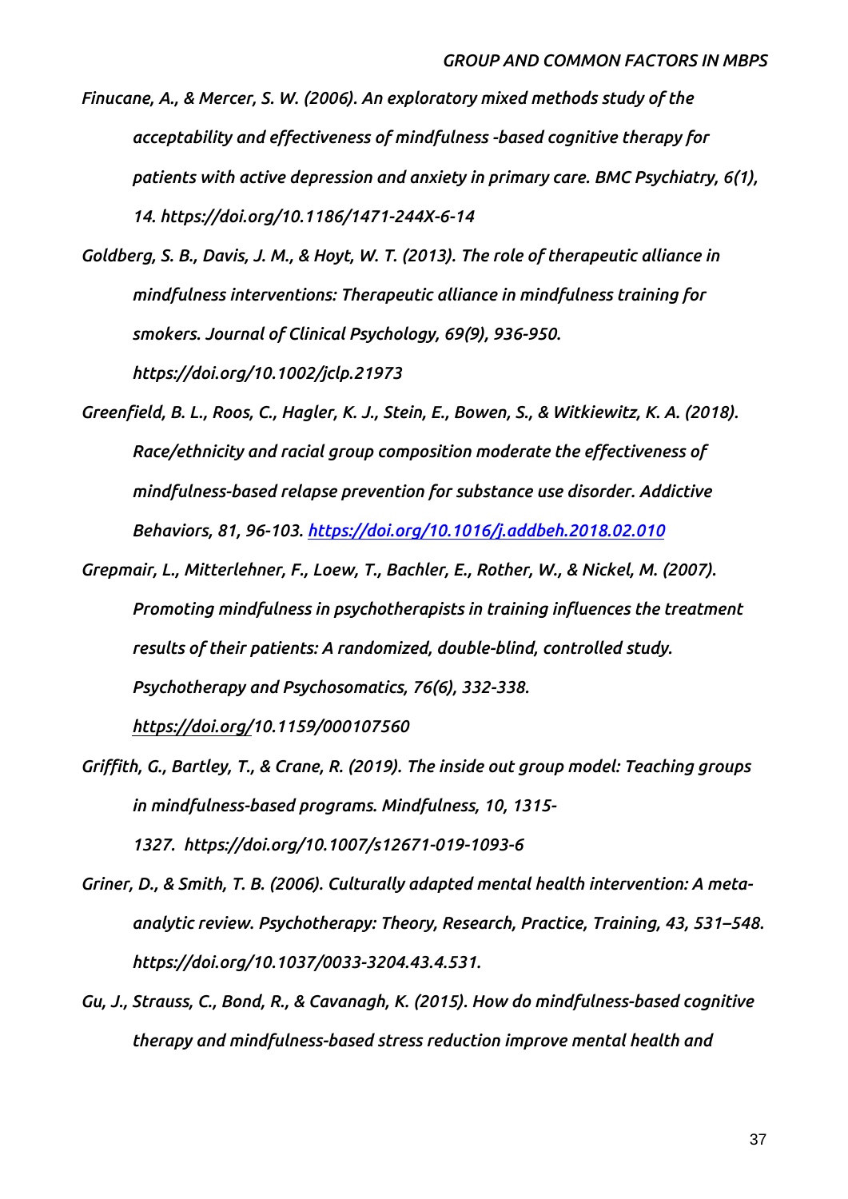*Finucane, A., & Mercer, S. W. (2006). An exploratory mixed methods study of the acceptability and effectiveness of mindfulness -based cognitive therapy for patients with active depression and anxiety in primary care. BMC Psychiatry, 6(1), 14. https://doi.org/10.1186/1471-244X-6-14*

*Goldberg, S. B., Davis, J. M., & Hoyt, W. T. (2013). The role of therapeutic alliance in mindfulness interventions: Therapeutic alliance in mindfulness training for smokers. Journal of Clinical Psychology, 69(9), 936-950. https://doi.org/10.1002/jclp.21973*

*Greenfield, B. L., Roos, C., Hagler, K. J., Stein, E., Bowen, S., & Witkiewitz, K. A. (2018). Race/ethnicity and racial group composition moderate the effectiveness of mindfulness-based relapse prevention for substance use disorder. Addictive Behaviors, 81, 96-103. https://doi.org/10.1016/j.addbeh.2018.02.010*

*Grepmair, L., Mitterlehner, F., Loew, T., Bachler, E., Rother, W., & Nickel, M. (2007). Promoting mindfulness in psychotherapists in training influences the treatment results of their patients: A randomized, double-blind, controlled study. Psychotherapy and Psychosomatics, 76(6), 332-338. https://doi.org/10.1159/000107560*

*Griffith, G., Bartley, T., & Crane, R. (2019). The inside out group model: Teaching groups in mindfulness-based programs. Mindfulness, 10, 1315-1327. https://doi.org/10.1007/s12671-019-1093-6*

*Griner, D., & Smith, T. B. (2006). Culturally adapted mental health intervention: A meta-analytic review. Psychotherapy: Theory, Research, Practice, Training, 43, 531–548. https://doi.org/10.1037/0033-3204.43.4.531.*

*Gu, J., Strauss, C., Bond, R., & Cavanagh, K. (2015). How do mindfulness-based cognitive therapy and mindfulness-based stress reduction improve mental health and*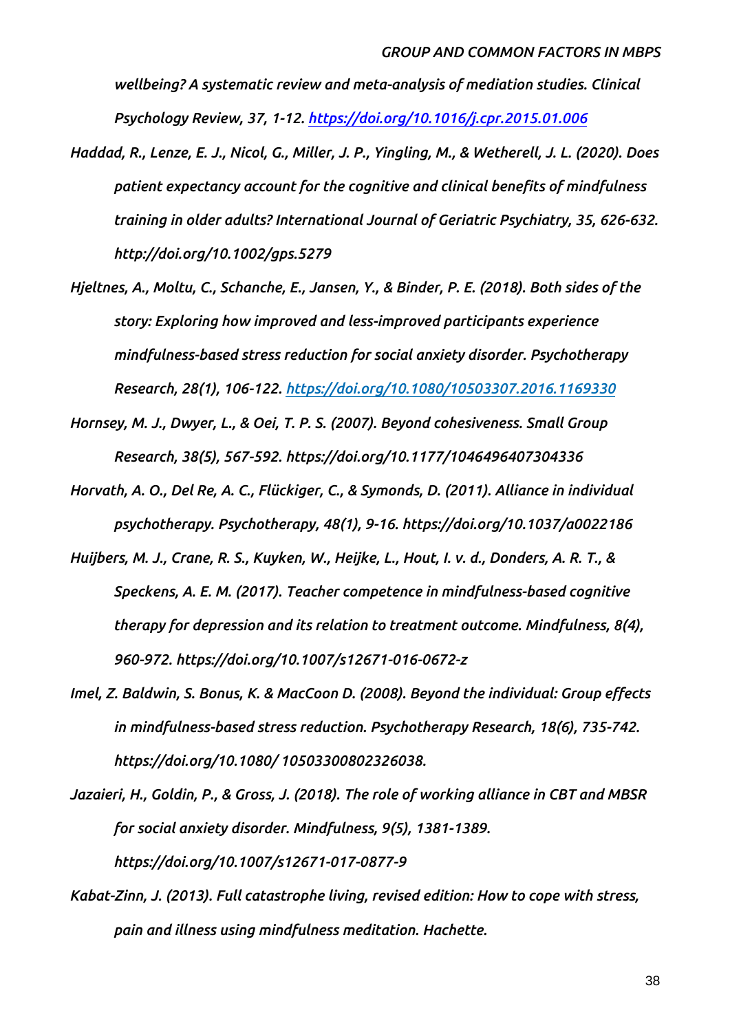*wellbeing? A systematic review and meta-analysis of mediation studies. Clinical Psychology Review, 37, 1-12. https://doi.org/10.1016/j.cpr.2015.01.006*

*Haddad, R., Lenze, E. J., Nicol, G., Miller, J. P., Yingling, M., & Wetherell, J. L. (2020). Does patient expectancy account for the cognitive and clinical benefits of mindfulness training in older adults? International Journal of Geriatric Psychiatry, 35, 626-632. http://doi.org/10.1002/gps.5279*

*Hjeltnes, A., Moltu, C., Schanche, E., Jansen, Y., & Binder, P. E. (2018). Both sides of the story: Exploring how improved and less-improved participants experience mindfulness-based stress reduction for social anxiety disorder. Psychotherapy Research, 28(1), 106-122. https://doi.org/10.1080/10503307.2016.1169330*

*Hornsey, M. J., Dwyer, L., & Oei, T. P. S. (2007). Beyond cohesiveness. Small Group Research, 38(5), 567-592. https://doi.org/10.1177/1046496407304336*

*Horvath, A. O., Del Re, A. C., Flückiger, C., & Symonds, D. (2011). Alliance in individual psychotherapy. Psychotherapy, 48(1), 9-16. https://doi.org/10.1037/a0022186*

*Huijbers, M. J., Crane, R. S., Kuyken, W., Heijke, L., Hout, I. v. d., Donders, A. R. T., & Speckens, A. E. M. (2017). Teacher competence in mindfulness-based cognitive therapy for depression and its relation to treatment outcome. Mindfulness, 8(4), 960-972. https://doi.org/10.1007/s12671-016-0672-z*

*Imel, Z. Baldwin, S. Bonus, K. & MacCoon D. (2008). Beyond the individual: Group effects in mindfulness-based stress reduction. Psychotherapy Research, 18(6), 735-742. https://doi.org/10.1080/ 10503300802326038.*

*Jazaieri, H., Goldin, P., & Gross, J. (2018). The role of working alliance in CBT and MBSR for social anxiety disorder. Mindfulness, 9(5), 1381-1389. https://doi.org/10.1007/s12671-017-0877-9*

*Kabat-Zinn, J. (2013). Full catastrophe living, revised edition: How to cope with stress, pain and illness using mindfulness meditation. Hachette.*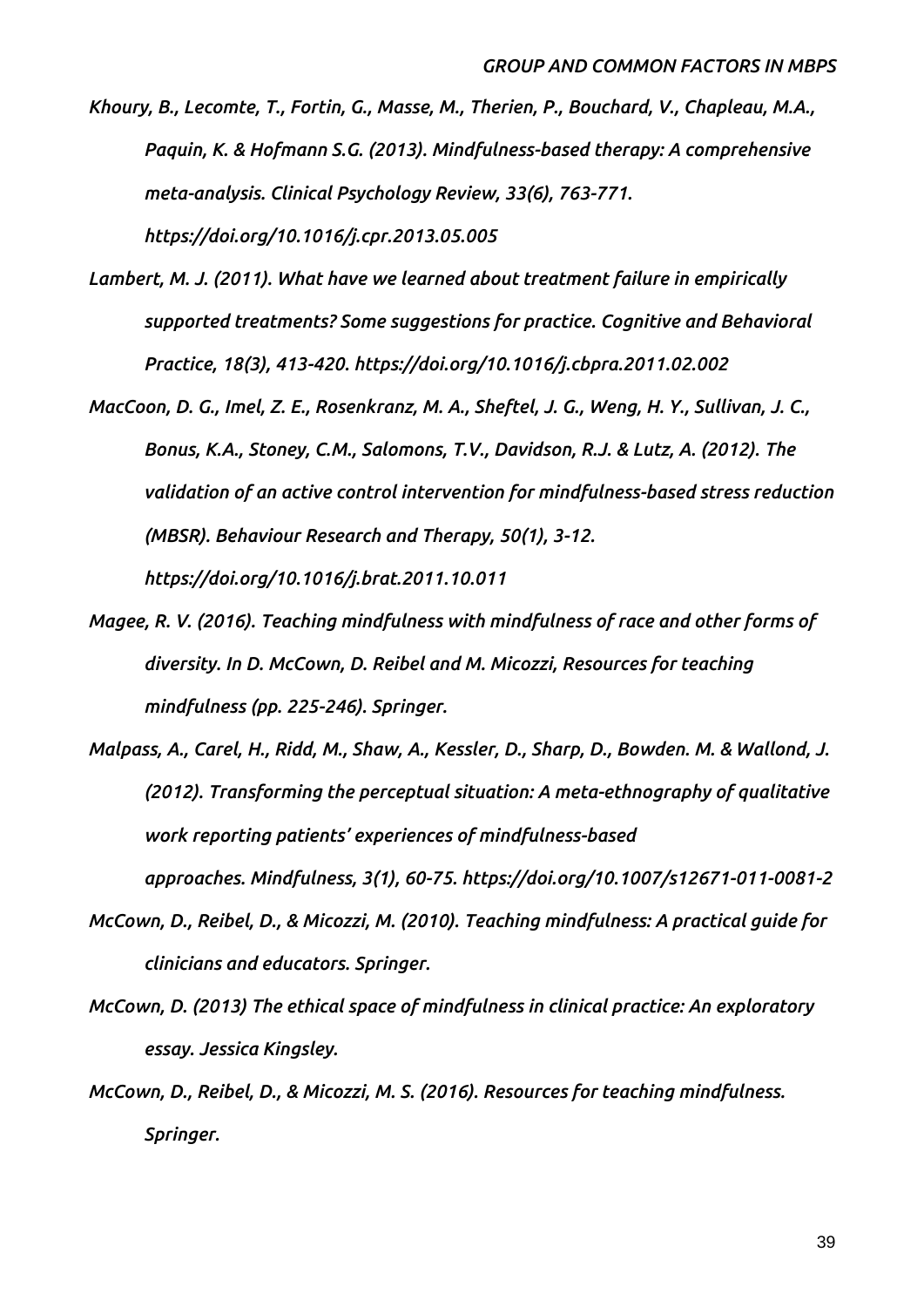*Khoury, B., Lecomte, T., Fortin, G., Masse, M., Therien, P., Bouchard, V., Chapleau, M.A., Paquin, K. & Hofmann S.G. (2013). Mindfulness-based therapy: A comprehensive meta-analysis. Clinical Psychology Review, 33(6), 763-771. https://doi.org/10.1016/j.cpr.2013.05.005*

*Lambert, M. J. (2011). What have we learned about treatment failure in empirically supported treatments? Some suggestions for practice. Cognitive and Behavioral Practice, 18(3), 413-420. https://doi.org/10.1016/j.cbpra.2011.02.002*

*MacCoon, D. G., Imel, Z. E., Rosenkranz, M. A., Sheftel, J. G., Weng, H. Y., Sullivan, J. C., Bonus, K.A., Stoney, C.M., Salomons, T.V., Davidson, R.J. & Lutz, A. (2012). The validation of an active control intervention for mindfulness-based stress reduction (MBSR). Behaviour Research and Therapy, 50(1), 3-12. https://doi.org/10.1016/j.brat.2011.10.011*

*Magee, R. V. (2016). Teaching mindfulness with mindfulness of race and other forms of diversity. In D. McCown, D. Reibel and M. Micozzi, Resources for teaching mindfulness (pp. 225-246). Springer.*

*Malpass, A., Carel, H., Ridd, M., Shaw, A., Kessler, D., Sharp, D., Bowden. M. & Wallond, J. (2012). Transforming the perceptual situation: A meta-ethnography of qualitative work reporting patients' experiences of mindfulness-based approaches. Mindfulness, 3(1), 60-75. https://doi.org/10.1007/s12671-011-0081-2*

*McCown, D., Reibel, D., & Micozzi, M. (2010). Teaching mindfulness: A practical guide for clinicians and educators. Springer.*

*McCown, D. (2013) The ethical space of mindfulness in clinical practice: An exploratory essay. Jessica Kingsley.*

*McCown, D., Reibel, D., & Micozzi, M. S. (2016). Resources for teaching mindfulness. Springer.*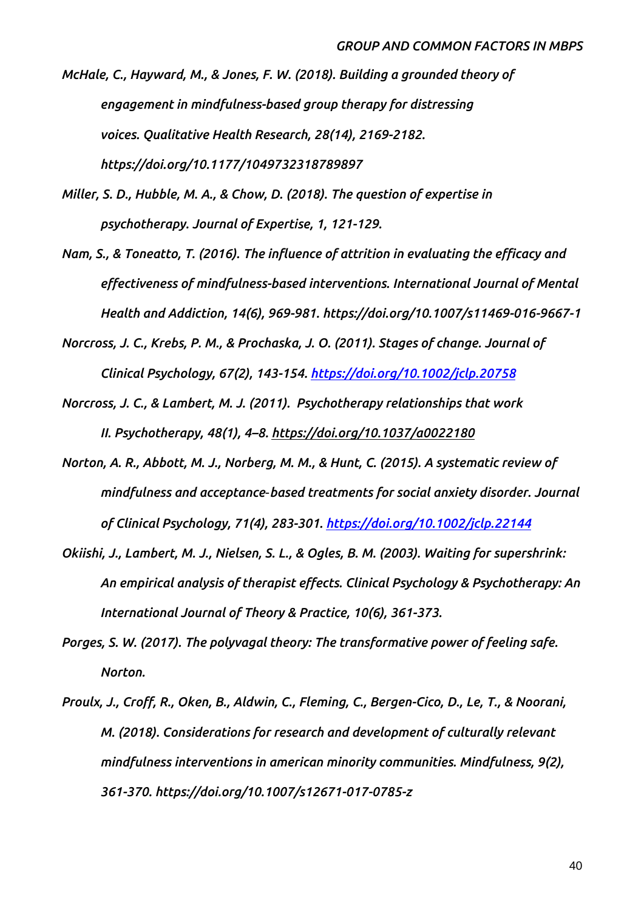*McHale, C., Hayward, M., & Jones, F. W. (2018). Building a grounded theory of engagement in mindfulness-based group therapy for distressing voices. Qualitative Health Research, 28(14), 2169-2182. https://doi.org/10.1177/1049732318789897*

*Miller, S. D., Hubble, M. A., & Chow, D. (2018). The question of expertise in psychotherapy. Journal of Expertise, 1, 121-129.*

*Nam, S., & Toneatto, T. (2016). The influence of attrition in evaluating the efficacy and effectiveness of mindfulness-based interventions. International Journal of Mental Health and Addiction, 14(6), 969-981. https://doi.org/10.1007/s11469-016-9667-1*

*Norcross, J. C., Krebs, P. M., & Prochaska, J. O. (2011). Stages of change. Journal of Clinical Psychology, 67(2), 143-154. https://doi.org/10.1002/jclp.20758*

*Norcross, J. C., & Lambert, M. J. (2011). Psychotherapy relationships that work II. Psychotherapy, 48(1), 4–8. https://doi.org/10.1037/a0022180*

*Norton, A. R., Abbott, M. J., Norberg, M. M., & Hunt, C. (2015). A systematic review of mindfulness and acceptance-based treatments for social anxiety disorder. Journal of Clinical Psychology, 71(4), 283-301. https://doi.org/10.1002/jclp.22144*

*Okiishi, J., Lambert, M. J., Nielsen, S. L., & Ogles, B. M. (2003). Waiting for supershrink: An empirical analysis of therapist effects. Clinical Psychology & Psychotherapy: An International Journal of Theory & Practice, 10(6), 361-373.*

*Porges, S. W. (2017). The polyvagal theory: The transformative power of feeling safe. Norton.*

*Proulx, J., Croff, R., Oken, B., Aldwin, C., Fleming, C., Bergen-Cico, D., Le, T., & Noorani, M. (2018). Considerations for research and development of culturally relevant mindfulness interventions in american minority communities. Mindfulness, 9(2), 361-370. https://doi.org/10.1007/s12671-017-0785-z*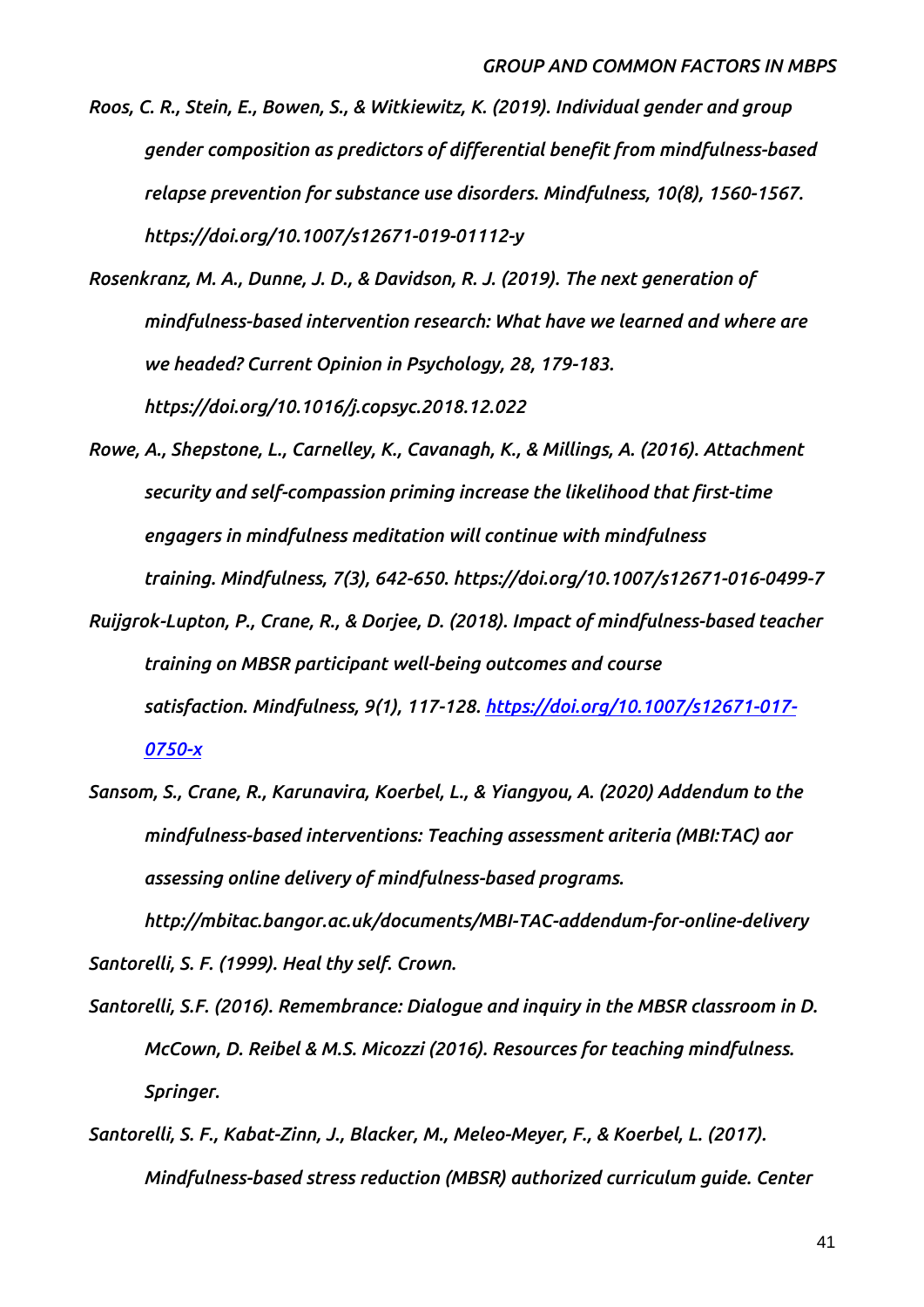*Roos, C. R., Stein, E., Bowen, S., & Witkiewitz, K. (2019). Individual gender and group gender composition as predictors of differential benefit from mindfulness-based relapse prevention for substance use disorders. Mindfulness, 10(8), 1560-1567. https://doi.org/10.1007/s12671-019-01112-y*

*Rosenkranz, M. A., Dunne, J. D., & Davidson, R. J. (2019). The next generation of mindfulness-based intervention research: What have we learned and where are we headed? Current Opinion in Psychology, 28, 179-183. https://doi.org/10.1016/j.copsyc.2018.12.022*

*Rowe, A., Shepstone, L., Carnelley, K., Cavanagh, K., & Millings, A. (2016). Attachment security and self-compassion priming increase the likelihood that first-time engagers in mindfulness meditation will continue with mindfulness training. Mindfulness, 7(3), 642-650. https://doi.org/10.1007/s12671-016-0499-7*

*Ruijgrok-Lupton, P., Crane, R., & Dorjee, D. (2018). Impact of mindfulness-based teacher training on MBSR participant well-being outcomes and course satisfaction. Mindfulness, 9(1), 117-128. [https://doi.org/10.1007/s12671-017-0750-x](https://doi.org/10.1007/s12671-017-0750-x)*

*Sansom, S., Crane, R., Karunavira, Koerbel, L., & Yiangyou, A. (2020) Addendum to the mindfulness-based interventions: Teaching assessment ariteria (MBI:TAC) aor assessing online delivery of mindfulness-based programs. http://mbitac.bangor.ac.uk/documents/MBI-TAC-addendum-for-online-delivery*

*Santorelli, S. F. (1999). Heal thy self. Crown.*

*Santorelli, S.F. (2016). Remembrance: Dialogue and inquiry in the MBSR classroom in D. McCown, D. Reibel & M.S. Micozzi (2016). Resources for teaching mindfulness. Springer.*

*Santorelli, S. F., Kabat-Zinn, J., Blacker, M., Meleo-Meyer, F., & Koerbel, L. (2017). Mindfulness-based stress reduction (MBSR) authorized curriculum guide. Center*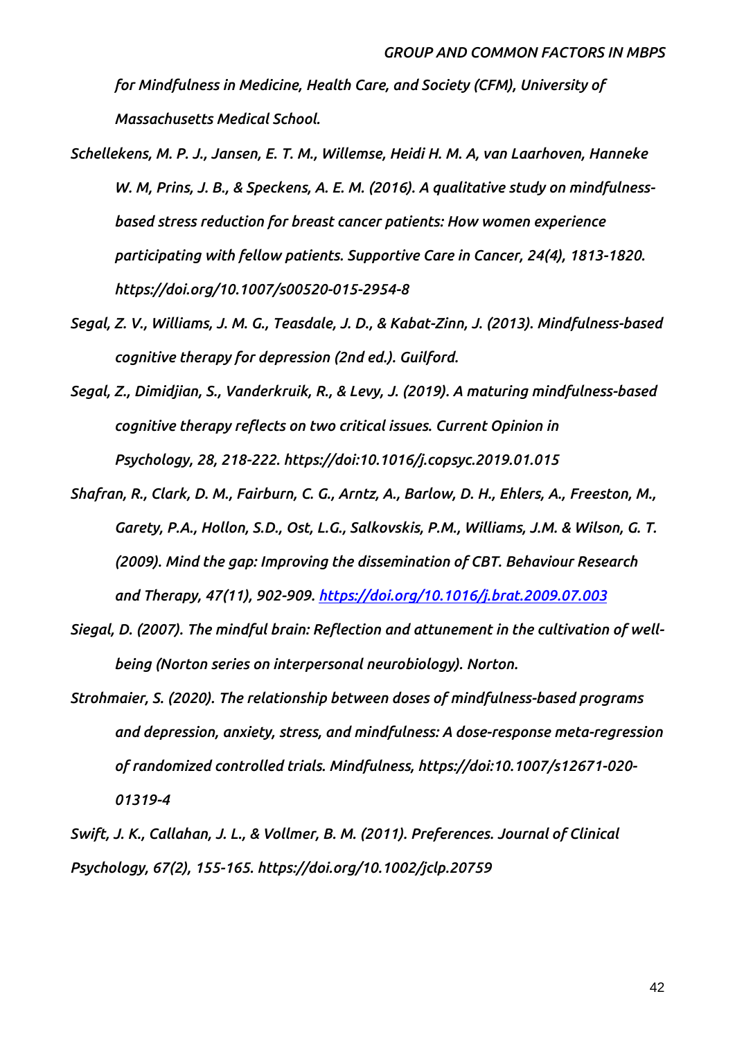*for Mindfulness in Medicine, Health Care, and Society (CFM), University of Massachusetts Medical School.*

*Schellekens, M. P. J., Jansen, E. T. M., Willemse, Heidi H. M. A, van Laarhoven, Hanneke W. M, Prins, J. B., & Speckens, A. E. M. (2016). A qualitative study on mindfulness-based stress reduction for breast cancer patients: How women experience participating with fellow patients. Supportive Care in Cancer, 24(4), 1813-1820. https://doi.org/10.1007/s00520-015-2954-8*

*Segal, Z. V., Williams, J. M. G., Teasdale, J. D., & Kabat-Zinn, J. (2013). Mindfulness-based cognitive therapy for depression (2nd ed.). Guilford.*

*Segal, Z., Dimidjian, S., Vanderkruik, R., & Levy, J. (2019). A maturing mindfulness-based cognitive therapy reflects on two critical issues. Current Opinion in Psychology, 28, 218-222. https://doi:10.1016/j.copsyc.2019.01.015*

*Shafran, R., Clark, D. M., Fairburn, C. G., Arntz, A., Barlow, D. H., Ehlers, A., Freeston, M., Garety, P.A., Hollon, S.D., Ost, L.G., Salkovskis, P.M., Williams, J.M. & Wilson, G. T. (2009). Mind the gap: Improving the dissemination of CBT. Behaviour Research and Therapy, 47(11), 902-909. https://doi.org/10.1016/j.brat.2009.07.003*

*Siegal, D. (2007). The mindful brain: Reflection and attunement in the cultivation of well-being (Norton series on interpersonal neurobiology). Norton.*

*Strohmaier, S. (2020). The relationship between doses of mindfulness-based programs and depression, anxiety, stress, and mindfulness: A dose-response meta-regression of randomized controlled trials. Mindfulness, https://doi:10.1007/s12671-020-01319-4*

*Swift, J. K., Callahan, J. L., & Vollmer, B. M. (2011). Preferences. Journal of Clinical Psychology, 67(2), 155-165. https://doi.org/10.1002/jclp.20759*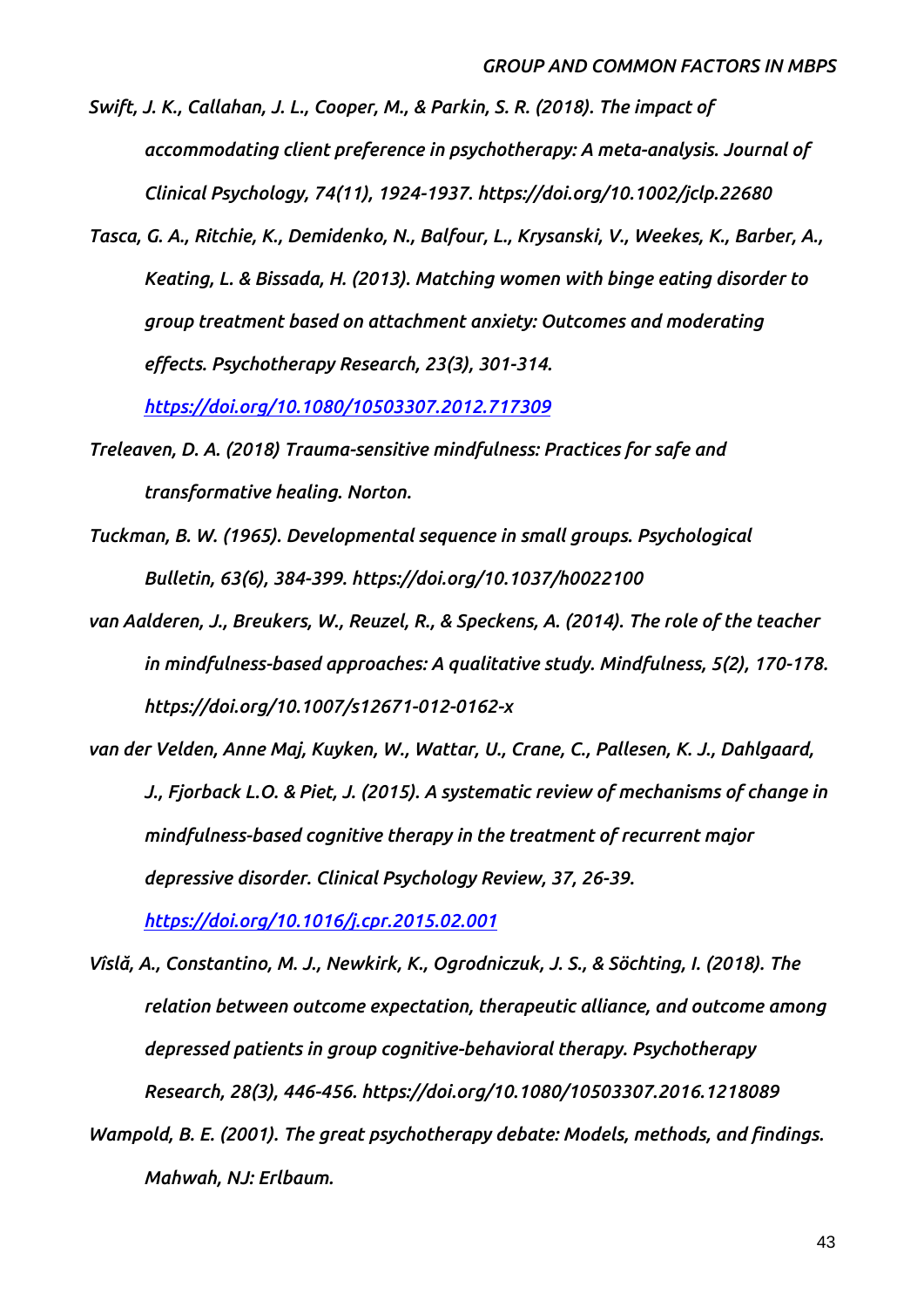*Swift, J. K., Callahan, J. L., Cooper, M., & Parkin, S. R. (2018). The impact of accommodating client preference in psychotherapy: A meta-analysis. Journal of Clinical Psychology, 74(11), 1924-1937. https://doi.org/10.1002/jclp.22680*

*Tasca, G. A., Ritchie, K., Demidenko, N., Balfour, L., Krysanski, V., Weekes, K., Barber, A., Keating, L. & Bissada, H. (2013). Matching women with binge eating disorder to group treatment based on attachment anxiety: Outcomes and moderating effects. Psychotherapy Research, 23(3), 301-314. https://doi.org/10.1080/10503307.2012.717309*

*Treleaven, D. A. (2018) Trauma-sensitive mindfulness: Practices for safe and transformative healing. Norton.*

*Tuckman, B. W. (1965). Developmental sequence in small groups. Psychological Bulletin, 63(6), 384-399. https://doi.org/10.1037/h0022100*

*van Aalderen, J., Breukers, W., Reuzel, R., & Speckens, A. (2014). The role of the teacher in mindfulness-based approaches: A qualitative study. Mindfulness, 5(2), 170-178. https://doi.org/10.1007/s12671-012-0162-x*

*van der Velden, Anne Maj, Kuyken, W., Wattar, U., Crane, C., Pallesen, K. J., Dahlgaard, J., Fjorback L.O. & Piet, J. (2015). A systematic review of mechanisms of change in mindfulness-based cognitive therapy in the treatment of recurrent major depressive disorder. Clinical Psychology Review, 37, 26-39. https://doi.org/10.1016/j.cpr.2015.02.001*

*Vîslă, A., Constantino, M. J., Newkirk, K., Ogrodniczuk, J. S., & Söchting, I. (2018). The relation between outcome expectation, therapeutic alliance, and outcome among depressed patients in group cognitive-behavioral therapy. Psychotherapy Research, 28(3), 446-456. https://doi.org/10.1080/10503307.2016.1218089*

*Wampold, B. E. (2001). The great psychotherapy debate: Models, methods, and findings. Mahwah, NJ: Erlbaum.*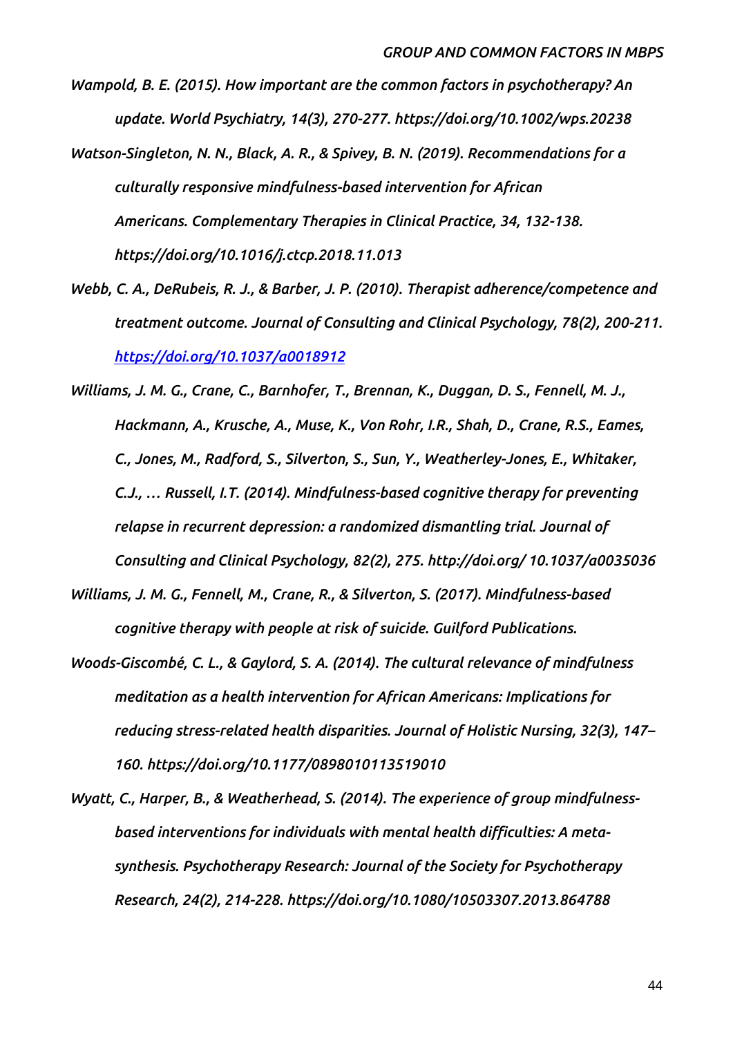*Wampold, B. E. (2015). How important are the common factors in psychotherapy? An update. World Psychiatry, 14(3), 270-277. https://doi.org/10.1002/wps.20238*

*Watson-Singleton, N. N., Black, A. R., & Spivey, B. N. (2019). Recommendations for a culturally responsive mindfulness-based intervention for African Americans. Complementary Therapies in Clinical Practice, 34, 132-138. https://doi.org/10.1016/j.ctcp.2018.11.013*

*Webb, C. A., DeRubeis, R. J., & Barber, J. P. (2010). Therapist adherence/competence and treatment outcome. Journal of Consulting and Clinical Psychology, 78(2), 200-211. https://doi.org/10.1037/a0018912*

*Williams, J. M. G., Crane, C., Barnhofer, T., Brennan, K., Duggan, D. S., Fennell, M. J., Hackmann, A., Krusche, A., Muse, K., Von Rohr, I.R., Shah, D., Crane, R.S., Eames, C., Jones, M., Radford, S., Silverton, S., Sun, Y., Weatherley-Jones, E., Whitaker, C.J., … Russell, I.T. (2014). Mindfulness-based cognitive therapy for preventing relapse in recurrent depression: a randomized dismantling trial. Journal of Consulting and Clinical Psychology, 82(2), 275. http://doi.org/ 10.1037/a0035036*

*Williams, J. M. G., Fennell, M., Crane, R., & Silverton, S. (2017). Mindfulness-based cognitive therapy with people at risk of suicide. Guilford Publications.*

*Woods-Giscombé, C. L., & Gaylord, S. A. (2014). The cultural relevance of mindfulness meditation as a health intervention for African Americans: Implications for reducing stress-related health disparities. Journal of Holistic Nursing, 32(3), 147–160. https://doi.org/10.1177/0898010113519010*

*Wyatt, C., Harper, B., & Weatherhead, S. (2014). The experience of group mindfulness-based interventions for individuals with mental health difficulties: A meta-synthesis. Psychotherapy Research: Journal of the Society for Psychotherapy Research, 24(2), 214-228. https://doi.org/10.1080/10503307.2013.864788*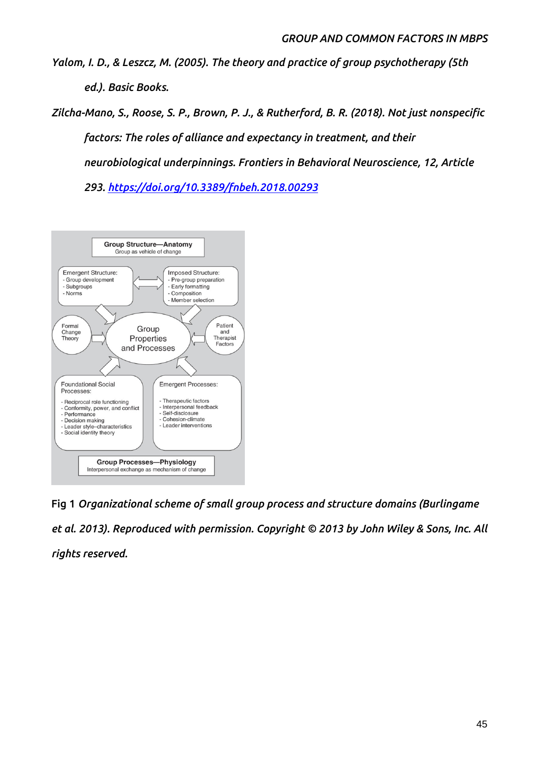Yalom, I. D., & Leszcz, M. (2005). *The theory and practice of group psychotherapy* (5th ed.). Basic Books.

Zilcha-Mano, S., Roose, S. P., Brown, P. J., & Rutherford, B. R. (2018). Not just nonspecific factors: The roles of alliance and expectancy in treatment, and their neurobiological underpinnings. *Frontiers in Behavioral Neuroscience, 12*, Article 293. https://doi.org/10.3389/fnbeh.2018.00293

**Group Structure—Anatomy**
Group as vehicle of change

Emergent Structure:
- Group development
- Subgroups
- Norms

Imposed Structure:
- Pre-group preparation
- Early formatting
- Composition
- Member selection

Formal Change Theory

Group Properties and Processes

Patient and Therapist Factors

Foundational Social Processes:
- Reciprocal role functioning
- Conformity, power, and conflict
- Performance
- Decision making
- Leader style–characteristics
- Social identity theory

Emergent Processes:
- Therapeutic factors
- Interpersonal feedback
- Self-disclosure
- Cohesion-climate
- Leader interventions

**Group Processes—Physiology**
Interpersonal exchange as mechanism of change

Fig 1 *Organizational scheme of small group process and structure domains (Burlingame et al. 2013). Reproduced with permission. Copyright © 2013 by John Wiley & Sons, Inc. All rights reserved.*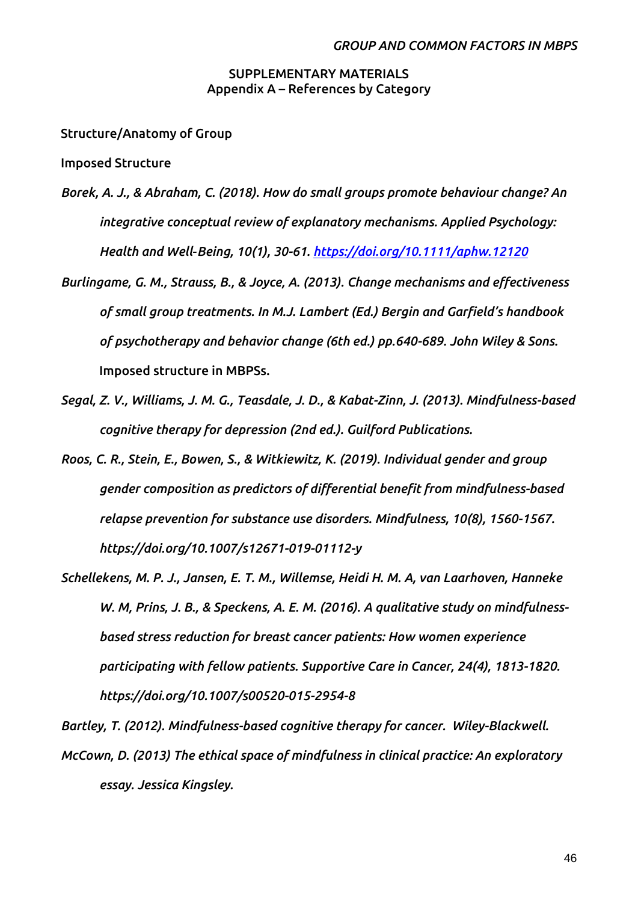## SUPPLEMENTARY MATERIALS
## Appendix A – References by Category

Structure/Anatomy of Group

Imposed Structure

*Borek, A. J., & Abraham, C. (2018). How do small groups promote behaviour change? An integrative conceptual review of explanatory mechanisms. Applied Psychology: Health and Well-Being, 10(1), 30-61. https://doi.org/10.1111/aphw.12120*

*Burlingame, G. M., Strauss, B., & Joyce, A. (2013). Change mechanisms and effectiveness of small group treatments. In M.J. Lambert (Ed.) Bergin and Garfield's handbook of psychotherapy and behavior change (6th ed.) pp.640-689. John Wiley & Sons.*

Imposed structure in MBPSs.

*Segal, Z. V., Williams, J. M. G., Teasdale, J. D., & Kabat-Zinn, J. (2013). Mindfulness-based cognitive therapy for depression (2nd ed.). Guilford Publications.*

*Roos, C. R., Stein, E., Bowen, S., & Witkiewitz, K. (2019). Individual gender and group gender composition as predictors of differential benefit from mindfulness-based relapse prevention for substance use disorders. Mindfulness, 10(8), 1560-1567. https://doi.org/10.1007/s12671-019-01112-y*

*Schellekens, M. P. J., Jansen, E. T. M., Willemse, Heidi H. M. A, van Laarhoven, Hanneke W. M, Prins, J. B., & Speckens, A. E. M. (2016). A qualitative study on mindfulness-based stress reduction for breast cancer patients: How women experience participating with fellow patients. Supportive Care in Cancer, 24(4), 1813-1820. https://doi.org/10.1007/s00520-015-2954-8*

*Bartley, T. (2012). Mindfulness-based cognitive therapy for cancer. Wiley-Blackwell.*

*McCown, D. (2013) The ethical space of mindfulness in clinical practice: An exploratory essay. Jessica Kingsley.*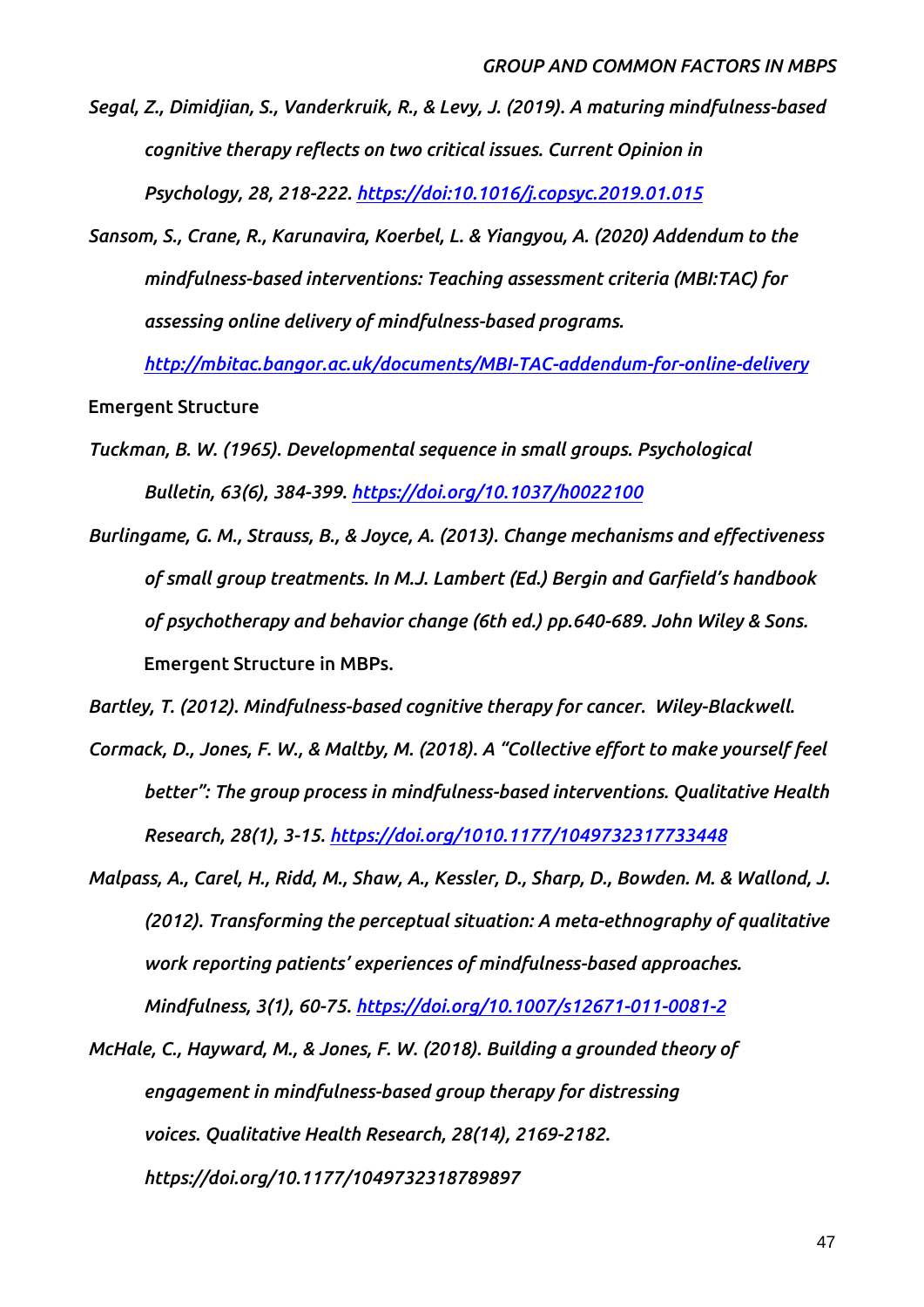*Segal, Z., Dimidjian, S., Vanderkruik, R., & Levy, J. (2019). A maturing mindfulness-based cognitive therapy reflects on two critical issues. Current Opinion in Psychology, 28, 218-222. [https://doi:10.1016/j.copsyc.2019.01.015](https://doi:10.1016/j.copsyc.2019.01.015)*

*Sansom, S., Crane, R., Karunavira, Koerbel, L. & Yiangyou, A. (2020) Addendum to the mindfulness-based interventions: Teaching assessment criteria (MBI:TAC) for assessing online delivery of mindfulness-based programs. [http://mbitac.bangor.ac.uk/documents/MBI-TAC-addendum-for-online-delivery](http://mbitac.bangor.ac.uk/documents/MBI-TAC-addendum-for-online-delivery)*

Emergent Structure

*Tuckman, B. W. (1965). Developmental sequence in small groups. Psychological Bulletin, 63(6), 384-399. [https://doi.org/10.1037/h0022100](https://doi.org/10.1037/h0022100)*

*Burlingame, G. M., Strauss, B., & Joyce, A. (2013). Change mechanisms and effectiveness of small group treatments. In M.J. Lambert (Ed.) Bergin and Garfield's handbook of psychotherapy and behavior change (6th ed.) pp.640-689. John Wiley & Sons.*

Emergent Structure in MBPs.

*Bartley, T. (2012). Mindfulness-based cognitive therapy for cancer. Wiley-Blackwell.*

*Cormack, D., Jones, F. W., & Maltby, M. (2018). A "Collective effort to make yourself feel better": The group process in mindfulness-based interventions. Qualitative Health Research, 28(1), 3-15. [https://doi.org/1010.1177/1049732317733448](https://doi.org/1010.1177/1049732317733448)*

*Malpass, A., Carel, H., Ridd, M., Shaw, A., Kessler, D., Sharp, D., Bowden. M. & Wallond, J. (2012). Transforming the perceptual situation: A meta-ethnography of qualitative work reporting patients' experiences of mindfulness-based approaches. Mindfulness, 3(1), 60-75. [https://doi.org/10.1007/s12671-011-0081-2](https://doi.org/10.1007/s12671-011-0081-2)*

*McHale, C., Hayward, M., & Jones, F. W. (2018). Building a grounded theory of engagement in mindfulness-based group therapy for distressing voices. Qualitative Health Research, 28(14), 2169-2182. https://doi.org/10.1177/1049732318789897*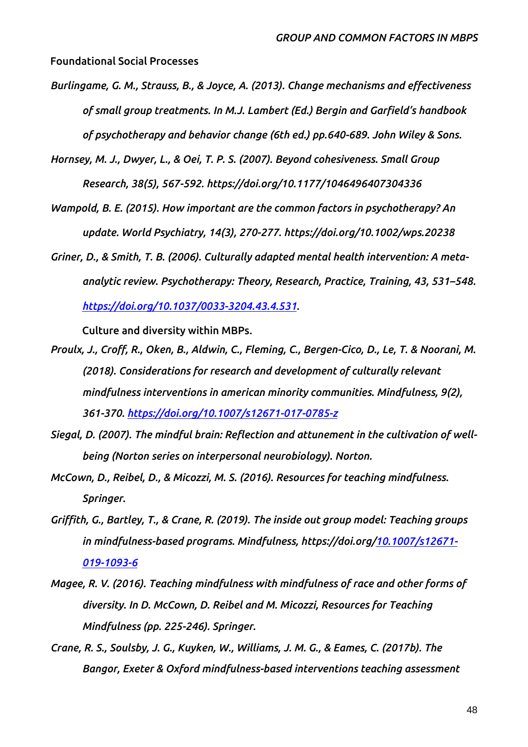**Foundational Social Processes**

*Burlingame, G. M., Strauss, B., & Joyce, A. (2013). Change mechanisms and effectiveness of small group treatments. In M.J. Lambert (Ed.) Bergin and Garfield's handbook of psychotherapy and behavior change (6th ed.) pp.640-689. John Wiley & Sons.*

*Hornsey, M. J., Dwyer, L., & Oei, T. P. S. (2007). Beyond cohesiveness. Small Group Research, 38(5), 567-592. https://doi.org/10.1177/1046496407304336*

*Wampold, B. E. (2015). How important are the common factors in psychotherapy? An update. World Psychiatry, 14(3), 270-277. https://doi.org/10.1002/wps.20238*

*Griner, D., & Smith, T. B. (2006). Culturally adapted mental health intervention: A meta-analytic review. Psychotherapy: Theory, Research, Practice, Training, 43, 531–548. https://doi.org/10.1037/0033-3204.43.4.531.*

**Culture and diversity within MBPs.**

*Proulx, J., Croff, R., Oken, B., Aldwin, C., Fleming, C., Bergen-Cico, D., Le, T. & Noorani, M. (2018). Considerations for research and development of culturally relevant mindfulness interventions in american minority communities. Mindfulness, 9(2), 361-370. https://doi.org/10.1007/s12671-017-0785-z*

*Siegal, D. (2007). The mindful brain: Reflection and attunement in the cultivation of well-being (Norton series on interpersonal neurobiology). Norton.*

*McCown, D., Reibel, D., & Micozzi, M. S. (2016). Resources for teaching mindfulness. Springer.*

*Griffith, G., Bartley, T., & Crane, R. (2019). The inside out group model: Teaching groups in mindfulness-based programs. Mindfulness, https://doi.org/10.1007/s12671-019-1093-6*

*Magee, R. V. (2016). Teaching mindfulness with mindfulness of race and other forms of diversity. In D. McCown, D. Reibel and M. Micozzi, Resources for Teaching Mindfulness (pp. 225-246). Springer.*

*Crane, R. S., Soulsby, J. G., Kuyken, W., Williams, J. M. G., & Eames, C. (2017b). The Bangor, Exeter & Oxford mindfulness-based interventions teaching assessment*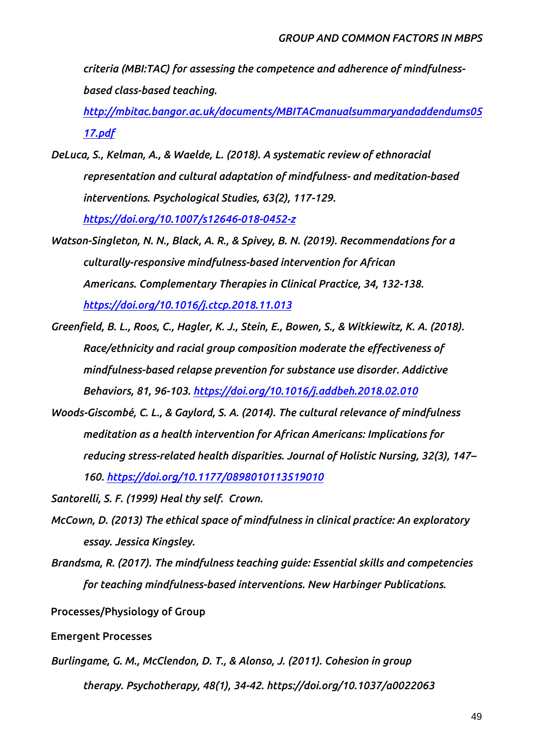*criteria (MBI:TAC) for assessing the competence and adherence of mindfulness-based class-based teaching.* *http://mbitac.bangor.ac.uk/documents/MBITACmanualsummaryandaddendums0517.pdf*

*DeLuca, S., Kelman, A., & Waelde, L. (2018). A systematic review of ethnoracial representation and cultural adaptation of mindfulness- and meditation-based interventions. Psychological Studies, 63(2), 117-129. https://doi.org/10.1007/s12646-018-0452-z*

*Watson-Singleton, N. N., Black, A. R., & Spivey, B. N. (2019). Recommendations for a culturally-responsive mindfulness-based intervention for African Americans. Complementary Therapies in Clinical Practice, 34, 132-138. https://doi.org/10.1016/j.ctcp.2018.11.013*

*Greenfield, B. L., Roos, C., Hagler, K. J., Stein, E., Bowen, S., & Witkiewitz, K. A. (2018). Race/ethnicity and racial group composition moderate the effectiveness of mindfulness-based relapse prevention for substance use disorder. Addictive Behaviors, 81, 96-103. https://doi.org/10.1016/j.addbeh.2018.02.010*

*Woods-Giscombé, C. L., & Gaylord, S. A. (2014). The cultural relevance of mindfulness meditation as a health intervention for African Americans: Implications for reducing stress-related health disparities. Journal of Holistic Nursing, 32(3), 147–160. https://doi.org/10.1177/0898010113519010*

*Santorelli, S. F. (1999) Heal thy self. Crown.*

*McCown, D. (2013) The ethical space of mindfulness in clinical practice: An exploratory essay. Jessica Kingsley.*

*Brandsma, R. (2017). The mindfulness teaching guide: Essential skills and competencies for teaching mindfulness-based interventions. New Harbinger Publications.*

Processes/Physiology of Group

Emergent Processes

*Burlingame, G. M., McClendon, D. T., & Alonso, J. (2011). Cohesion in group therapy. Psychotherapy, 48(1), 34-42. https://doi.org/10.1037/a0022063*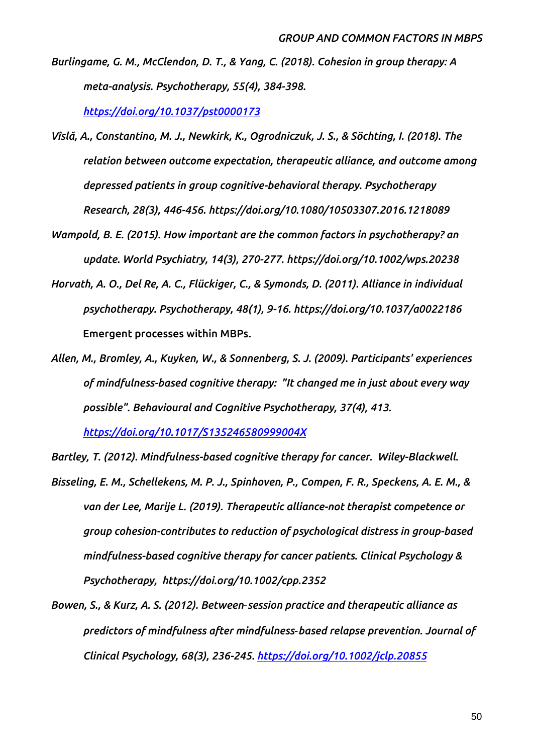*Burlingame, G. M., McClendon, D. T., & Yang, C. (2018). Cohesion in group therapy: A meta-analysis. Psychotherapy, 55(4), 384-398. https://doi.org/10.1037/pst0000173*

*Vîslă, A., Constantino, M. J., Newkirk, K., Ogrodniczuk, J. S., & Söchting, I. (2018). The relation between outcome expectation, therapeutic alliance, and outcome among depressed patients in group cognitive-behavioral therapy. Psychotherapy Research, 28(3), 446-456. https://doi.org/10.1080/10503307.2016.1218089*

*Wampold, B. E. (2015). How important are the common factors in psychotherapy? an update. World Psychiatry, 14(3), 270-277. https://doi.org/10.1002/wps.20238*

*Horvath, A. O., Del Re, A. C., Flückiger, C., & Symonds, D. (2011). Alliance in individual psychotherapy. Psychotherapy, 48(1), 9-16. https://doi.org/10.1037/a0022186*

Emergent processes within MBPs.

*Allen, M., Bromley, A., Kuyken, W., & Sonnenberg, S. J. (2009). Participants' experiences of mindfulness-based cognitive therapy: "It changed me in just about every way possible". Behavioural and Cognitive Psychotherapy, 37(4), 413. https://doi.org/10.1017/S135246580999004X*

*Bartley, T. (2012). Mindfulness-based cognitive therapy for cancer. Wiley-Blackwell.*

*Bisseling, E. M., Schellekens, M. P. J., Spinhoven, P., Compen, F. R., Speckens, A. E. M., & van der Lee, Marije L. (2019). Therapeutic alliance-not therapist competence or group cohesion-contributes to reduction of psychological distress in group-based mindfulness-based cognitive therapy for cancer patients. Clinical Psychology & Psychotherapy, https://doi.org/10.1002/cpp.2352*

*Bowen, S., & Kurz, A. S. (2012). Between-session practice and therapeutic alliance as predictors of mindfulness after mindfulness-based relapse prevention. Journal of Clinical Psychology, 68(3), 236-245. https://doi.org/10.1002/jclp.20855*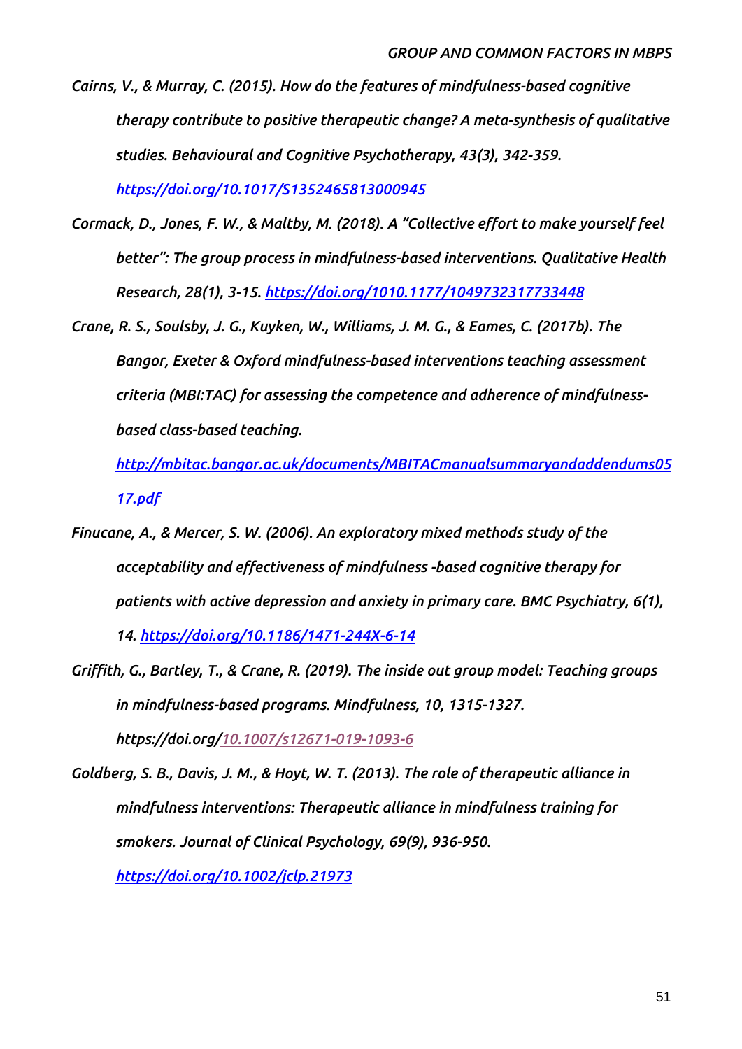*Cairns, V., & Murray, C. (2015). How do the features of mindfulness-based cognitive therapy contribute to positive therapeutic change? A meta-synthesis of qualitative studies. Behavioural and Cognitive Psychotherapy, 43(3), 342-359. https://doi.org/10.1017/S1352465813000945*

*Cormack, D., Jones, F. W., & Maltby, M. (2018). A "Collective effort to make yourself feel better": The group process in mindfulness-based interventions. Qualitative Health Research, 28(1), 3-15. https://doi.org/1010.1177/1049732317733448*

*Crane, R. S., Soulsby, J. G., Kuyken, W., Williams, J. M. G., & Eames, C. (2017b). The Bangor, Exeter & Oxford mindfulness-based interventions teaching assessment criteria (MBI:TAC) for assessing the competence and adherence of mindfulness-based class-based teaching. http://mbitac.bangor.ac.uk/documents/MBITACmanualsummaryandaddendums0517.pdf*

*Finucane, A., & Mercer, S. W. (2006). An exploratory mixed methods study of the acceptability and effectiveness of mindfulness -based cognitive therapy for patients with active depression and anxiety in primary care. BMC Psychiatry, 6(1), 14. https://doi.org/10.1186/1471-244X-6-14*

*Griffith, G., Bartley, T., & Crane, R. (2019). The inside out group model: Teaching groups in mindfulness-based programs. Mindfulness, 10, 1315-1327. https://doi.org/10.1007/s12671-019-1093-6*

*Goldberg, S. B., Davis, J. M., & Hoyt, W. T. (2013). The role of therapeutic alliance in mindfulness interventions: Therapeutic alliance in mindfulness training for smokers. Journal of Clinical Psychology, 69(9), 936-950. https://doi.org/10.1002/jclp.21973*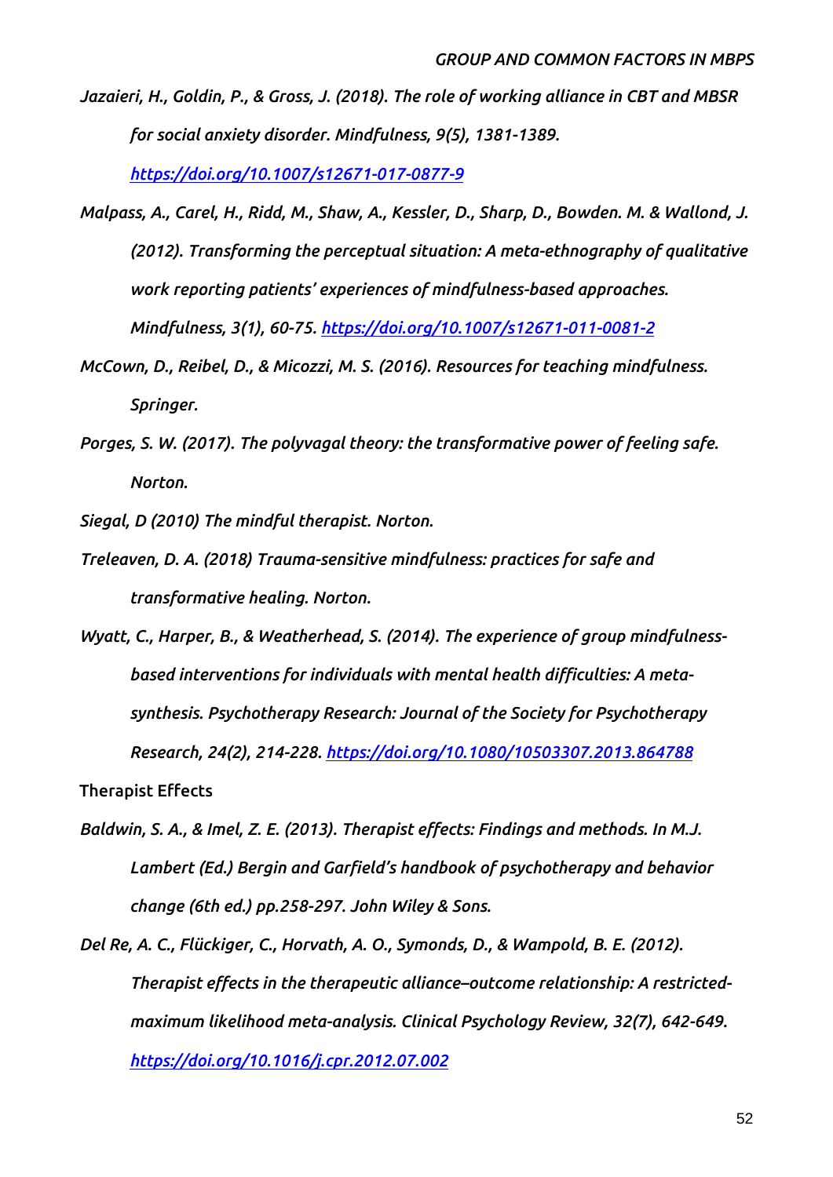*Jazaieri, H., Goldin, P., & Gross, J. (2018). The role of working alliance in CBT and MBSR for social anxiety disorder. Mindfulness, 9(5), 1381-1389. https://doi.org/10.1007/s12671-017-0877-9*

*Malpass, A., Carel, H., Ridd, M., Shaw, A., Kessler, D., Sharp, D., Bowden. M. & Wallond, J. (2012). Transforming the perceptual situation: A meta-ethnography of qualitative work reporting patients' experiences of mindfulness-based approaches. Mindfulness, 3(1), 60-75. https://doi.org/10.1007/s12671-011-0081-2*

*McCown, D., Reibel, D., & Micozzi, M. S. (2016). Resources for teaching mindfulness. Springer.*

*Porges, S. W. (2017). The polyvagal theory: the transformative power of feeling safe. Norton.*

*Siegal, D (2010) The mindful therapist. Norton.*

*Treleaven, D. A. (2018) Trauma-sensitive mindfulness: practices for safe and transformative healing. Norton.*

*Wyatt, C., Harper, B., & Weatherhead, S. (2014). The experience of group mindfulness-based interventions for individuals with mental health difficulties: A meta-synthesis. Psychotherapy Research: Journal of the Society for Psychotherapy Research, 24(2), 214-228. https://doi.org/10.1080/10503307.2013.864788*

Therapist Effects

*Baldwin, S. A., & Imel, Z. E. (2013). Therapist effects: Findings and methods. In M.J. Lambert (Ed.) Bergin and Garfield's handbook of psychotherapy and behavior change (6th ed.) pp.258-297. John Wiley & Sons.*

*Del Re, A. C., Flückiger, C., Horvath, A. O., Symonds, D., & Wampold, B. E. (2012). Therapist effects in the therapeutic alliance–outcome relationship: A restricted-maximum likelihood meta-analysis. Clinical Psychology Review, 32(7), 642-649. https://doi.org/10.1016/j.cpr.2012.07.002*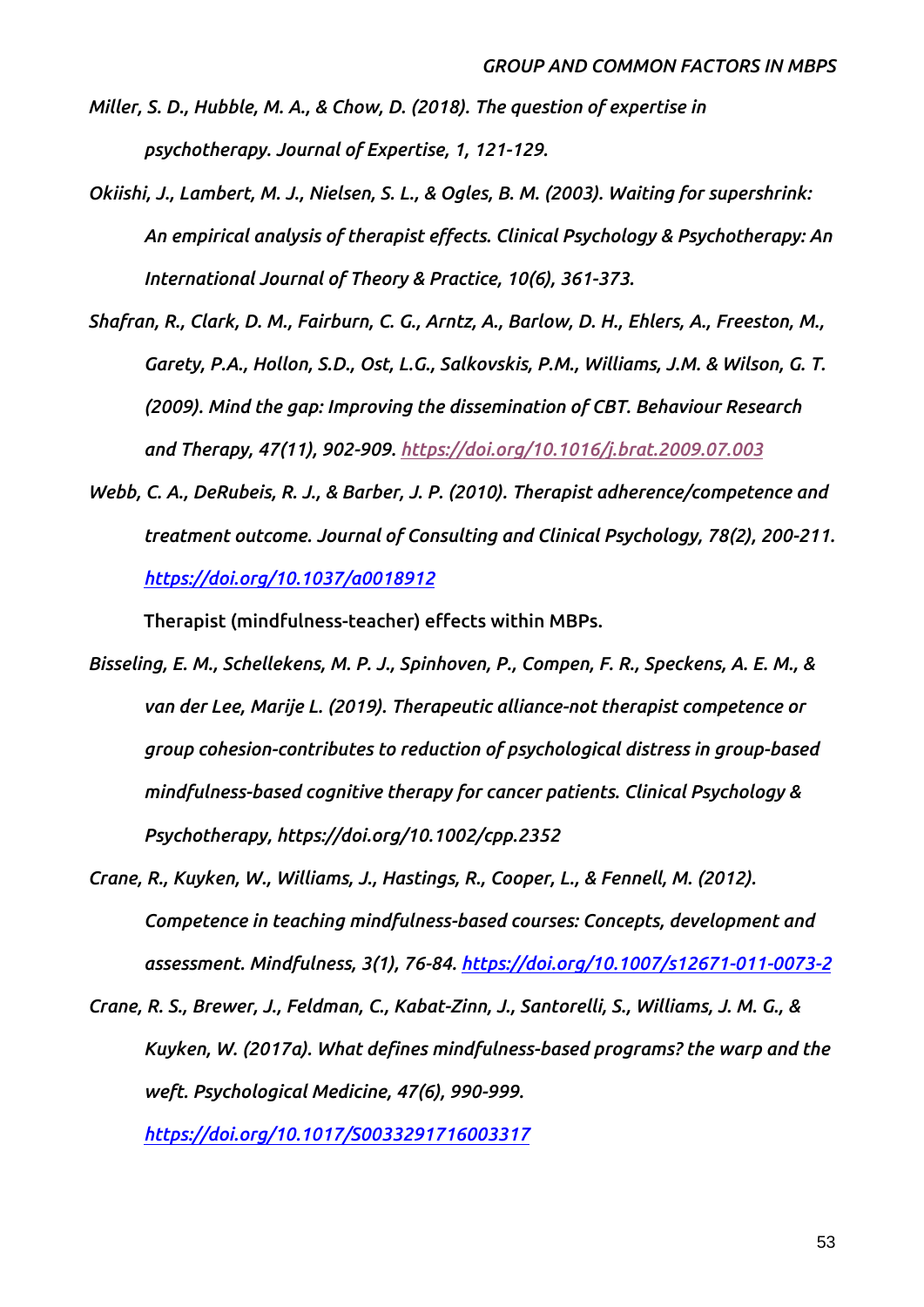*Miller, S. D., Hubble, M. A., & Chow, D. (2018). The question of expertise in psychotherapy. Journal of Expertise, 1, 121-129.*

*Okiishi, J., Lambert, M. J., Nielsen, S. L., & Ogles, B. M. (2003). Waiting for supershrink: An empirical analysis of therapist effects. Clinical Psychology & Psychotherapy: An International Journal of Theory & Practice, 10(6), 361-373.*

*Shafran, R., Clark, D. M., Fairburn, C. G., Arntz, A., Barlow, D. H., Ehlers, A., Freeston, M., Garety, P.A., Hollon, S.D., Ost, L.G., Salkovskis, P.M., Williams, J.M. & Wilson, G. T. (2009). Mind the gap: Improving the dissemination of CBT. Behaviour Research and Therapy, 47(11), 902-909. https://doi.org/10.1016/j.brat.2009.07.003*

*Webb, C. A., DeRubeis, R. J., & Barber, J. P. (2010). Therapist adherence/competence and treatment outcome. Journal of Consulting and Clinical Psychology, 78(2), 200-211. https://doi.org/10.1037/a0018912*

Therapist (mindfulness-teacher) effects within MBPs.

*Bisseling, E. M., Schellekens, M. P. J., Spinhoven, P., Compen, F. R., Speckens, A. E. M., & van der Lee, Marije L. (2019). Therapeutic alliance-not therapist competence or group cohesion-contributes to reduction of psychological distress in group-based mindfulness-based cognitive therapy for cancer patients. Clinical Psychology & Psychotherapy, https://doi.org/10.1002/cpp.2352*

*Crane, R., Kuyken, W., Williams, J., Hastings, R., Cooper, L., & Fennell, M. (2012). Competence in teaching mindfulness-based courses: Concepts, development and assessment. Mindfulness, 3(1), 76-84. https://doi.org/10.1007/s12671-011-0073-2*

*Crane, R. S., Brewer, J., Feldman, C., Kabat-Zinn, J., Santorelli, S., Williams, J. M. G., & Kuyken, W. (2017a). What defines mindfulness-based programs? the warp and the weft. Psychological Medicine, 47(6), 990-999. https://doi.org/10.1017/S0033291716003317*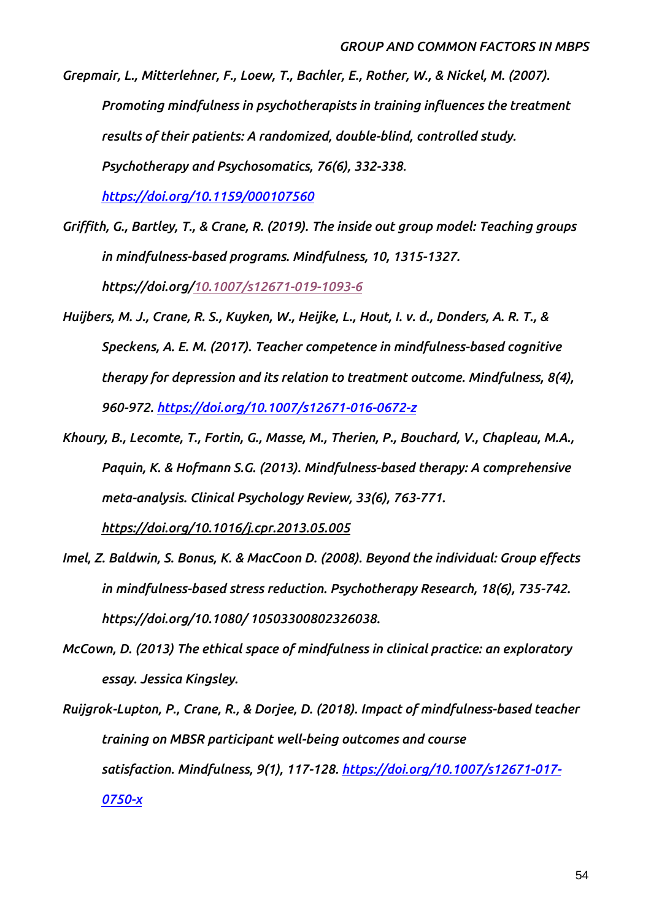*Grepmair, L., Mitterlehner, F., Loew, T., Bachler, E., Rother, W., & Nickel, M. (2007). Promoting mindfulness in psychotherapists in training influences the treatment results of their patients: A randomized, double-blind, controlled study. Psychotherapy and Psychosomatics, 76(6), 332-338. https://doi.org/10.1159/000107560*

*Griffith, G., Bartley, T., & Crane, R. (2019). The inside out group model: Teaching groups in mindfulness-based programs. Mindfulness, 10, 1315-1327. https://doi.org/10.1007/s12671-019-1093-6*

*Huijbers, M. J., Crane, R. S., Kuyken, W., Heijke, L., Hout, I. v. d., Donders, A. R. T., & Speckens, A. E. M. (2017). Teacher competence in mindfulness-based cognitive therapy for depression and its relation to treatment outcome. Mindfulness, 8(4), 960-972. https://doi.org/10.1007/s12671-016-0672-z*

*Khoury, B., Lecomte, T., Fortin, G., Masse, M., Therien, P., Bouchard, V., Chapleau, M.A., Paquin, K. & Hofmann S.G. (2013). Mindfulness-based therapy: A comprehensive meta-analysis. Clinical Psychology Review, 33(6), 763-771. https://doi.org/10.1016/j.cpr.2013.05.005*

*Imel, Z. Baldwin, S. Bonus, K. & MacCoon D. (2008). Beyond the individual: Group effects in mindfulness-based stress reduction. Psychotherapy Research, 18(6), 735-742. https://doi.org/10.1080/ 10503300802326038.*

*McCown, D. (2013) The ethical space of mindfulness in clinical practice: an exploratory essay. Jessica Kingsley.*

*Ruijgrok-Lupton, P., Crane, R., & Dorjee, D. (2018). Impact of mindfulness-based teacher training on MBSR participant well-being outcomes and course satisfaction. Mindfulness, 9(1), 117-128. https://doi.org/10.1007/s12671-017-0750-x*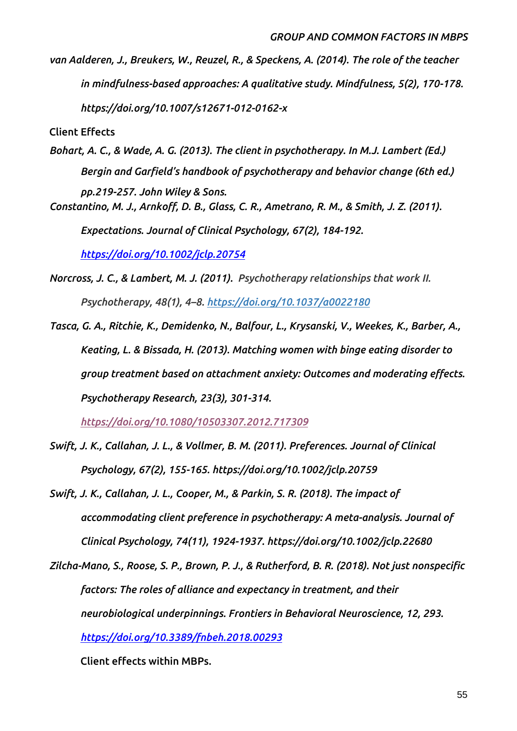*van Aalderen, J., Breukers, W., Reuzel, R., & Speckens, A. (2014). The role of the teacher in mindfulness-based approaches: A qualitative study. Mindfulness, 5(2), 170-178. https://doi.org/10.1007/s12671-012-0162-x*

Client Effects

*Bohart, A. C., & Wade, A. G. (2013). The client in psychotherapy. In M.J. Lambert (Ed.) Bergin and Garfield's handbook of psychotherapy and behavior change (6th ed.) pp.219-257. John Wiley & Sons.*

*Constantino, M. J., Arnkoff, D. B., Glass, C. R., Ametrano, R. M., & Smith, J. Z. (2011). Expectations. Journal of Clinical Psychology, 67(2), 184-192. https://doi.org/10.1002/jclp.20754*

*Norcross, J. C., & Lambert, M. J. (2011). Psychotherapy relationships that work II. Psychotherapy, 48(1), 4–8. https://doi.org/10.1037/a0022180*

*Tasca, G. A., Ritchie, K., Demidenko, N., Balfour, L., Krysanski, V., Weekes, K., Barber, A., Keating, L. & Bissada, H. (2013). Matching women with binge eating disorder to group treatment based on attachment anxiety: Outcomes and moderating effects. Psychotherapy Research, 23(3), 301-314. https://doi.org/10.1080/10503307.2012.717309*

*Swift, J. K., Callahan, J. L., & Vollmer, B. M. (2011). Preferences. Journal of Clinical Psychology, 67(2), 155-165. https://doi.org/10.1002/jclp.20759*

*Swift, J. K., Callahan, J. L., Cooper, M., & Parkin, S. R. (2018). The impact of accommodating client preference in psychotherapy: A meta-analysis. Journal of Clinical Psychology, 74(11), 1924-1937. https://doi.org/10.1002/jclp.22680*

*Zilcha-Mano, S., Roose, S. P., Brown, P. J., & Rutherford, B. R. (2018). Not just nonspecific factors: The roles of alliance and expectancy in treatment, and their neurobiological underpinnings. Frontiers in Behavioral Neuroscience, 12, 293. https://doi.org/10.3389/fnbeh.2018.00293*

Client effects within MBPs.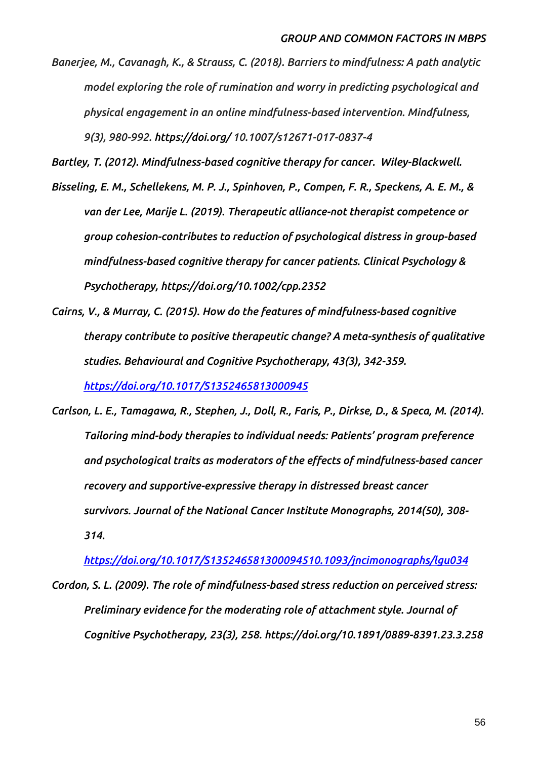*Banerjee, M., Cavanagh, K., & Strauss, C. (2018). Barriers to mindfulness: A path analytic model exploring the role of rumination and worry in predicting psychological and physical engagement in an online mindfulness-based intervention. Mindfulness, 9(3), 980-992. https://doi.org/ 10.1007/s12671-017-0837-4*

*Bartley, T. (2012). Mindfulness-based cognitive therapy for cancer. Wiley-Blackwell.*

*Bisseling, E. M., Schellekens, M. P. J., Spinhoven, P., Compen, F. R., Speckens, A. E. M., & van der Lee, Marije L. (2019). Therapeutic alliance-not therapist competence or group cohesion-contributes to reduction of psychological distress in group-based mindfulness-based cognitive therapy for cancer patients. Clinical Psychology & Psychotherapy, https://doi.org/10.1002/cpp.2352*

*Cairns, V., & Murray, C. (2015). How do the features of mindfulness-based cognitive therapy contribute to positive therapeutic change? A meta-synthesis of qualitative studies. Behavioural and Cognitive Psychotherapy, 43(3), 342-359. [https://doi.org/10.1017/S1352465813000945](https://doi.org/10.1017/S1352465813000945)*

*Carlson, L. E., Tamagawa, R., Stephen, J., Doll, R., Faris, P., Dirkse, D., & Speca, M. (2014). Tailoring mind-body therapies to individual needs: Patients' program preference and psychological traits as moderators of the effects of mindfulness-based cancer recovery and supportive-expressive therapy in distressed breast cancer survivors. Journal of the National Cancer Institute Monographs, 2014(50), 308-314. [https://doi.org/10.1017/S135246581300094510.1093/jncimonographs/lgu034](https://doi.org/10.1017/S135246581300094510.1093/jncimonographs/lgu034)*

*Cordon, S. L. (2009). The role of mindfulness-based stress reduction on perceived stress: Preliminary evidence for the moderating role of attachment style. Journal of Cognitive Psychotherapy, 23(3), 258. https://doi.org/10.1891/0889-8391.23.3.258*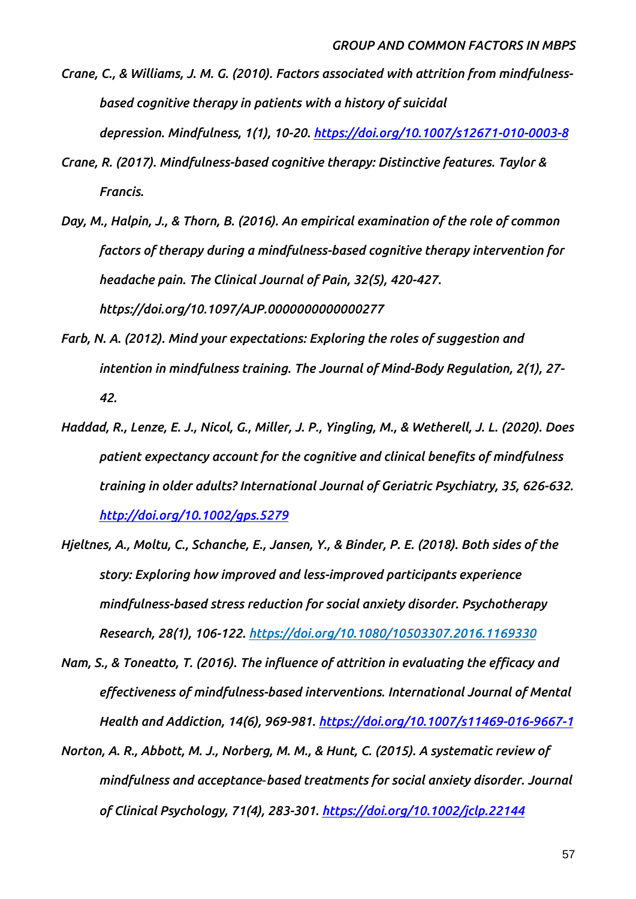*Crane, C., & Williams, J. M. G. (2010). Factors associated with attrition from mindfulness-based cognitive therapy in patients with a history of suicidal depression. Mindfulness, 1(1), 10-20. https://doi.org/10.1007/s12671-010-0003-8*

*Crane, R. (2017). Mindfulness-based cognitive therapy: Distinctive features. Taylor & Francis.*

*Day, M., Halpin, J., & Thorn, B. (2016). An empirical examination of the role of common factors of therapy during a mindfulness-based cognitive therapy intervention for headache pain. The Clinical Journal of Pain, 32(5), 420-427. https://doi.org/10.1097/AJP.0000000000000277*

*Farb, N. A. (2012). Mind your expectations: Exploring the roles of suggestion and intention in mindfulness training. The Journal of Mind-Body Regulation, 2(1), 27-42.*

*Haddad, R., Lenze, E. J., Nicol, G., Miller, J. P., Yingling, M., & Wetherell, J. L. (2020). Does patient expectancy account for the cognitive and clinical benefits of mindfulness training in older adults? International Journal of Geriatric Psychiatry, 35, 626-632. http://doi.org/10.1002/gps.5279*

*Hjeltnes, A., Moltu, C., Schanche, E., Jansen, Y., & Binder, P. E. (2018). Both sides of the story: Exploring how improved and less-improved participants experience mindfulness-based stress reduction for social anxiety disorder. Psychotherapy Research, 28(1), 106-122. https://doi.org/10.1080/10503307.2016.1169330*

*Nam, S., & Toneatto, T. (2016). The influence of attrition in evaluating the efficacy and effectiveness of mindfulness-based interventions. International Journal of Mental Health and Addiction, 14(6), 969-981. https://doi.org/10.1007/s11469-016-9667-1*

*Norton, A. R., Abbott, M. J., Norberg, M. M., & Hunt, C. (2015). A systematic review of mindfulness and acceptance-based treatments for social anxiety disorder. Journal of Clinical Psychology, 71(4), 283-301. https://doi.org/10.1002/jclp.22144*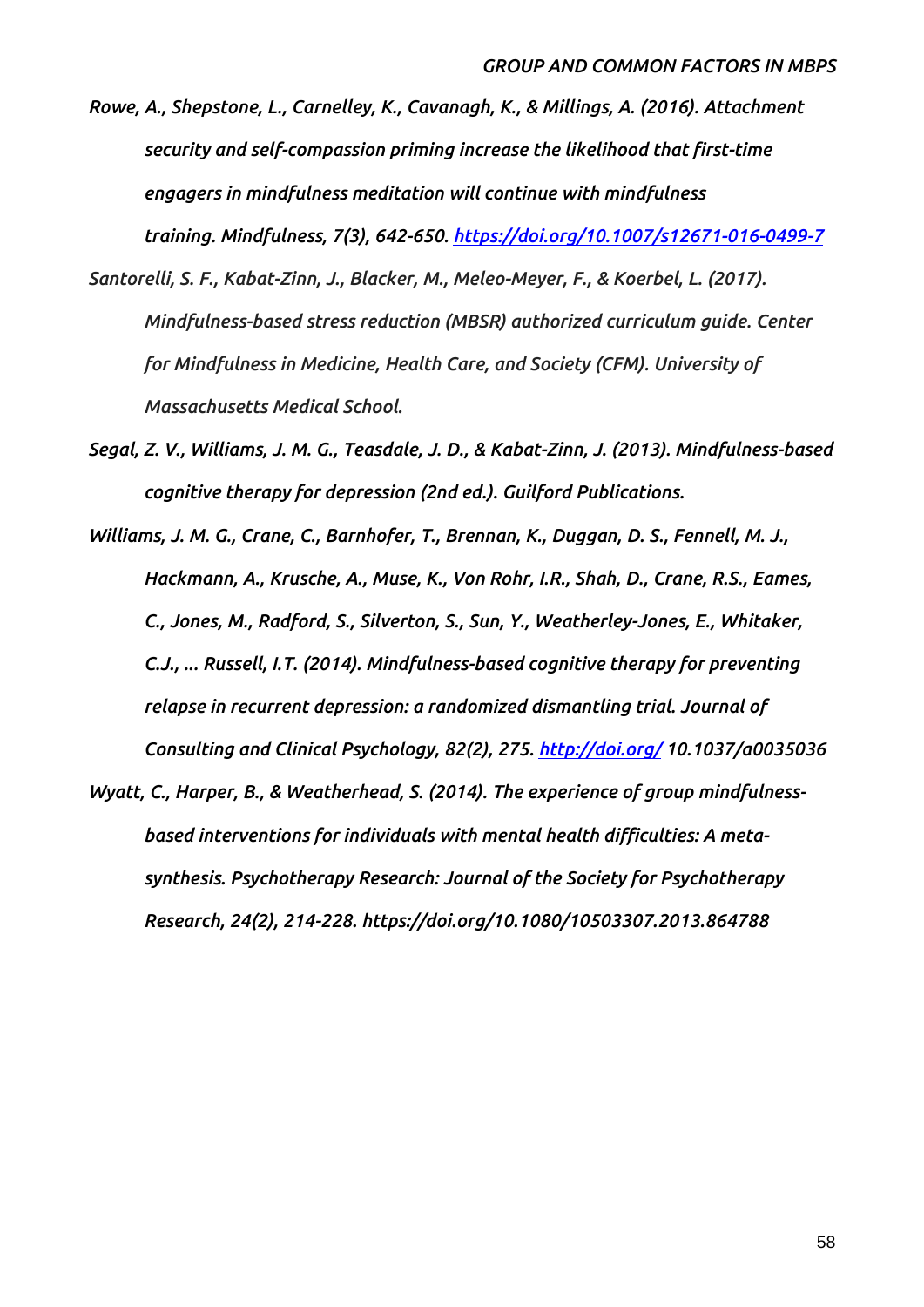*Rowe, A., Shepstone, L., Carnelley, K., Cavanagh, K., & Millings, A. (2016). Attachment security and self-compassion priming increase the likelihood that first-time engagers in mindfulness meditation will continue with mindfulness training. Mindfulness, 7(3), 642-650. https://doi.org/10.1007/s12671-016-0499-7*

*Santorelli, S. F., Kabat-Zinn, J., Blacker, M., Meleo-Meyer, F., & Koerbel, L. (2017). Mindfulness-based stress reduction (MBSR) authorized curriculum guide. Center for Mindfulness in Medicine, Health Care, and Society (CFM). University of Massachusetts Medical School.*

*Segal, Z. V., Williams, J. M. G., Teasdale, J. D., & Kabat-Zinn, J. (2013). Mindfulness-based cognitive therapy for depression (2nd ed.). Guilford Publications.*

*Williams, J. M. G., Crane, C., Barnhofer, T., Brennan, K., Duggan, D. S., Fennell, M. J., Hackmann, A., Krusche, A., Muse, K., Von Rohr, I.R., Shah, D., Crane, R.S., Eames, C., Jones, M., Radford, S., Silverton, S., Sun, Y., Weatherley-Jones, E., Whitaker, C.J., … Russell, I.T. (2014). Mindfulness-based cognitive therapy for preventing relapse in recurrent depression: a randomized dismantling trial. Journal of Consulting and Clinical Psychology, 82(2), 275. http://doi.org/ 10.1037/a0035036*

*Wyatt, C., Harper, B., & Weatherhead, S. (2014). The experience of group mindfulness-based interventions for individuals with mental health difficulties: A meta-synthesis. Psychotherapy Research: Journal of the Society for Psychotherapy Research, 24(2), 214-228. https://doi.org/10.1080/10503307.2013.864788*